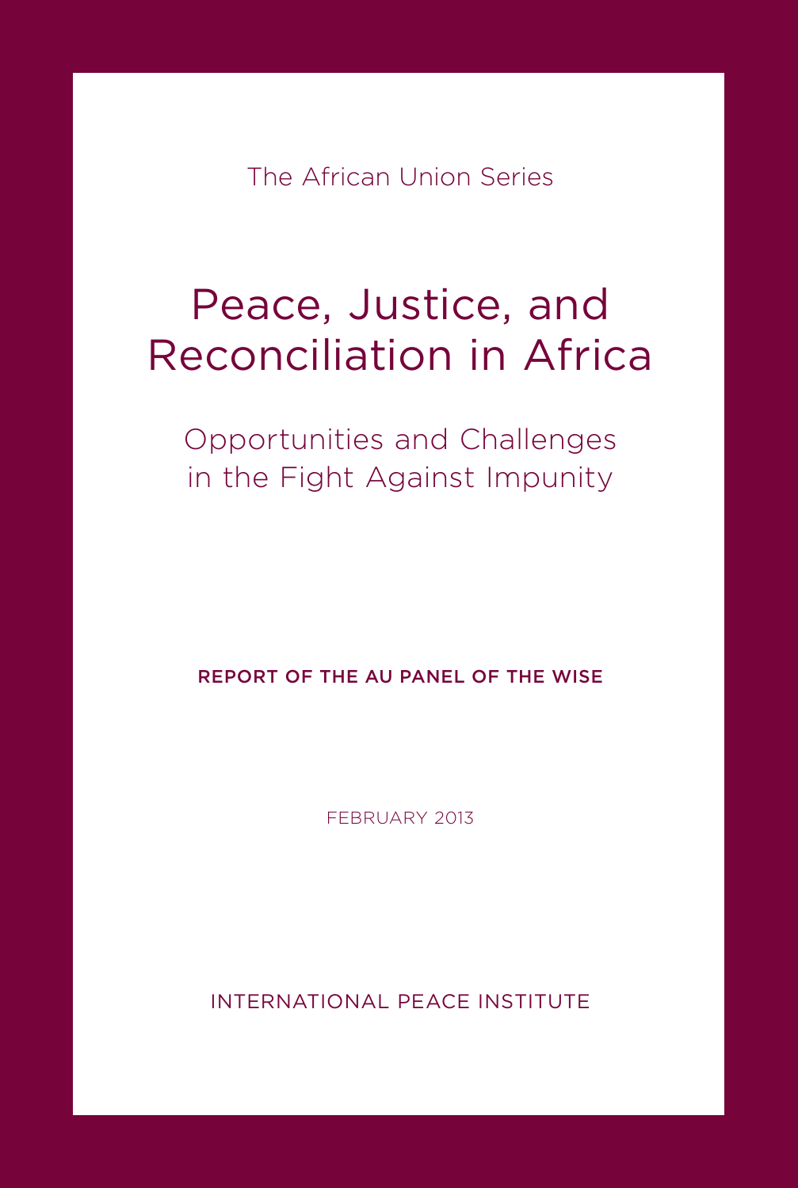The African Union Series

# Peace, Justice, and Reconciliation in Africa

## Opportunities and Challenges in the Fight Against Impunity

**REPORT OF THE AU PANEL OF THE WISE**

FEBRUARY 2013

INTERNATIONAL PEACE INSTITUTE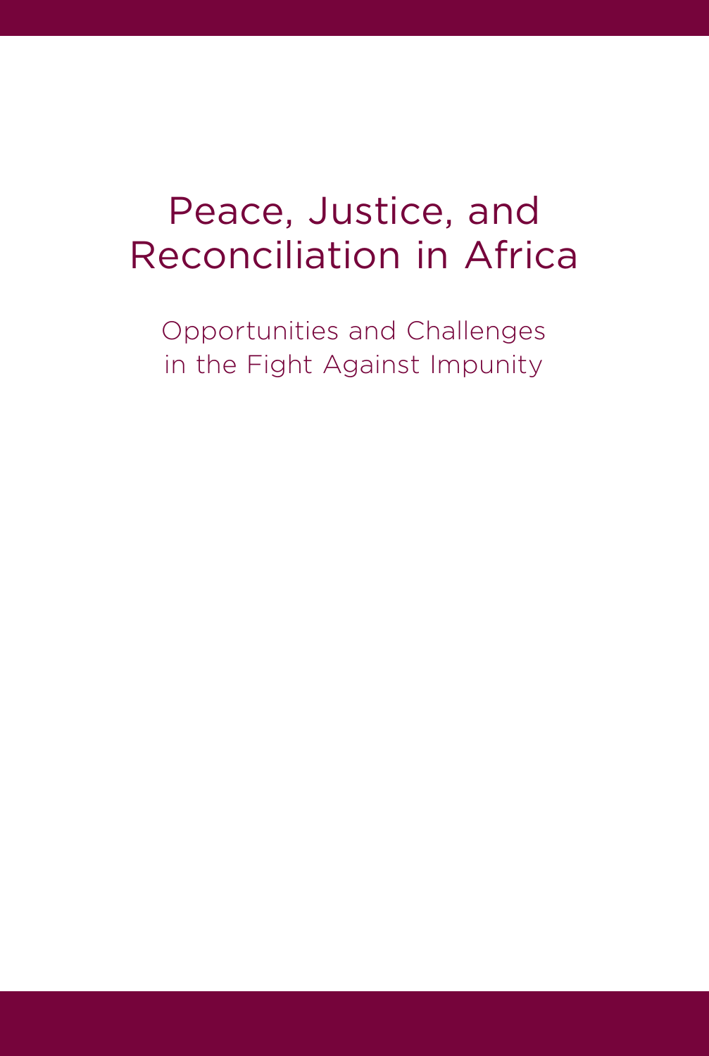# Peace, Justice, and Reconciliation in Africa

## Opportunities and Challenges in the Fight Against Impunity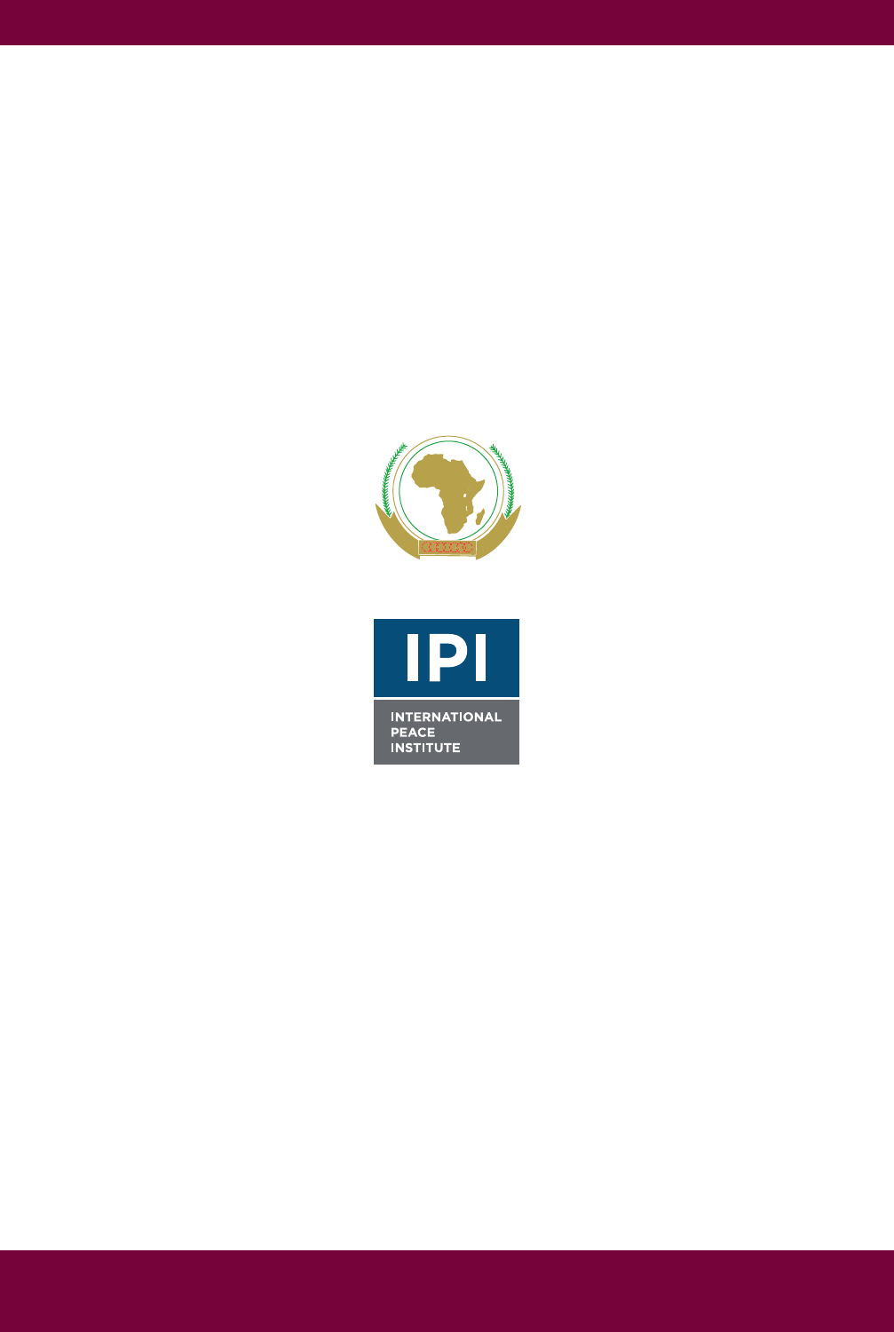INTERNATIONAL
PEACE
INSTITUTE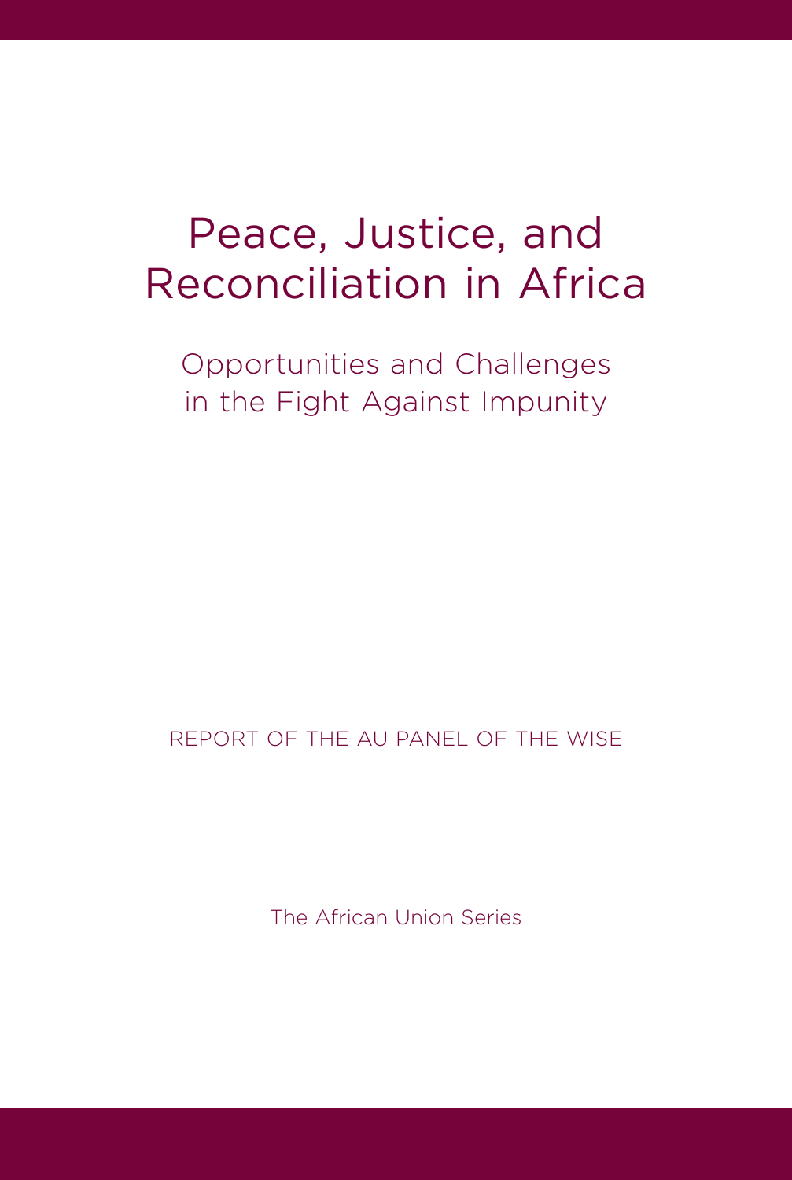# Peace, Justice, and Reconciliation in Africa

## Opportunities and Challenges in the Fight Against Impunity

REPORT OF THE AU PANEL OF THE WISE

The African Union Series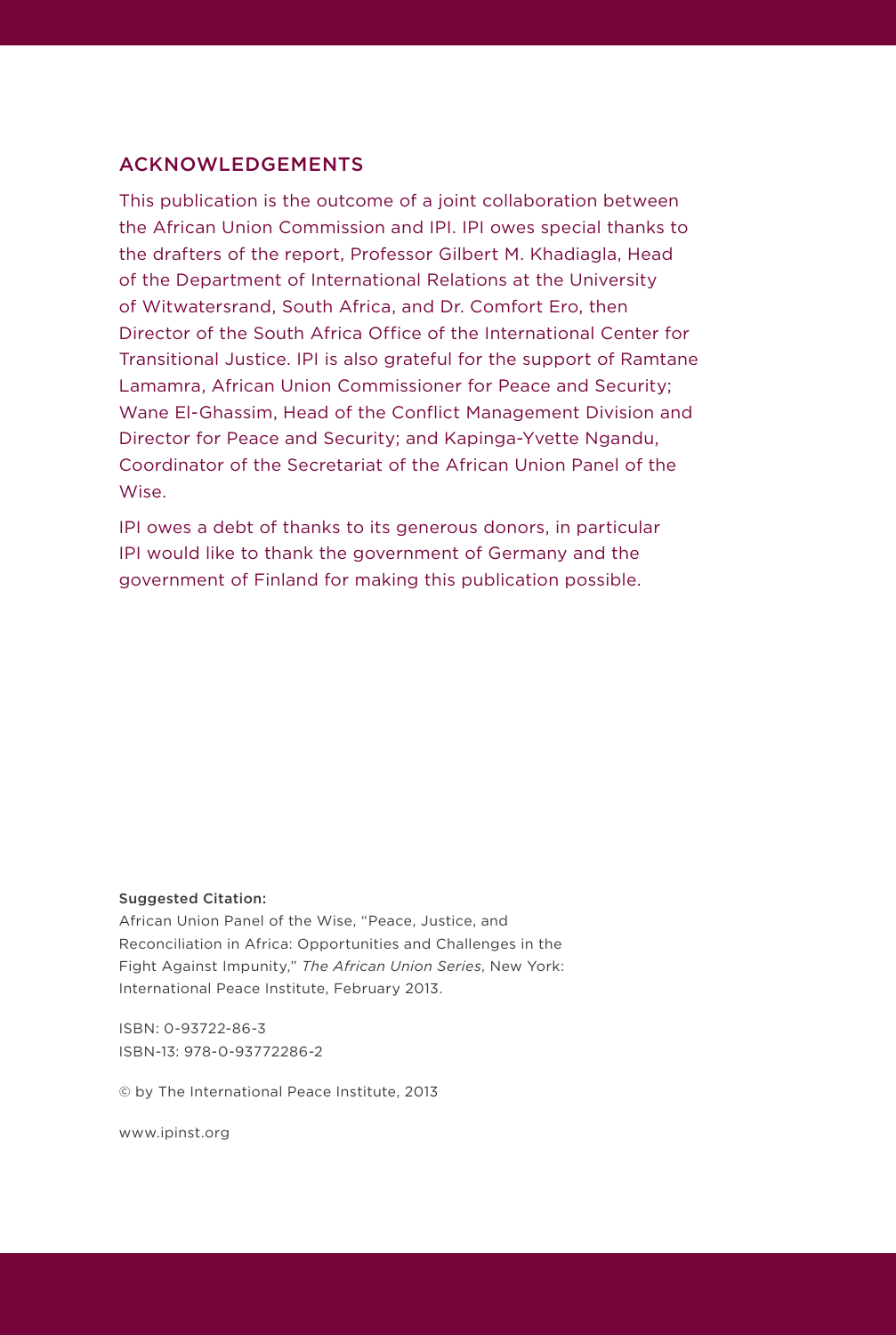## ACKNOWLEDGEMENTS

This publication is the outcome of a joint collaboration between the African Union Commission and IPI. IPI owes special thanks to the drafters of the report, Professor Gilbert M. Khadiagla, Head of the Department of International Relations at the University of Witwatersrand, South Africa, and Dr. Comfort Ero, then Director of the South Africa Office of the International Center for Transitional Justice. IPI is also grateful for the support of Ramtane Lamamra, African Union Commissioner for Peace and Security; Wane El-Ghassim, Head of the Conflict Management Division and Director for Peace and Security; and Kapinga-Yvette Ngandu, Coordinator of the Secretariat of the African Union Panel of the Wise.

IPI owes a debt of thanks to its generous donors, in particular IPI would like to thank the government of Germany and the government of Finland for making this publication possible.

**Suggested Citation:**
African Union Panel of the Wise, "Peace, Justice, and Reconciliation in Africa: Opportunities and Challenges in the Fight Against Impunity," *The African Union Series*, New York: International Peace Institute, February 2013.

ISBN: 0-93722-86-3
ISBN-13: 978-0-93772286-2

© by The International Peace Institute, 2013

www.ipinst.org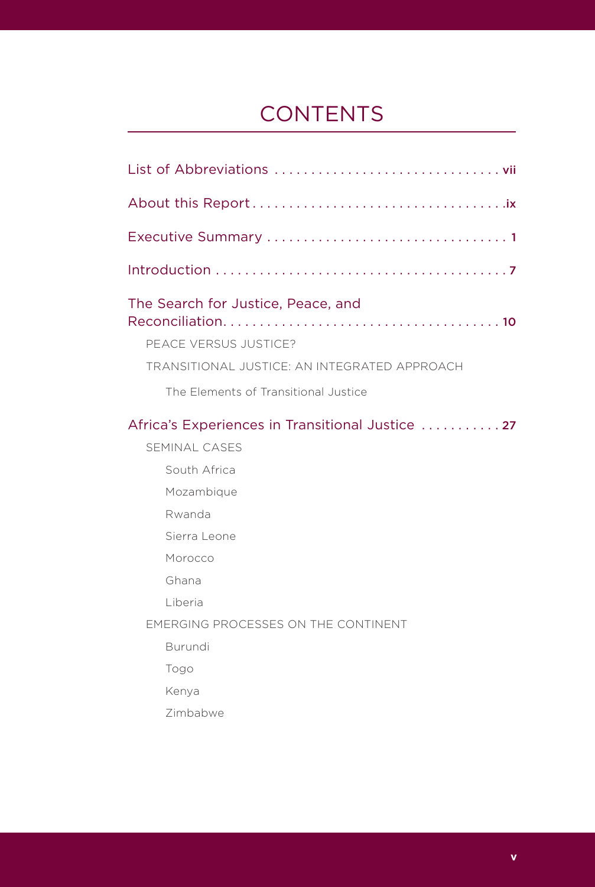# CONTENTS

List of Abbreviations . . . . . . . . . . . . . . . . . . . . . . . . . . . . . . . vii

About this Report . . . . . . . . . . . . . . . . . . . . . . . . . . . . . . . . . .ix

Executive Summary . . . . . . . . . . . . . . . . . . . . . . . . . . . . . . . . 1

Introduction . . . . . . . . . . . . . . . . . . . . . . . . . . . . . . . . . . . . . . . 7

The Search for Justice, Peace, and Reconciliation. . . . . . . . . . . . . . . . . . . . . . . . . . . . . . . . . . . . . 10

- PEACE VERSUS JUSTICE?
- TRANSITIONAL JUSTICE: AN INTEGRATED APPROACH
  - The Elements of Transitional Justice

Africa's Experiences in Transitional Justice . . . . . . . . . . . 27

- SEMINAL CASES
  - South Africa
  - Mozambique
  - Rwanda
  - Sierra Leone
  - Morocco
  - Ghana
  - Liberia
- EMERGING PROCESSES ON THE CONTINENT
  - Burundi
  - Togo
  - Kenya
  - Zimbabwe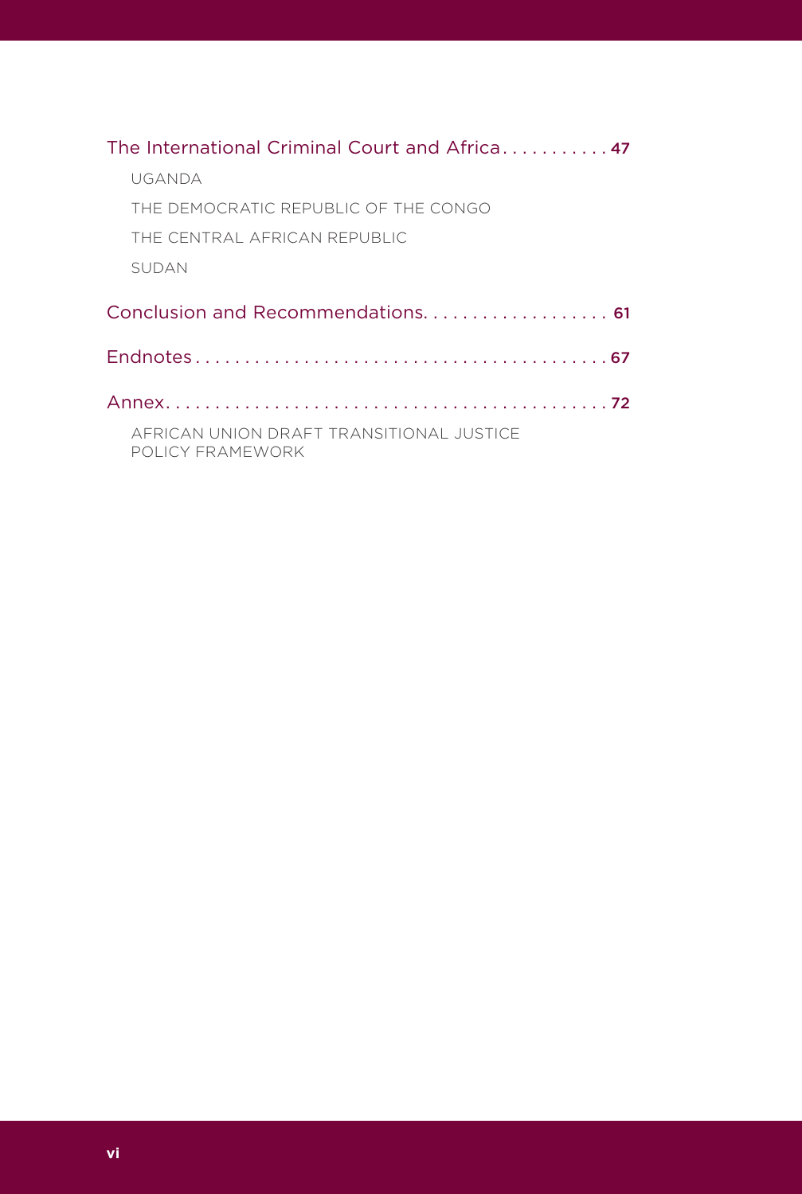The International Criminal Court and Africa . . . . . . . . . . . 47

- UGANDA
- THE DEMOCRATIC REPUBLIC OF THE CONGO
- THE CENTRAL AFRICAN REPUBLIC
- SUDAN

Conclusion and Recommendations . . . . . . . . . . . . . . . . . . . 61

Endnotes . . . . . . . . . . . . . . . . . . . . . . . . . . . . . . . . . . . . . . . . . 67

Annex . . . . . . . . . . . . . . . . . . . . . . . . . . . . . . . . . . . . . . . . . . . 72

- AFRICAN UNION DRAFT TRANSITIONAL JUSTICE POLICY FRAMEWORK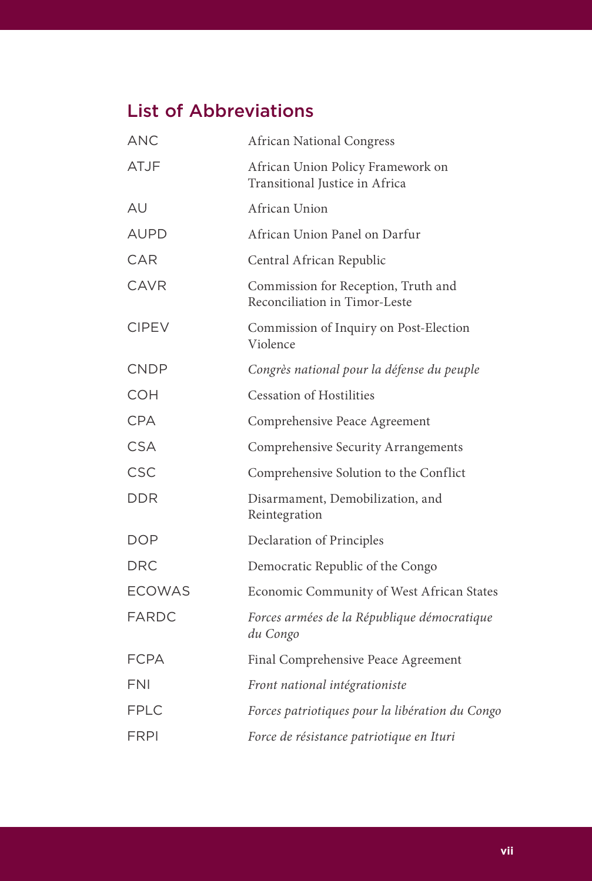## List of Abbreviations

| | |
|---|---|
| ANC | African National Congress |
| ATJF | African Union Policy Framework on Transitional Justice in Africa |
| AU | African Union |
| AUPD | African Union Panel on Darfur |
| CAR | Central African Republic |
| CAVR | Commission for Reception, Truth and Reconciliation in Timor-Leste |
| CIPEV | Commission of Inquiry on Post-Election Violence |
| CNDP | *Congrès national pour la défense du peuple* |
| COH | Cessation of Hostilities |
| CPA | Comprehensive Peace Agreement |
| CSA | Comprehensive Security Arrangements |
| CSC | Comprehensive Solution to the Conflict |
| DDR | Disarmament, Demobilization, and Reintegration |
| DOP | Declaration of Principles |
| DRC | Democratic Republic of the Congo |
| ECOWAS | Economic Community of West African States |
| FARDC | *Forces armées de la République démocratique du Congo* |
| FCPA | Final Comprehensive Peace Agreement |
| FNI | *Front national intégrationiste* |
| FPLC | *Forces patriotiques pour la libération du Congo* |
| FRPI | *Force de résistance patriotique en Ituri* |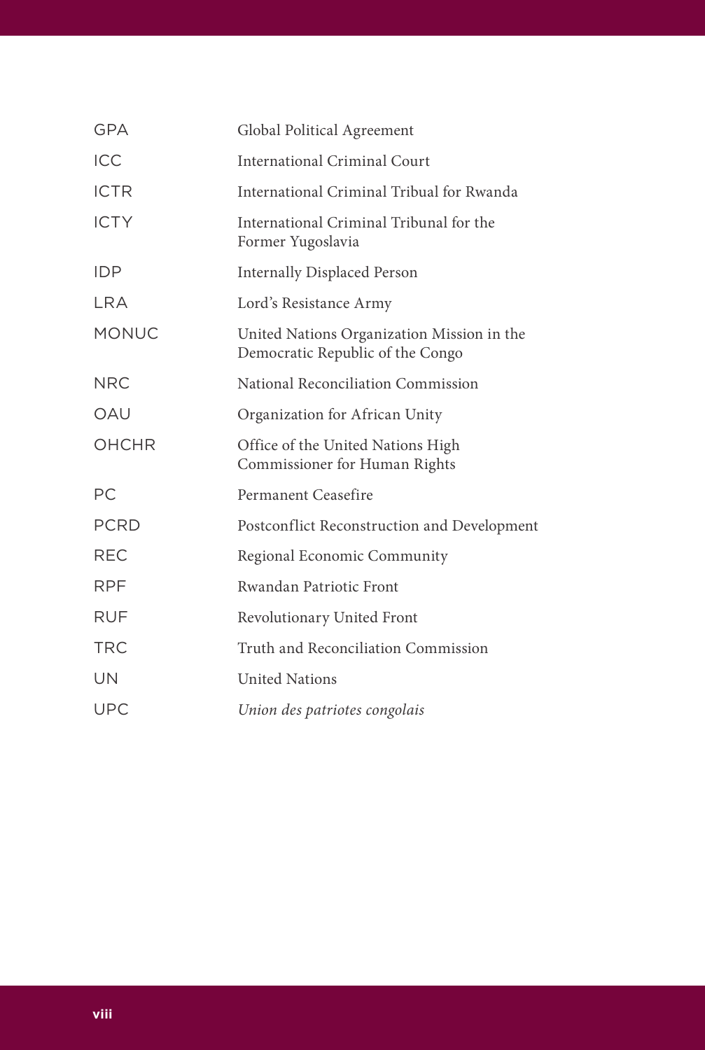| | |
|---|---|
| GPA | Global Political Agreement |
| ICC | International Criminal Court |
| ICTR | International Criminal Tribual for Rwanda |
| ICTY | International Criminal Tribunal for the Former Yugoslavia |
| IDP | Internally Displaced Person |
| LRA | Lord's Resistance Army |
| MONUC | United Nations Organization Mission in the Democratic Republic of the Congo |
| NRC | National Reconciliation Commission |
| OAU | Organization for African Unity |
| OHCHR | Office of the United Nations High Commissioner for Human Rights |
| PC | Permanent Ceasefire |
| PCRD | Postconflict Reconstruction and Development |
| REC | Regional Economic Community |
| RPF | Rwandan Patriotic Front |
| RUF | Revolutionary United Front |
| TRC | Truth and Reconciliation Commission |
| UN | United Nations |
| UPC | *Union des patriotes congolais* |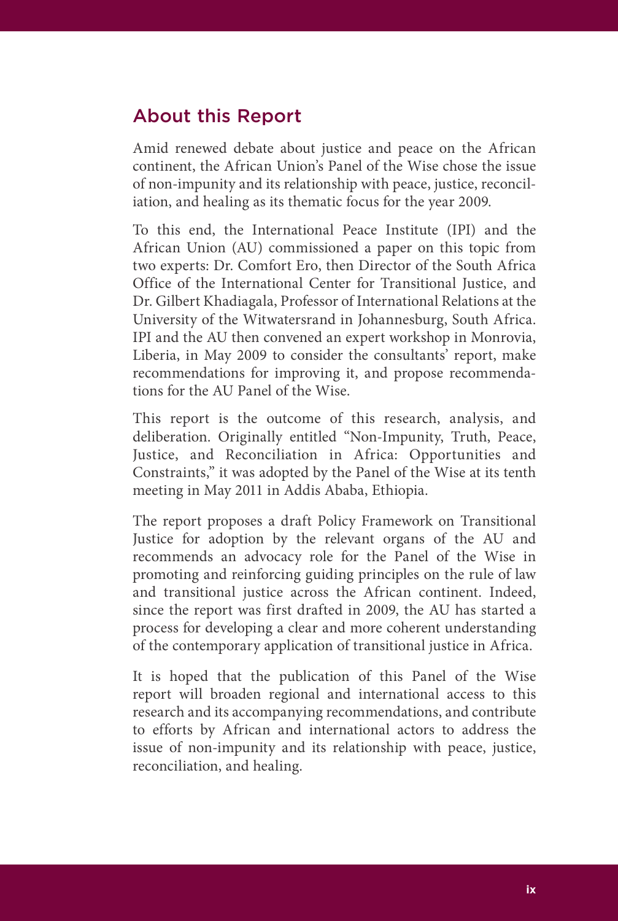## About this Report

Amid renewed debate about justice and peace on the African continent, the African Union's Panel of the Wise chose the issue of non-impunity and its relationship with peace, justice, reconciliation, and healing as its thematic focus for the year 2009.

To this end, the International Peace Institute (IPI) and the African Union (AU) commissioned a paper on this topic from two experts: Dr. Comfort Ero, then Director of the South Africa Office of the International Center for Transitional Justice, and Dr. Gilbert Khadiagala, Professor of International Relations at the University of the Witwatersrand in Johannesburg, South Africa. IPI and the AU then convened an expert workshop in Monrovia, Liberia, in May 2009 to consider the consultants' report, make recommendations for improving it, and propose recommendations for the AU Panel of the Wise.

This report is the outcome of this research, analysis, and deliberation. Originally entitled "Non-Impunity, Truth, Peace, Justice, and Reconciliation in Africa: Opportunities and Constraints," it was adopted by the Panel of the Wise at its tenth meeting in May 2011 in Addis Ababa, Ethiopia.

The report proposes a draft Policy Framework on Transitional Justice for adoption by the relevant organs of the AU and recommends an advocacy role for the Panel of the Wise in promoting and reinforcing guiding principles on the rule of law and transitional justice across the African continent. Indeed, since the report was first drafted in 2009, the AU has started a process for developing a clear and more coherent understanding of the contemporary application of transitional justice in Africa.

It is hoped that the publication of this Panel of the Wise report will broaden regional and international access to this research and its accompanying recommendations, and contribute to efforts by African and international actors to address the issue of non-impunity and its relationship with peace, justice, reconciliation, and healing.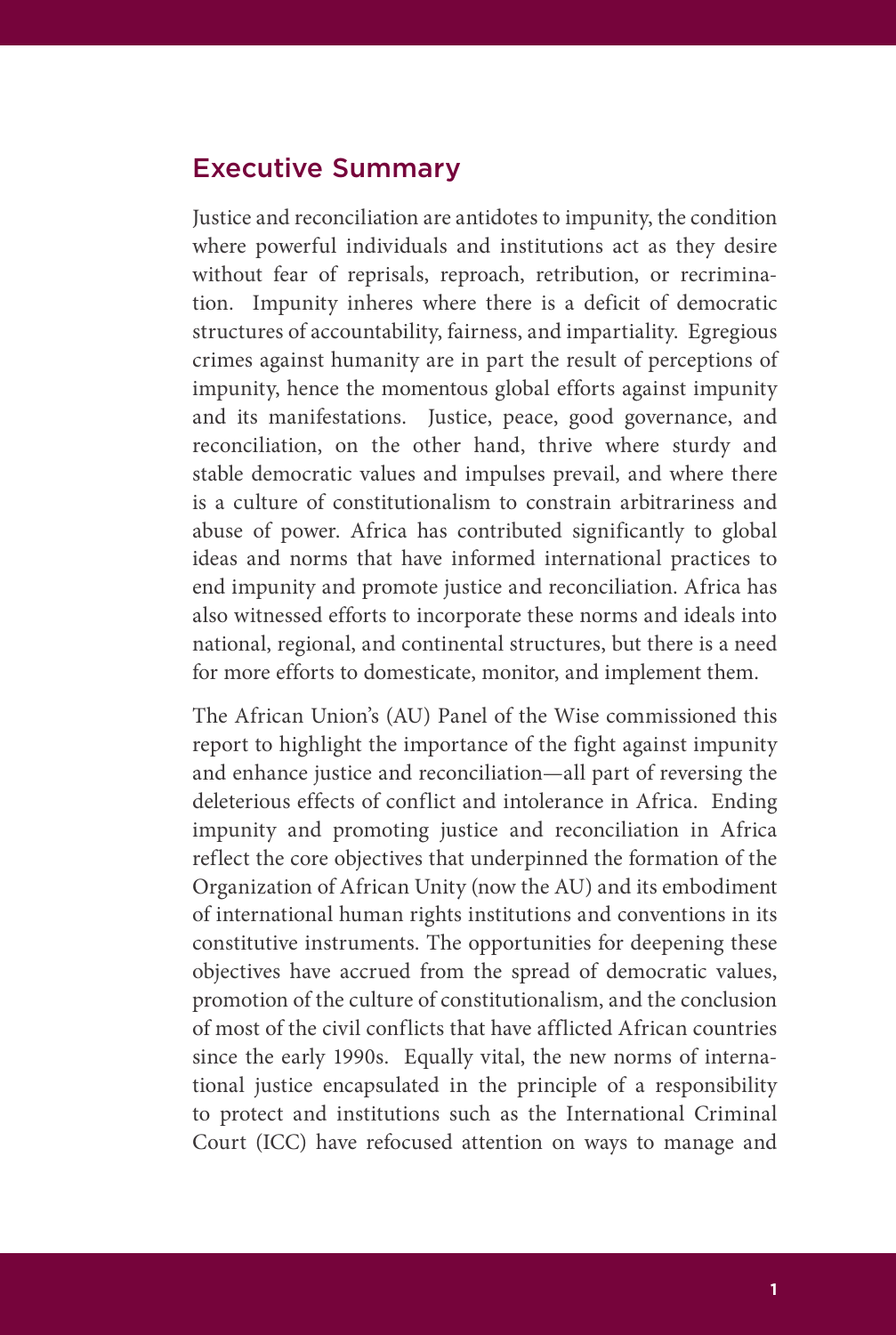## Executive Summary

Justice and reconciliation are antidotes to impunity, the condition where powerful individuals and institutions act as they desire without fear of reprisals, reproach, retribution, or recrimination. Impunity inheres where there is a deficit of democratic structures of accountability, fairness, and impartiality. Egregious crimes against humanity are in part the result of perceptions of impunity, hence the momentous global efforts against impunity and its manifestations. Justice, peace, good governance, and reconciliation, on the other hand, thrive where sturdy and stable democratic values and impulses prevail, and where there is a culture of constitutionalism to constrain arbitrariness and abuse of power. Africa has contributed significantly to global ideas and norms that have informed international practices to end impunity and promote justice and reconciliation. Africa has also witnessed efforts to incorporate these norms and ideals into national, regional, and continental structures, but there is a need for more efforts to domesticate, monitor, and implement them.

The African Union's (AU) Panel of the Wise commissioned this report to highlight the importance of the fight against impunity and enhance justice and reconciliation—all part of reversing the deleterious effects of conflict and intolerance in Africa. Ending impunity and promoting justice and reconciliation in Africa reflect the core objectives that underpinned the formation of the Organization of African Unity (now the AU) and its embodiment of international human rights institutions and conventions in its constitutive instruments. The opportunities for deepening these objectives have accrued from the spread of democratic values, promotion of the culture of constitutionalism, and the conclusion of most of the civil conflicts that have afflicted African countries since the early 1990s. Equally vital, the new norms of international justice encapsulated in the principle of a responsibility to protect and institutions such as the International Criminal Court (ICC) have refocused attention on ways to manage and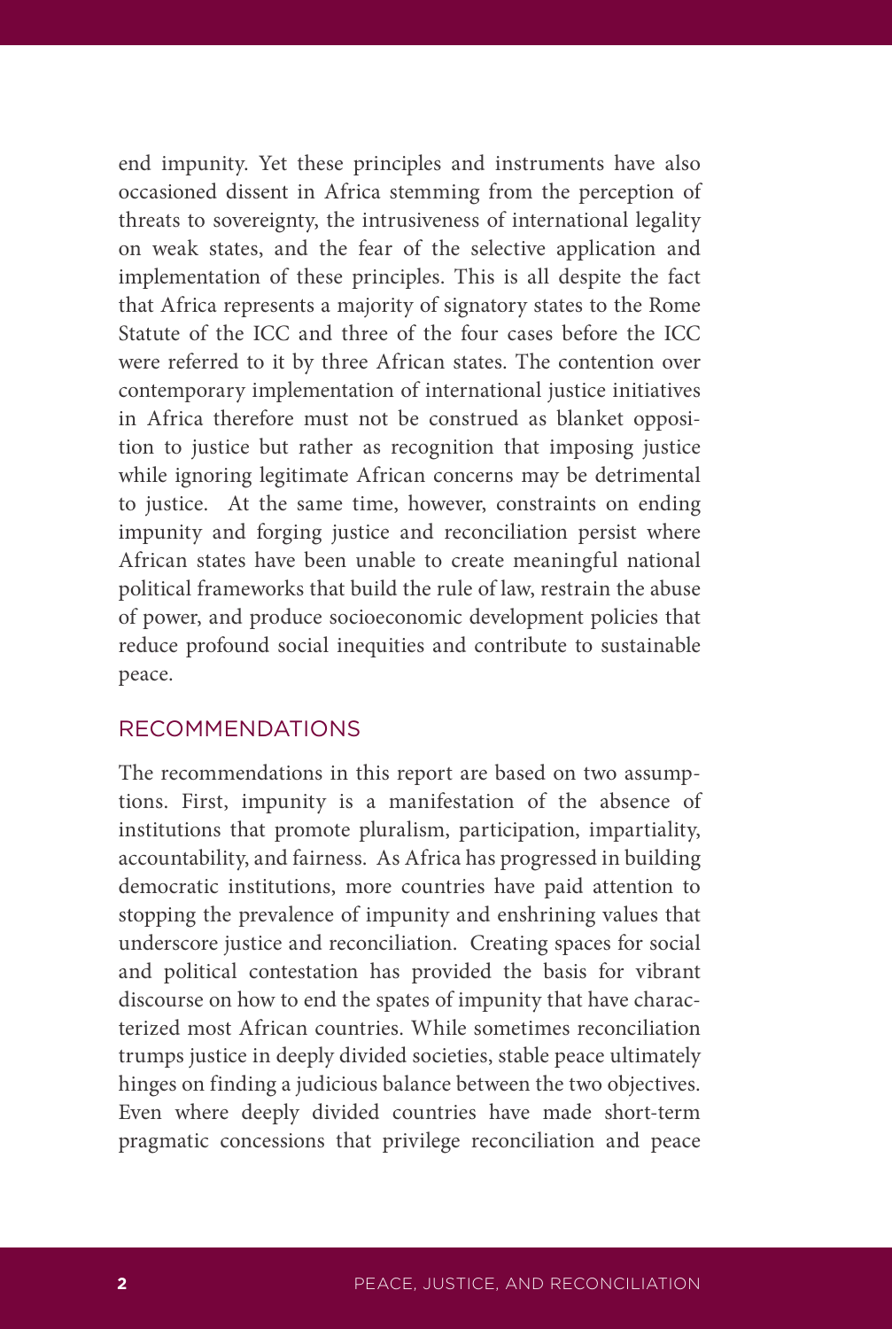end impunity. Yet these principles and instruments have also occasioned dissent in Africa stemming from the perception of threats to sovereignty, the intrusiveness of international legality on weak states, and the fear of the selective application and implementation of these principles. This is all despite the fact that Africa represents a majority of signatory states to the Rome Statute of the ICC and three of the four cases before the ICC were referred to it by three African states. The contention over contemporary implementation of international justice initiatives in Africa therefore must not be construed as blanket opposition to justice but rather as recognition that imposing justice while ignoring legitimate African concerns may be detrimental to justice. At the same time, however, constraints on ending impunity and forging justice and reconciliation persist where African states have been unable to create meaningful national political frameworks that build the rule of law, restrain the abuse of power, and produce socioeconomic development policies that reduce profound social inequities and contribute to sustainable peace.

## RECOMMENDATIONS

The recommendations in this report are based on two assumptions. First, impunity is a manifestation of the absence of institutions that promote pluralism, participation, impartiality, accountability, and fairness. As Africa has progressed in building democratic institutions, more countries have paid attention to stopping the prevalence of impunity and enshrining values that underscore justice and reconciliation. Creating spaces for social and political contestation has provided the basis for vibrant discourse on how to end the spates of impunity that have characterized most African countries. While sometimes reconciliation trumps justice in deeply divided societies, stable peace ultimately hinges on finding a judicious balance between the two objectives. Even where deeply divided countries have made short-term pragmatic concessions that privilege reconciliation and peace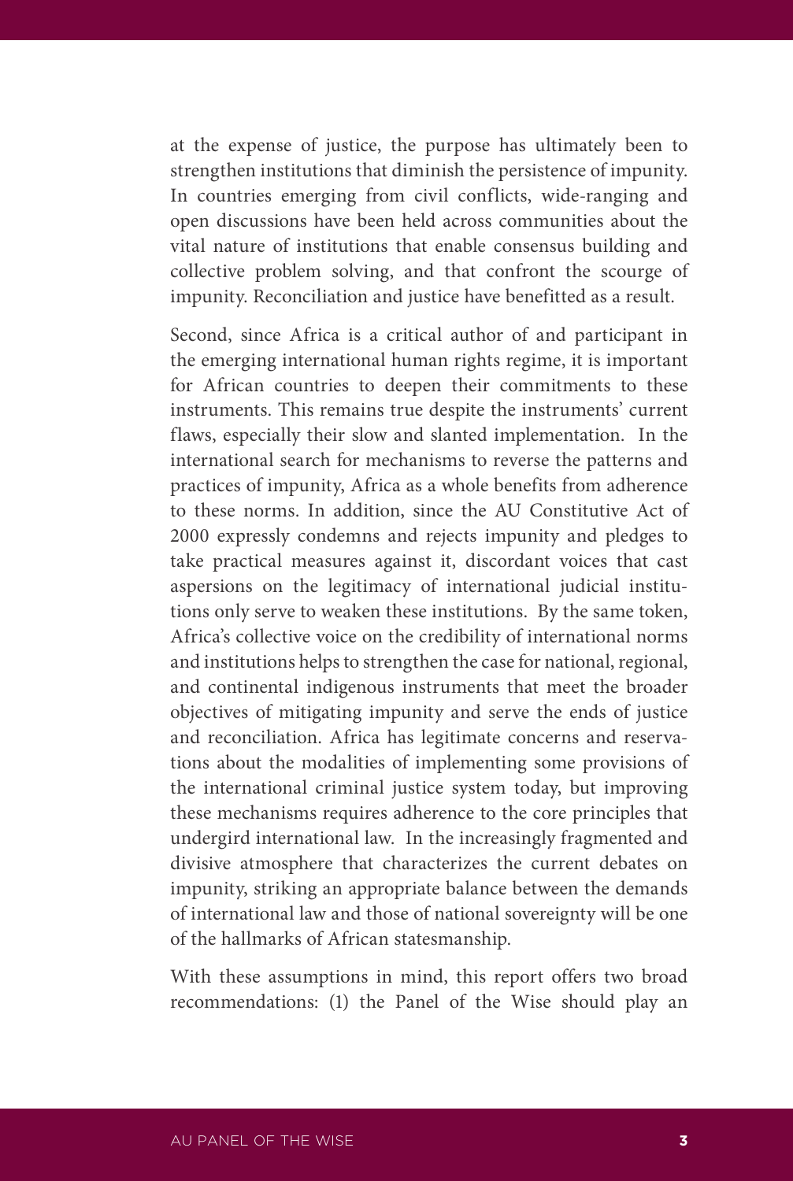at the expense of justice, the purpose has ultimately been to strengthen institutions that diminish the persistence of impunity. In countries emerging from civil conflicts, wide-ranging and open discussions have been held across communities about the vital nature of institutions that enable consensus building and collective problem solving, and that confront the scourge of impunity. Reconciliation and justice have benefitted as a result.

Second, since Africa is a critical author of and participant in the emerging international human rights regime, it is important for African countries to deepen their commitments to these instruments. This remains true despite the instruments' current flaws, especially their slow and slanted implementation. In the international search for mechanisms to reverse the patterns and practices of impunity, Africa as a whole benefits from adherence to these norms. In addition, since the AU Constitutive Act of 2000 expressly condemns and rejects impunity and pledges to take practical measures against it, discordant voices that cast aspersions on the legitimacy of international judicial institutions only serve to weaken these institutions. By the same token, Africa's collective voice on the credibility of international norms and institutions helps to strengthen the case for national, regional, and continental indigenous instruments that meet the broader objectives of mitigating impunity and serve the ends of justice and reconciliation. Africa has legitimate concerns and reservations about the modalities of implementing some provisions of the international criminal justice system today, but improving these mechanisms requires adherence to the core principles that undergird international law. In the increasingly fragmented and divisive atmosphere that characterizes the current debates on impunity, striking an appropriate balance between the demands of international law and those of national sovereignty will be one of the hallmarks of African statesmanship.

With these assumptions in mind, this report offers two broad recommendations: (1) the Panel of the Wise should play an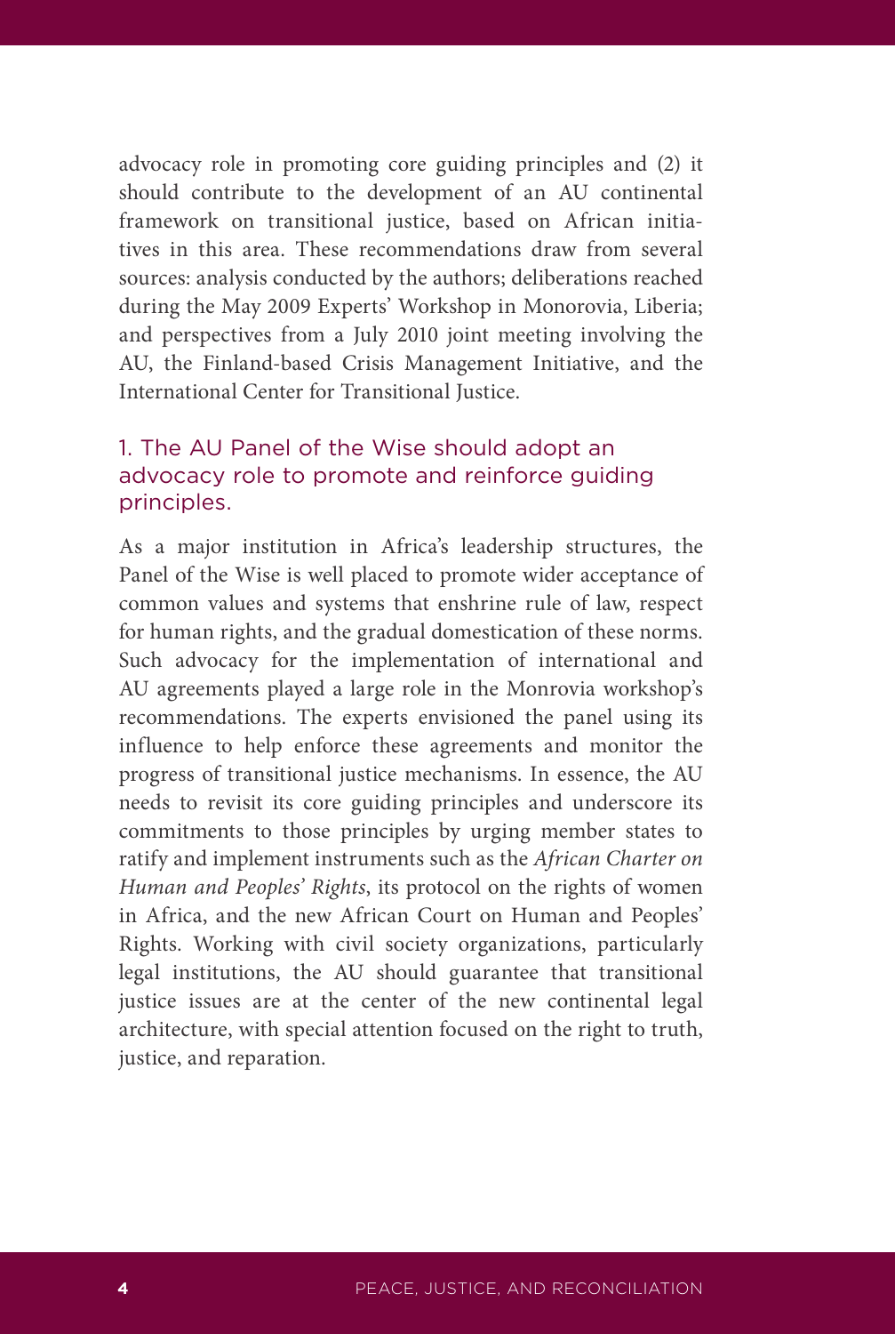advocacy role in promoting core guiding principles and (2) it should contribute to the development of an AU continental framework on transitional justice, based on African initiatives in this area. These recommendations draw from several sources: analysis conducted by the authors; deliberations reached during the May 2009 Experts' Workshop in Monorovia, Liberia; and perspectives from a July 2010 joint meeting involving the AU, the Finland-based Crisis Management Initiative, and the International Center for Transitional Justice.

### 1. The AU Panel of the Wise should adopt an advocacy role to promote and reinforce guiding principles.

As a major institution in Africa's leadership structures, the Panel of the Wise is well placed to promote wider acceptance of common values and systems that enshrine rule of law, respect for human rights, and the gradual domestication of these norms. Such advocacy for the implementation of international and AU agreements played a large role in the Monrovia workshop's recommendations. The experts envisioned the panel using its influence to help enforce these agreements and monitor the progress of transitional justice mechanisms. In essence, the AU needs to revisit its core guiding principles and underscore its commitments to those principles by urging member states to ratify and implement instruments such as the *African Charter on Human and Peoples' Rights*, its protocol on the rights of women in Africa, and the new African Court on Human and Peoples' Rights. Working with civil society organizations, particularly legal institutions, the AU should guarantee that transitional justice issues are at the center of the new continental legal architecture, with special attention focused on the right to truth, justice, and reparation.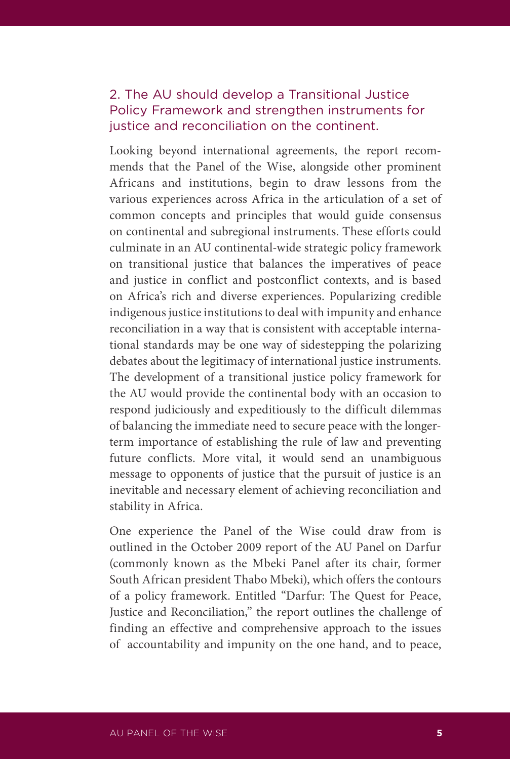### 2. The AU should develop a Transitional Justice Policy Framework and strengthen instruments for justice and reconciliation on the continent.

Looking beyond international agreements, the report recommends that the Panel of the Wise, alongside other prominent Africans and institutions, begin to draw lessons from the various experiences across Africa in the articulation of a set of common concepts and principles that would guide consensus on continental and subregional instruments. These efforts could culminate in an AU continental-wide strategic policy framework on transitional justice that balances the imperatives of peace and justice in conflict and postconflict contexts, and is based on Africa's rich and diverse experiences. Popularizing credible indigenous justice institutions to deal with impunity and enhance reconciliation in a way that is consistent with acceptable international standards may be one way of sidestepping the polarizing debates about the legitimacy of international justice instruments. The development of a transitional justice policy framework for the AU would provide the continental body with an occasion to respond judiciously and expeditiously to the difficult dilemmas of balancing the immediate need to secure peace with the longer-term importance of establishing the rule of law and preventing future conflicts. More vital, it would send an unambiguous message to opponents of justice that the pursuit of justice is an inevitable and necessary element of achieving reconciliation and stability in Africa.

One experience the Panel of the Wise could draw from is outlined in the October 2009 report of the AU Panel on Darfur (commonly known as the Mbeki Panel after its chair, former South African president Thabo Mbeki), which offers the contours of a policy framework. Entitled "Darfur: The Quest for Peace, Justice and Reconciliation," the report outlines the challenge of finding an effective and comprehensive approach to the issues of accountability and impunity on the one hand, and to peace,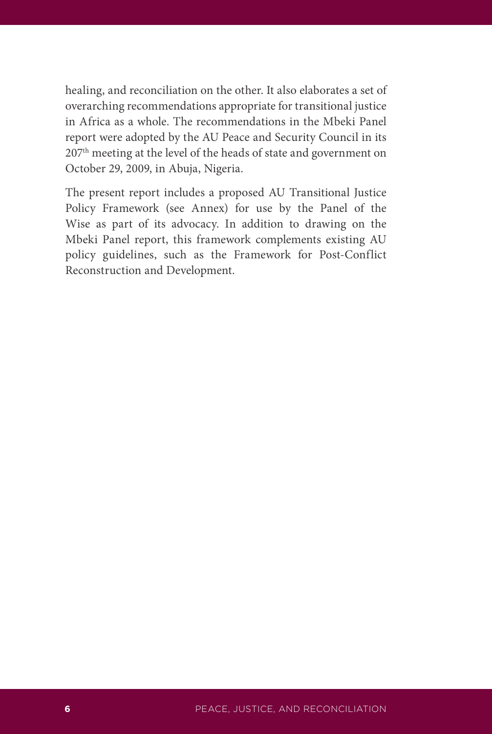healing, and reconciliation on the other. It also elaborates a set of overarching recommendations appropriate for transitional justice in Africa as a whole. The recommendations in the Mbeki Panel report were adopted by the AU Peace and Security Council in its 207th meeting at the level of the heads of state and government on October 29, 2009, in Abuja, Nigeria.

The present report includes a proposed AU Transitional Justice Policy Framework (see Annex) for use by the Panel of the Wise as part of its advocacy. In addition to drawing on the Mbeki Panel report, this framework complements existing AU policy guidelines, such as the Framework for Post-Conflict Reconstruction and Development.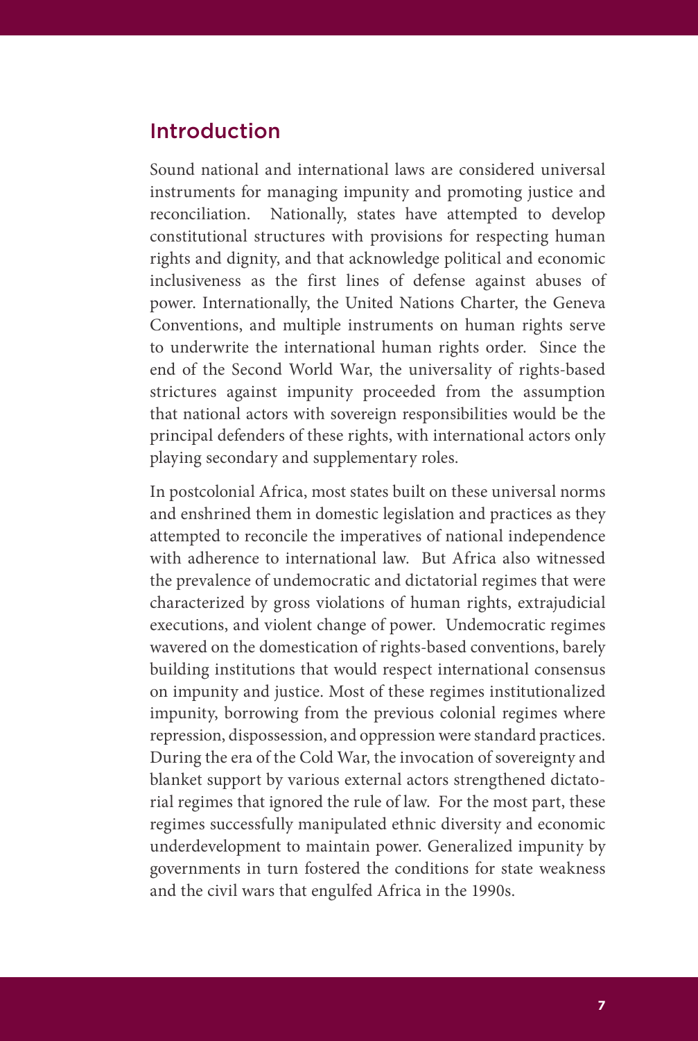## Introduction

Sound national and international laws are considered universal instruments for managing impunity and promoting justice and reconciliation. Nationally, states have attempted to develop constitutional structures with provisions for respecting human rights and dignity, and that acknowledge political and economic inclusiveness as the first lines of defense against abuses of power. Internationally, the United Nations Charter, the Geneva Conventions, and multiple instruments on human rights serve to underwrite the international human rights order. Since the end of the Second World War, the universality of rights-based strictures against impunity proceeded from the assumption that national actors with sovereign responsibilities would be the principal defenders of these rights, with international actors only playing secondary and supplementary roles.

In postcolonial Africa, most states built on these universal norms and enshrined them in domestic legislation and practices as they attempted to reconcile the imperatives of national independence with adherence to international law. But Africa also witnessed the prevalence of undemocratic and dictatorial regimes that were characterized by gross violations of human rights, extrajudicial executions, and violent change of power. Undemocratic regimes wavered on the domestication of rights-based conventions, barely building institutions that would respect international consensus on impunity and justice. Most of these regimes institutionalized impunity, borrowing from the previous colonial regimes where repression, dispossession, and oppression were standard practices. During the era of the Cold War, the invocation of sovereignty and blanket support by various external actors strengthened dictatorial regimes that ignored the rule of law. For the most part, these regimes successfully manipulated ethnic diversity and economic underdevelopment to maintain power. Generalized impunity by governments in turn fostered the conditions for state weakness and the civil wars that engulfed Africa in the 1990s.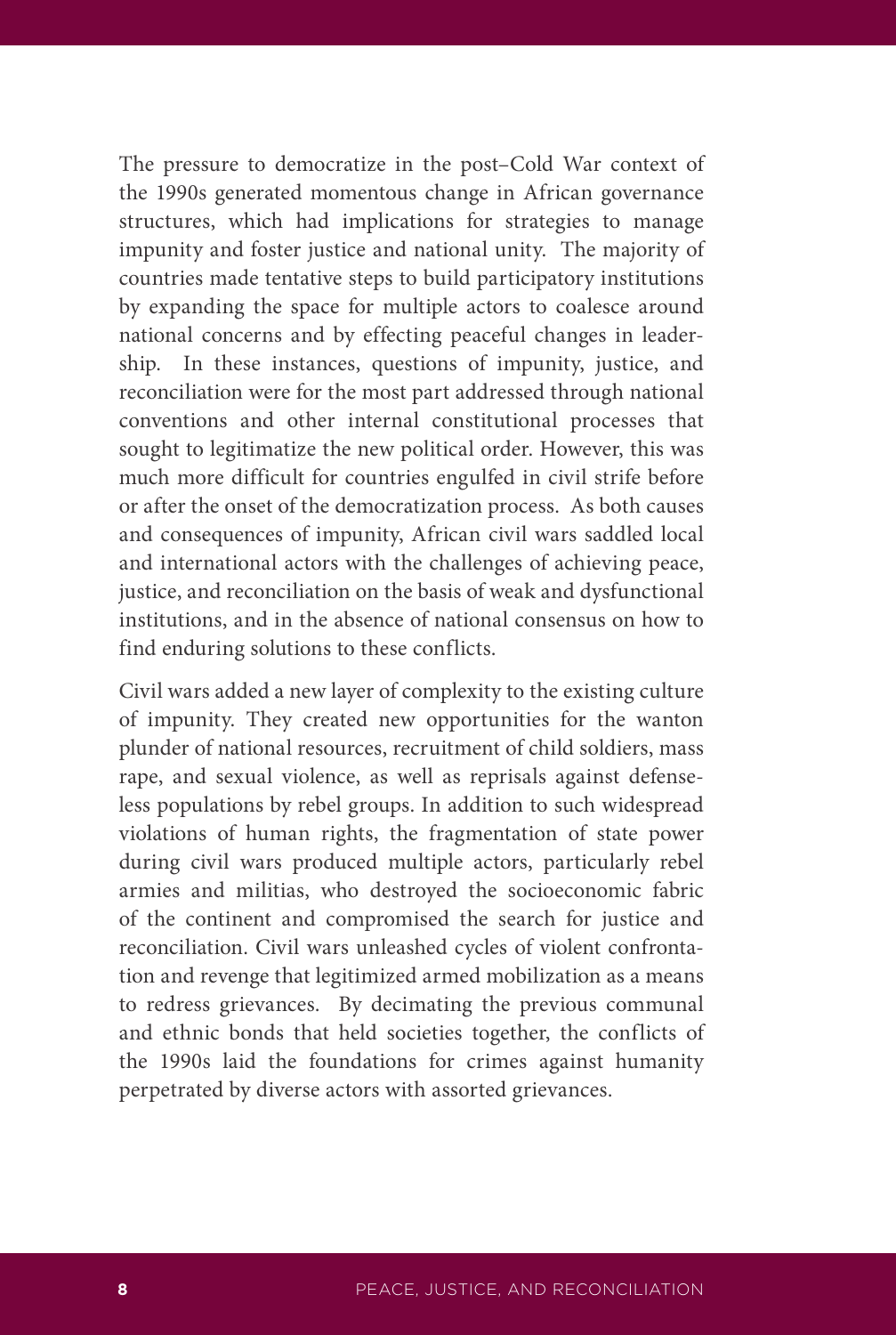The pressure to democratize in the post–Cold War context of the 1990s generated momentous change in African governance structures, which had implications for strategies to manage impunity and foster justice and national unity. The majority of countries made tentative steps to build participatory institutions by expanding the space for multiple actors to coalesce around national concerns and by effecting peaceful changes in leadership. In these instances, questions of impunity, justice, and reconciliation were for the most part addressed through national conventions and other internal constitutional processes that sought to legitimatize the new political order. However, this was much more difficult for countries engulfed in civil strife before or after the onset of the democratization process. As both causes and consequences of impunity, African civil wars saddled local and international actors with the challenges of achieving peace, justice, and reconciliation on the basis of weak and dysfunctional institutions, and in the absence of national consensus on how to find enduring solutions to these conflicts.

Civil wars added a new layer of complexity to the existing culture of impunity. They created new opportunities for the wanton plunder of national resources, recruitment of child soldiers, mass rape, and sexual violence, as well as reprisals against defenseless populations by rebel groups. In addition to such widespread violations of human rights, the fragmentation of state power during civil wars produced multiple actors, particularly rebel armies and militias, who destroyed the socioeconomic fabric of the continent and compromised the search for justice and reconciliation. Civil wars unleashed cycles of violent confrontation and revenge that legitimized armed mobilization as a means to redress grievances. By decimating the previous communal and ethnic bonds that held societies together, the conflicts of the 1990s laid the foundations for crimes against humanity perpetrated by diverse actors with assorted grievances.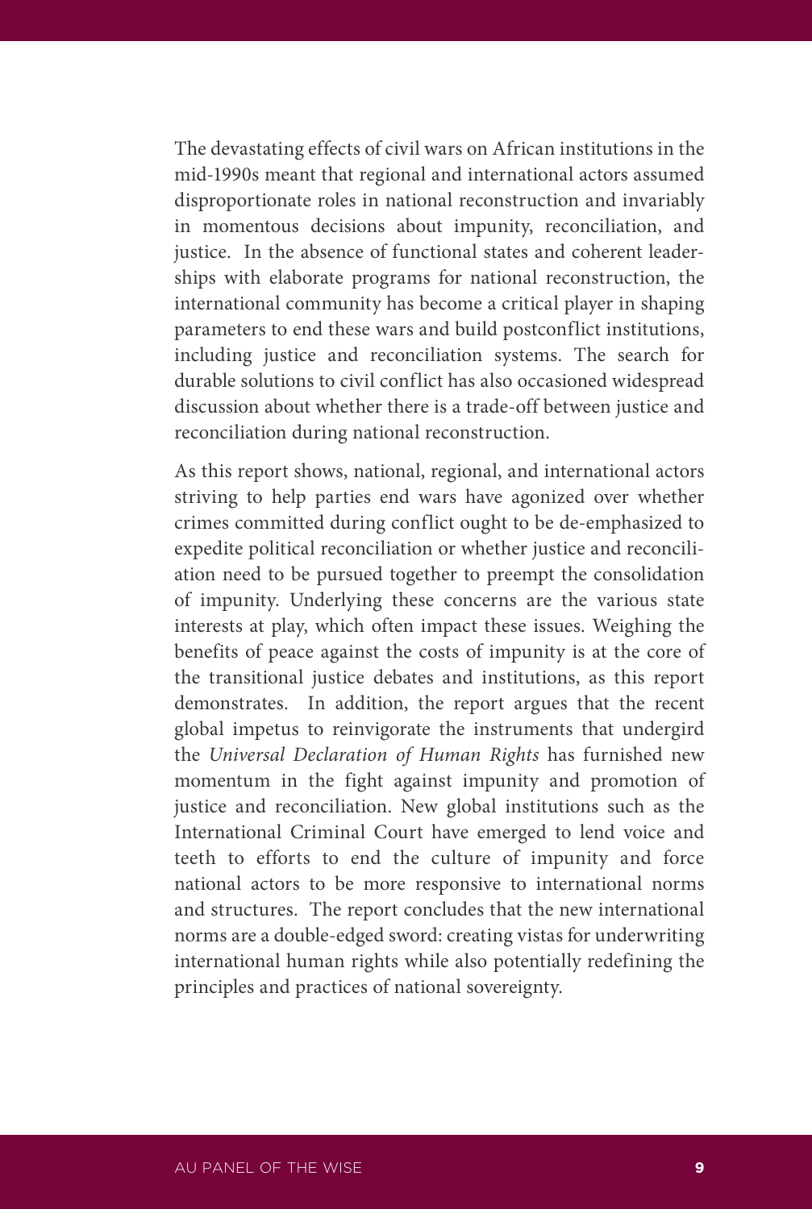The devastating effects of civil wars on African institutions in the mid-1990s meant that regional and international actors assumed disproportionate roles in national reconstruction and invariably in momentous decisions about impunity, reconciliation, and justice. In the absence of functional states and coherent leaderships with elaborate programs for national reconstruction, the international community has become a critical player in shaping parameters to end these wars and build postconflict institutions, including justice and reconciliation systems. The search for durable solutions to civil conflict has also occasioned widespread discussion about whether there is a trade-off between justice and reconciliation during national reconstruction.

As this report shows, national, regional, and international actors striving to help parties end wars have agonized over whether crimes committed during conflict ought to be de-emphasized to expedite political reconciliation or whether justice and reconciliation need to be pursued together to preempt the consolidation of impunity. Underlying these concerns are the various state interests at play, which often impact these issues. Weighing the benefits of peace against the costs of impunity is at the core of the transitional justice debates and institutions, as this report demonstrates. In addition, the report argues that the recent global impetus to reinvigorate the instruments that undergird the *Universal Declaration of Human Rights* has furnished new momentum in the fight against impunity and promotion of justice and reconciliation. New global institutions such as the International Criminal Court have emerged to lend voice and teeth to efforts to end the culture of impunity and force national actors to be more responsive to international norms and structures. The report concludes that the new international norms are a double-edged sword: creating vistas for underwriting international human rights while also potentially redefining the principles and practices of national sovereignty.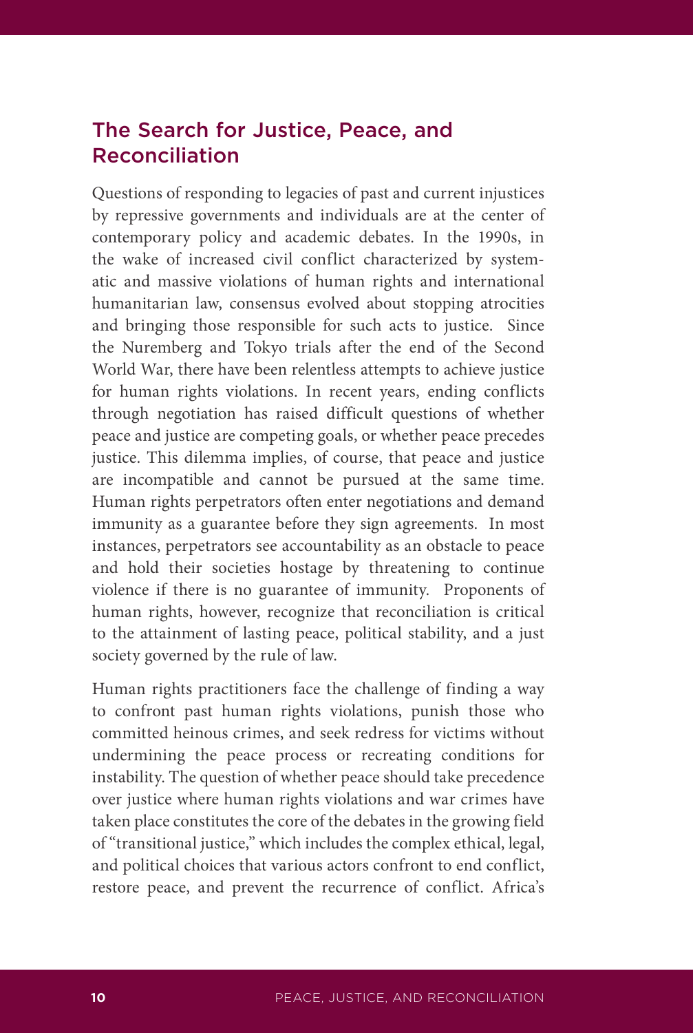## The Search for Justice, Peace, and Reconciliation

Questions of responding to legacies of past and current injustices by repressive governments and individuals are at the center of contemporary policy and academic debates. In the 1990s, in the wake of increased civil conflict characterized by systematic and massive violations of human rights and international humanitarian law, consensus evolved about stopping atrocities and bringing those responsible for such acts to justice. Since the Nuremberg and Tokyo trials after the end of the Second World War, there have been relentless attempts to achieve justice for human rights violations. In recent years, ending conflicts through negotiation has raised difficult questions of whether peace and justice are competing goals, or whether peace precedes justice. This dilemma implies, of course, that peace and justice are incompatible and cannot be pursued at the same time. Human rights perpetrators often enter negotiations and demand immunity as a guarantee before they sign agreements. In most instances, perpetrators see accountability as an obstacle to peace and hold their societies hostage by threatening to continue violence if there is no guarantee of immunity. Proponents of human rights, however, recognize that reconciliation is critical to the attainment of lasting peace, political stability, and a just society governed by the rule of law.

Human rights practitioners face the challenge of finding a way to confront past human rights violations, punish those who committed heinous crimes, and seek redress for victims without undermining the peace process or recreating conditions for instability. The question of whether peace should take precedence over justice where human rights violations and war crimes have taken place constitutes the core of the debates in the growing field of "transitional justice," which includes the complex ethical, legal, and political choices that various actors confront to end conflict, restore peace, and prevent the recurrence of conflict. Africa's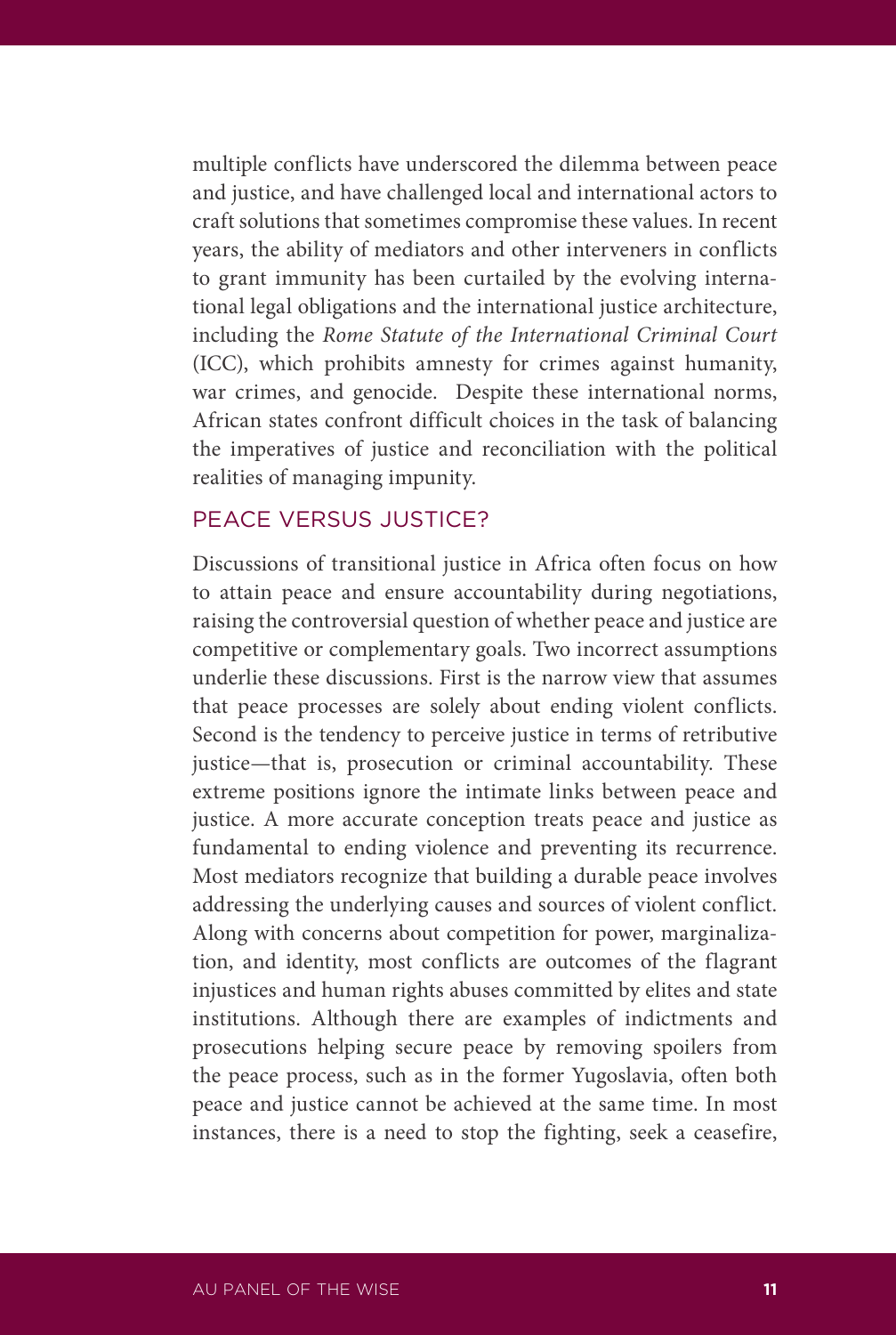multiple conflicts have underscored the dilemma between peace and justice, and have challenged local and international actors to craft solutions that sometimes compromise these values. In recent years, the ability of mediators and other interveners in conflicts to grant immunity has been curtailed by the evolving international legal obligations and the international justice architecture, including the *Rome Statute of the International Criminal Court* (ICC), which prohibits amnesty for crimes against humanity, war crimes, and genocide. Despite these international norms, African states confront difficult choices in the task of balancing the imperatives of justice and reconciliation with the political realities of managing impunity.

## PEACE VERSUS JUSTICE?

Discussions of transitional justice in Africa often focus on how to attain peace and ensure accountability during negotiations, raising the controversial question of whether peace and justice are competitive or complementary goals. Two incorrect assumptions underlie these discussions. First is the narrow view that assumes that peace processes are solely about ending violent conflicts. Second is the tendency to perceive justice in terms of retributive justice—that is, prosecution or criminal accountability. These extreme positions ignore the intimate links between peace and justice. A more accurate conception treats peace and justice as fundamental to ending violence and preventing its recurrence. Most mediators recognize that building a durable peace involves addressing the underlying causes and sources of violent conflict. Along with concerns about competition for power, marginalization, and identity, most conflicts are outcomes of the flagrant injustices and human rights abuses committed by elites and state institutions. Although there are examples of indictments and prosecutions helping secure peace by removing spoilers from the peace process, such as in the former Yugoslavia, often both peace and justice cannot be achieved at the same time. In most instances, there is a need to stop the fighting, seek a ceasefire,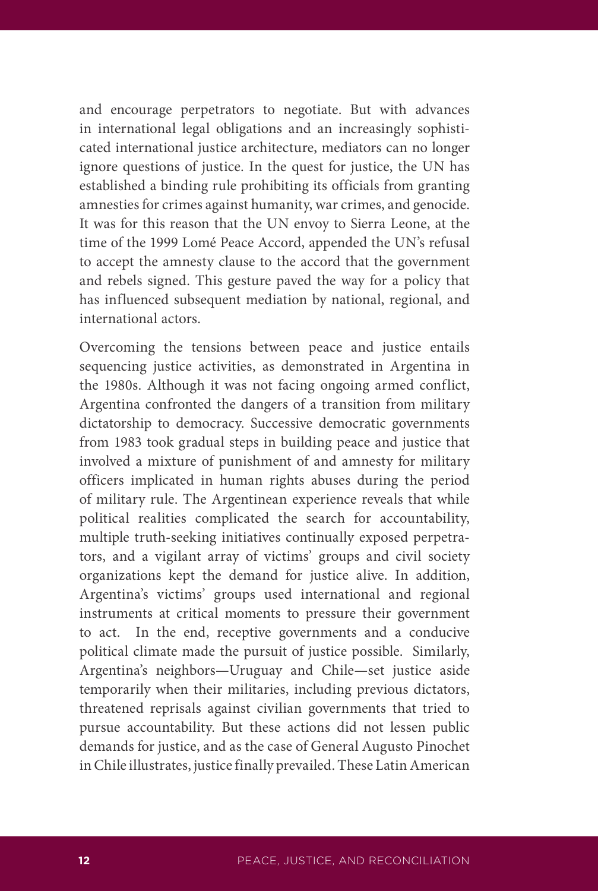and encourage perpetrators to negotiate. But with advances in international legal obligations and an increasingly sophisticated international justice architecture, mediators can no longer ignore questions of justice. In the quest for justice, the UN has established a binding rule prohibiting its officials from granting amnesties for crimes against humanity, war crimes, and genocide. It was for this reason that the UN envoy to Sierra Leone, at the time of the 1999 Lomé Peace Accord, appended the UN's refusal to accept the amnesty clause to the accord that the government and rebels signed. This gesture paved the way for a policy that has influenced subsequent mediation by national, regional, and international actors.

Overcoming the tensions between peace and justice entails sequencing justice activities, as demonstrated in Argentina in the 1980s. Although it was not facing ongoing armed conflict, Argentina confronted the dangers of a transition from military dictatorship to democracy. Successive democratic governments from 1983 took gradual steps in building peace and justice that involved a mixture of punishment of and amnesty for military officers implicated in human rights abuses during the period of military rule. The Argentinean experience reveals that while political realities complicated the search for accountability, multiple truth-seeking initiatives continually exposed perpetrators, and a vigilant array of victims' groups and civil society organizations kept the demand for justice alive. In addition, Argentina's victims' groups used international and regional instruments at critical moments to pressure their government to act. In the end, receptive governments and a conducive political climate made the pursuit of justice possible. Similarly, Argentina's neighbors—Uruguay and Chile—set justice aside temporarily when their militaries, including previous dictators, threatened reprisals against civilian governments that tried to pursue accountability. But these actions did not lessen public demands for justice, and as the case of General Augusto Pinochet in Chile illustrates, justice finally prevailed. These Latin American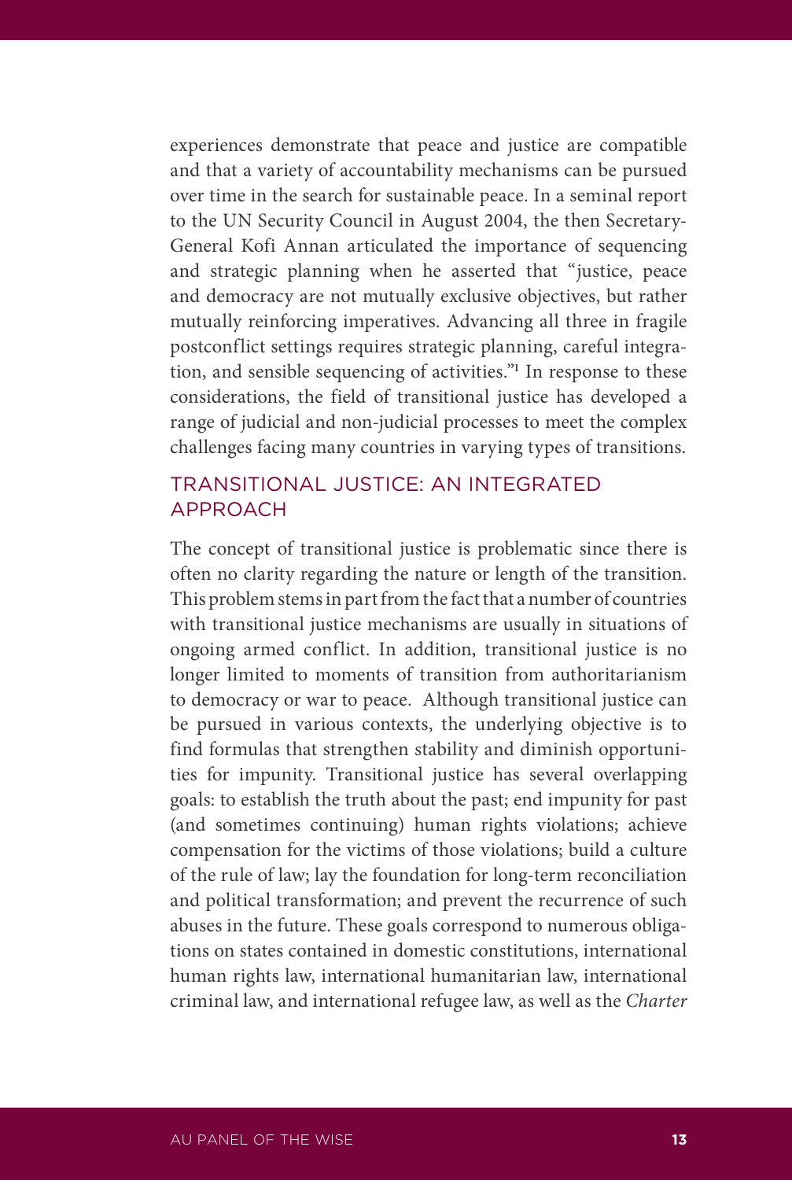experiences demonstrate that peace and justice are compatible and that a variety of accountability mechanisms can be pursued over time in the search for sustainable peace. In a seminal report to the UN Security Council in August 2004, the then Secretary-General Kofi Annan articulated the importance of sequencing and strategic planning when he asserted that "justice, peace and democracy are not mutually exclusive objectives, but rather mutually reinforcing imperatives. Advancing all three in fragile postconflict settings requires strategic planning, careful integration, and sensible sequencing of activities."[1] In response to these considerations, the field of transitional justice has developed a range of judicial and non-judicial processes to meet the complex challenges facing many countries in varying types of transitions.

## TRANSITIONAL JUSTICE: AN INTEGRATED APPROACH

The concept of transitional justice is problematic since there is often no clarity regarding the nature or length of the transition. This problem stems in part from the fact that a number of countries with transitional justice mechanisms are usually in situations of ongoing armed conflict. In addition, transitional justice is no longer limited to moments of transition from authoritarianism to democracy or war to peace. Although transitional justice can be pursued in various contexts, the underlying objective is to find formulas that strengthen stability and diminish opportunities for impunity. Transitional justice has several overlapping goals: to establish the truth about the past; end impunity for past (and sometimes continuing) human rights violations; achieve compensation for the victims of those violations; build a culture of the rule of law; lay the foundation for long-term reconciliation and political transformation; and prevent the recurrence of such abuses in the future. These goals correspond to numerous obligations on states contained in domestic constitutions, international human rights law, international humanitarian law, international criminal law, and international refugee law, as well as the *Charter*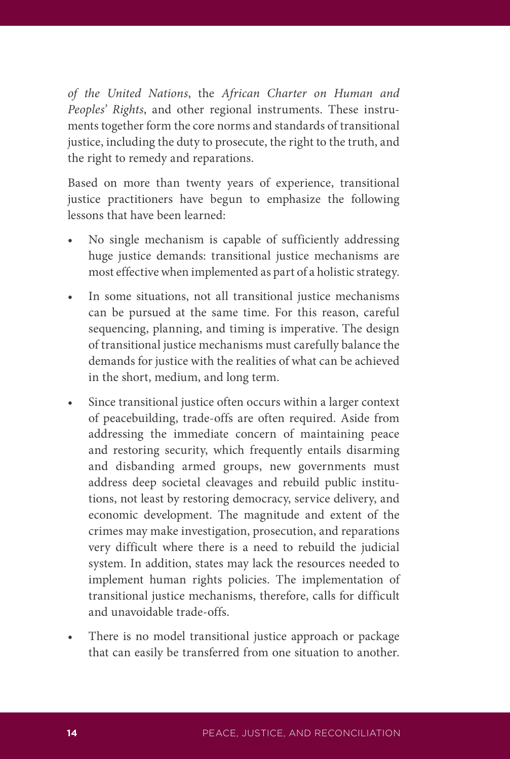*of the United Nations*, the *African Charter on Human and Peoples' Rights*, and other regional instruments. These instruments together form the core norms and standards of transitional justice, including the duty to prosecute, the right to the truth, and the right to remedy and reparations.

Based on more than twenty years of experience, transitional justice practitioners have begun to emphasize the following lessons that have been learned:

- No single mechanism is capable of sufficiently addressing huge justice demands: transitional justice mechanisms are most effective when implemented as part of a holistic strategy.
- In some situations, not all transitional justice mechanisms can be pursued at the same time. For this reason, careful sequencing, planning, and timing is imperative. The design of transitional justice mechanisms must carefully balance the demands for justice with the realities of what can be achieved in the short, medium, and long term.
- Since transitional justice often occurs within a larger context of peacebuilding, trade-offs are often required. Aside from addressing the immediate concern of maintaining peace and restoring security, which frequently entails disarming and disbanding armed groups, new governments must address deep societal cleavages and rebuild public institutions, not least by restoring democracy, service delivery, and economic development. The magnitude and extent of the crimes may make investigation, prosecution, and reparations very difficult where there is a need to rebuild the judicial system. In addition, states may lack the resources needed to implement human rights policies. The implementation of transitional justice mechanisms, therefore, calls for difficult and unavoidable trade-offs.
- There is no model transitional justice approach or package that can easily be transferred from one situation to another.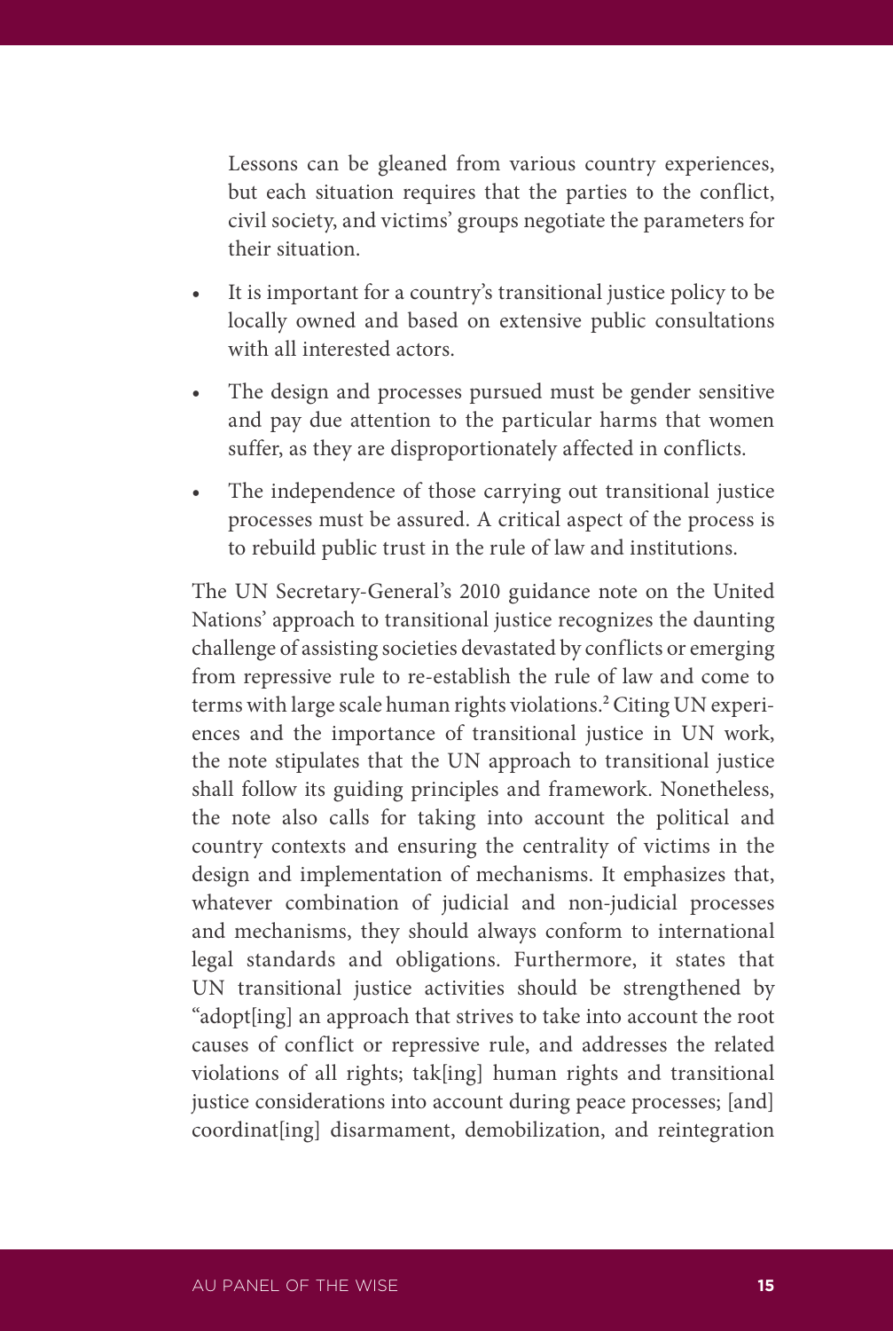Lessons can be gleaned from various country experiences, but each situation requires that the parties to the conflict, civil society, and victims' groups negotiate the parameters for their situation.

- It is important for a country's transitional justice policy to be locally owned and based on extensive public consultations with all interested actors.
- The design and processes pursued must be gender sensitive and pay due attention to the particular harms that women suffer, as they are disproportionately affected in conflicts.
- The independence of those carrying out transitional justice processes must be assured. A critical aspect of the process is to rebuild public trust in the rule of law and institutions.

The UN Secretary-General's 2010 guidance note on the United Nations' approach to transitional justice recognizes the daunting challenge of assisting societies devastated by conflicts or emerging from repressive rule to re-establish the rule of law and come to terms with large scale human rights violations.[2] Citing UN experiences and the importance of transitional justice in UN work, the note stipulates that the UN approach to transitional justice shall follow its guiding principles and framework. Nonetheless, the note also calls for taking into account the political and country contexts and ensuring the centrality of victims in the design and implementation of mechanisms. It emphasizes that, whatever combination of judicial and non-judicial processes and mechanisms, they should always conform to international legal standards and obligations. Furthermore, it states that UN transitional justice activities should be strengthened by "adopt[ing] an approach that strives to take into account the root causes of conflict or repressive rule, and addresses the related violations of all rights; tak[ing] human rights and transitional justice considerations into account during peace processes; [and] coordinat[ing] disarmament, demobilization, and reintegration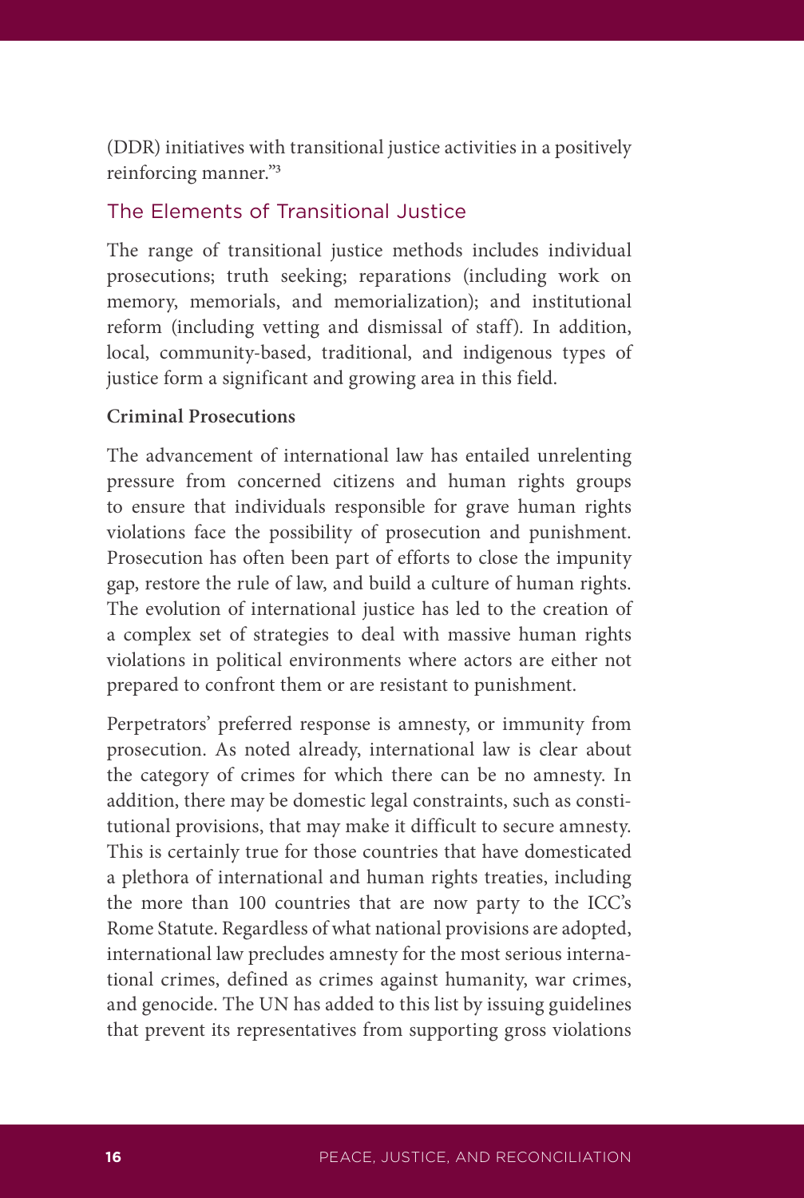(DDR) initiatives with transitional justice activities in a positively reinforcing manner."[3]

## The Elements of Transitional Justice

The range of transitional justice methods includes individual prosecutions; truth seeking; reparations (including work on memory, memorials, and memorialization); and institutional reform (including vetting and dismissal of staff). In addition, local, community-based, traditional, and indigenous types of justice form a significant and growing area in this field.

### Criminal Prosecutions

The advancement of international law has entailed unrelenting pressure from concerned citizens and human rights groups to ensure that individuals responsible for grave human rights violations face the possibility of prosecution and punishment. Prosecution has often been part of efforts to close the impunity gap, restore the rule of law, and build a culture of human rights. The evolution of international justice has led to the creation of a complex set of strategies to deal with massive human rights violations in political environments where actors are either not prepared to confront them or are resistant to punishment.

Perpetrators' preferred response is amnesty, or immunity from prosecution. As noted already, international law is clear about the category of crimes for which there can be no amnesty. In addition, there may be domestic legal constraints, such as constitutional provisions, that may make it difficult to secure amnesty. This is certainly true for those countries that have domesticated a plethora of international and human rights treaties, including the more than 100 countries that are now party to the ICC's Rome Statute. Regardless of what national provisions are adopted, international law precludes amnesty for the most serious international crimes, defined as crimes against humanity, war crimes, and genocide. The UN has added to this list by issuing guidelines that prevent its representatives from supporting gross violations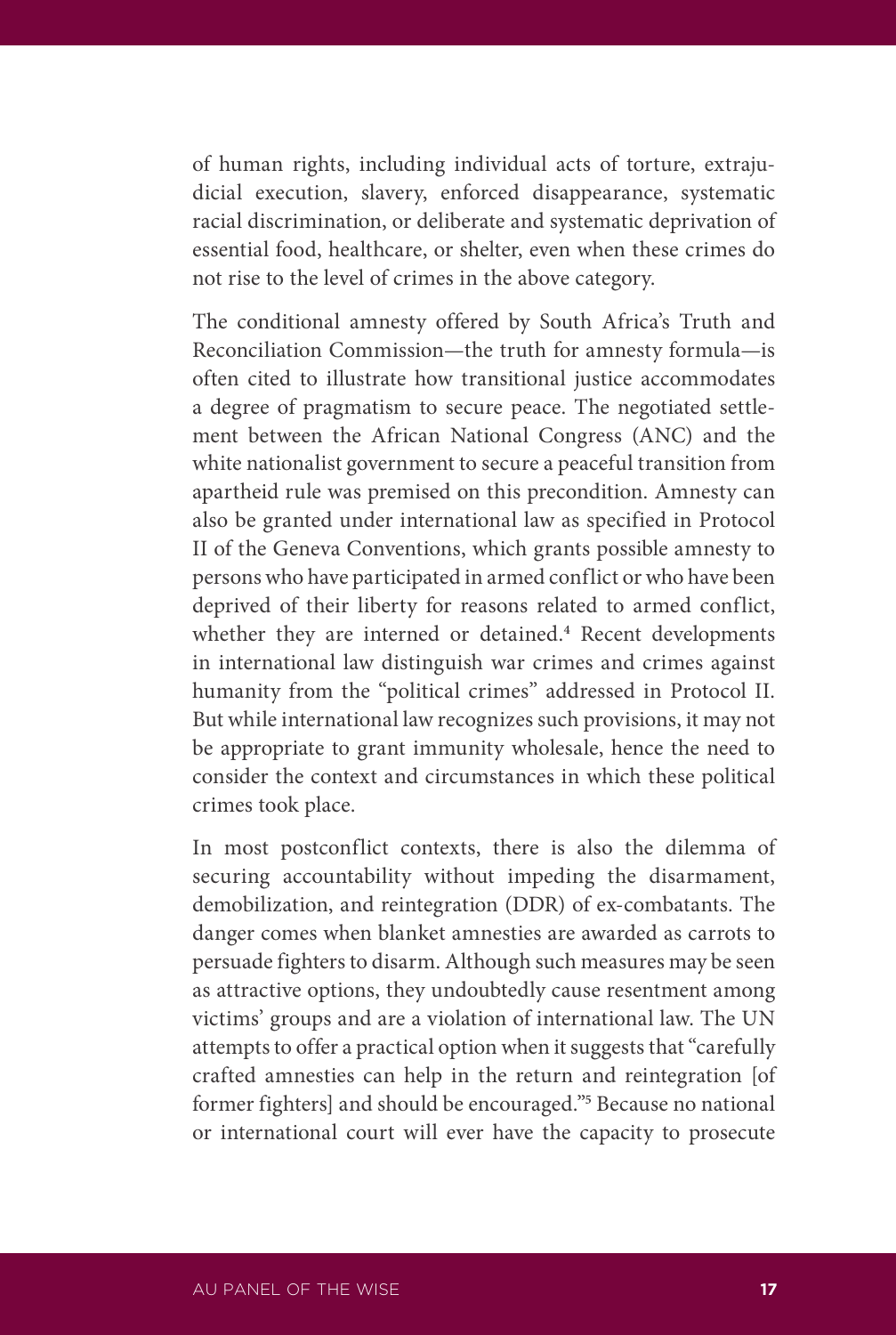of human rights, including individual acts of torture, extrajudicial execution, slavery, enforced disappearance, systematic racial discrimination, or deliberate and systematic deprivation of essential food, healthcare, or shelter, even when these crimes do not rise to the level of crimes in the above category.

The conditional amnesty offered by South Africa's Truth and Reconciliation Commission—the truth for amnesty formula—is often cited to illustrate how transitional justice accommodates a degree of pragmatism to secure peace. The negotiated settlement between the African National Congress (ANC) and the white nationalist government to secure a peaceful transition from apartheid rule was premised on this precondition. Amnesty can also be granted under international law as specified in Protocol II of the Geneva Conventions, which grants possible amnesty to persons who have participated in armed conflict or who have been deprived of their liberty for reasons related to armed conflict, whether they are interned or detained.[4] Recent developments in international law distinguish war crimes and crimes against humanity from the "political crimes" addressed in Protocol II. But while international law recognizes such provisions, it may not be appropriate to grant immunity wholesale, hence the need to consider the context and circumstances in which these political crimes took place.

In most postconflict contexts, there is also the dilemma of securing accountability without impeding the disarmament, demobilization, and reintegration (DDR) of ex-combatants. The danger comes when blanket amnesties are awarded as carrots to persuade fighters to disarm. Although such measures may be seen as attractive options, they undoubtedly cause resentment among victims' groups and are a violation of international law. The UN attempts to offer a practical option when it suggests that "carefully crafted amnesties can help in the return and reintegration [of former fighters] and should be encouraged."[5] Because no national or international court will ever have the capacity to prosecute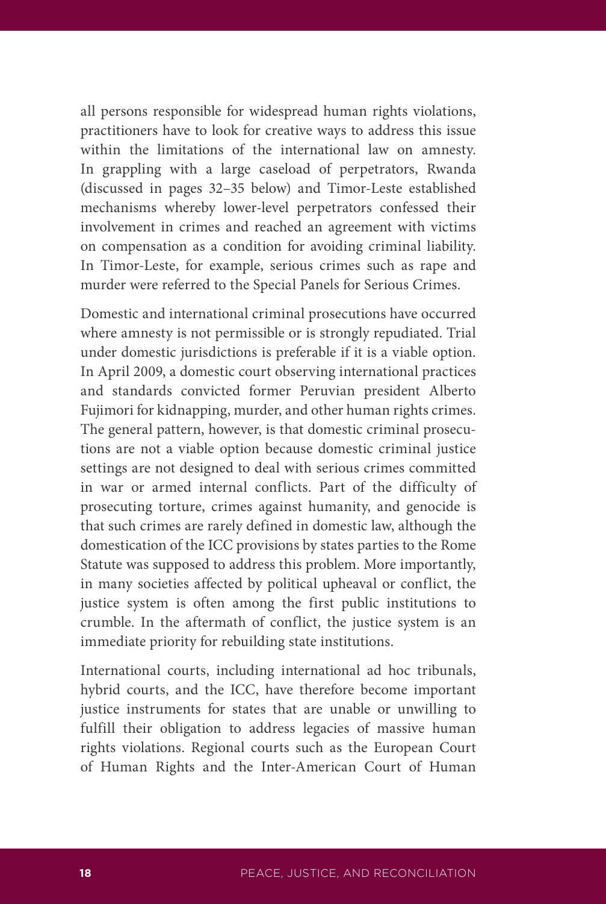all persons responsible for widespread human rights violations, practitioners have to look for creative ways to address this issue within the limitations of the international law on amnesty. In grappling with a large caseload of perpetrators, Rwanda (discussed in pages 32–35 below) and Timor-Leste established mechanisms whereby lower-level perpetrators confessed their involvement in crimes and reached an agreement with victims on compensation as a condition for avoiding criminal liability. In Timor-Leste, for example, serious crimes such as rape and murder were referred to the Special Panels for Serious Crimes.

Domestic and international criminal prosecutions have occurred where amnesty is not permissible or is strongly repudiated. Trial under domestic jurisdictions is preferable if it is a viable option. In April 2009, a domestic court observing international practices and standards convicted former Peruvian president Alberto Fujimori for kidnapping, murder, and other human rights crimes. The general pattern, however, is that domestic criminal prosecutions are not a viable option because domestic criminal justice settings are not designed to deal with serious crimes committed in war or armed internal conflicts. Part of the difficulty of prosecuting torture, crimes against humanity, and genocide is that such crimes are rarely defined in domestic law, although the domestication of the ICC provisions by states parties to the Rome Statute was supposed to address this problem. More importantly, in many societies affected by political upheaval or conflict, the justice system is often among the first public institutions to crumble. In the aftermath of conflict, the justice system is an immediate priority for rebuilding state institutions.

International courts, including international ad hoc tribunals, hybrid courts, and the ICC, have therefore become important justice instruments for states that are unable or unwilling to fulfill their obligation to address legacies of massive human rights violations. Regional courts such as the European Court of Human Rights and the Inter-American Court of Human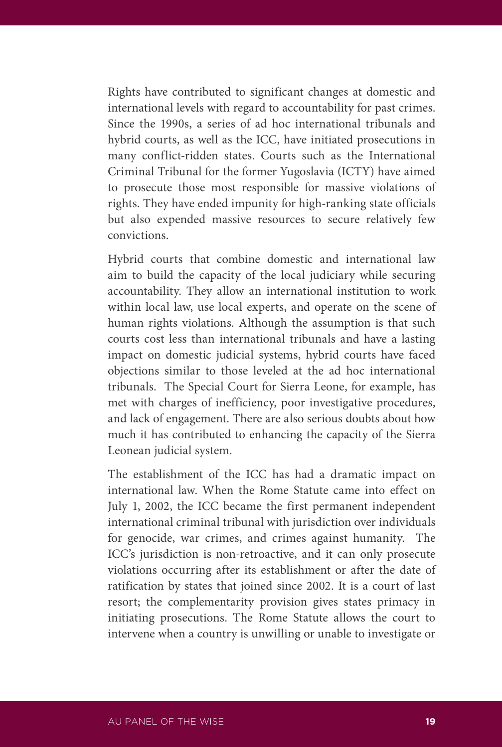Rights have contributed to significant changes at domestic and international levels with regard to accountability for past crimes. Since the 1990s, a series of ad hoc international tribunals and hybrid courts, as well as the ICC, have initiated prosecutions in many conflict-ridden states. Courts such as the International Criminal Tribunal for the former Yugoslavia (ICTY) have aimed to prosecute those most responsible for massive violations of rights. They have ended impunity for high-ranking state officials but also expended massive resources to secure relatively few convictions.

Hybrid courts that combine domestic and international law aim to build the capacity of the local judiciary while securing accountability. They allow an international institution to work within local law, use local experts, and operate on the scene of human rights violations. Although the assumption is that such courts cost less than international tribunals and have a lasting impact on domestic judicial systems, hybrid courts have faced objections similar to those leveled at the ad hoc international tribunals. The Special Court for Sierra Leone, for example, has met with charges of inefficiency, poor investigative procedures, and lack of engagement. There are also serious doubts about how much it has contributed to enhancing the capacity of the Sierra Leonean judicial system.

The establishment of the ICC has had a dramatic impact on international law. When the Rome Statute came into effect on July 1, 2002, the ICC became the first permanent independent international criminal tribunal with jurisdiction over individuals for genocide, war crimes, and crimes against humanity. The ICC's jurisdiction is non-retroactive, and it can only prosecute violations occurring after its establishment or after the date of ratification by states that joined since 2002. It is a court of last resort; the complementarity provision gives states primacy in initiating prosecutions. The Rome Statute allows the court to intervene when a country is unwilling or unable to investigate or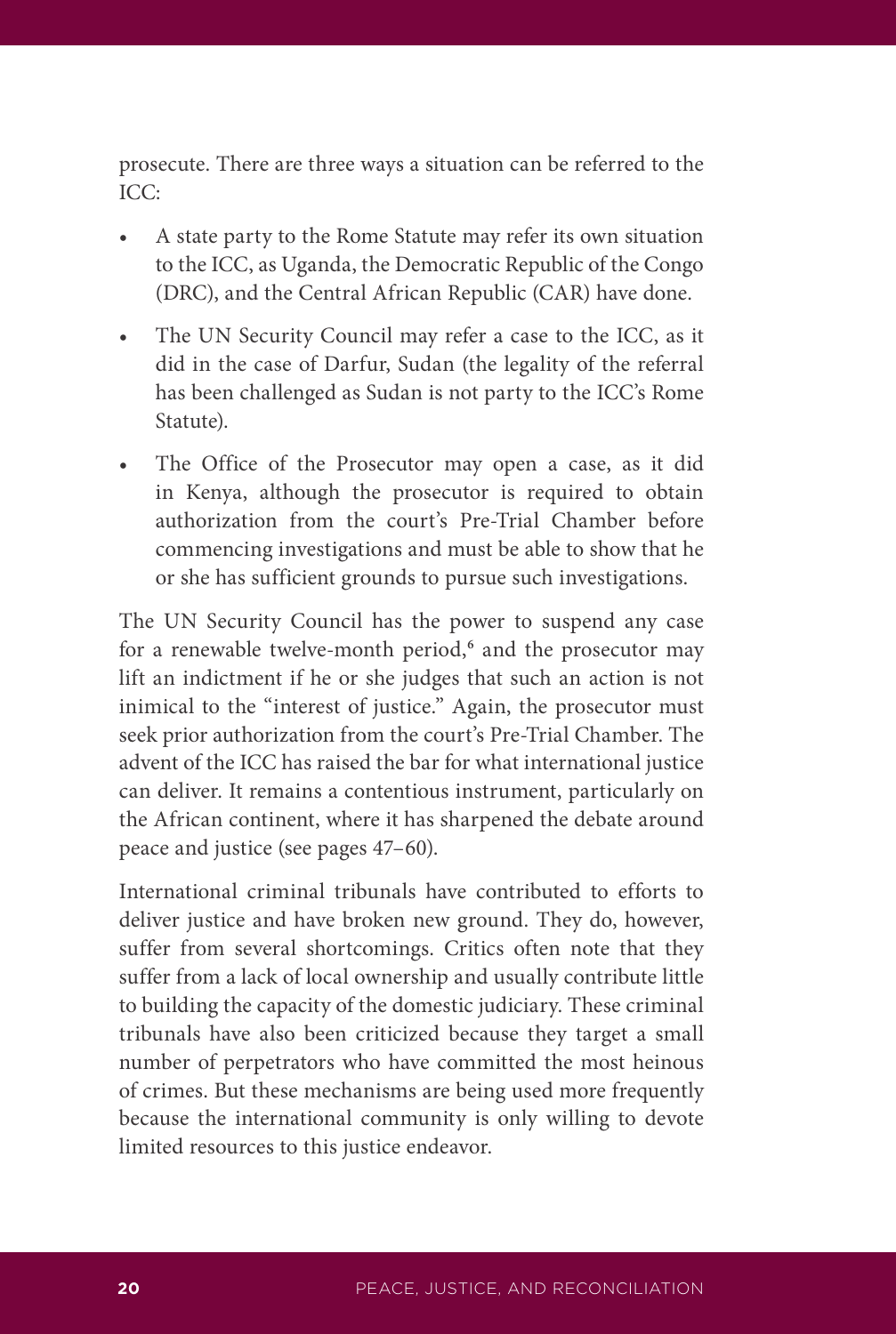prosecute. There are three ways a situation can be referred to the ICC:

- A state party to the Rome Statute may refer its own situation to the ICC, as Uganda, the Democratic Republic of the Congo (DRC), and the Central African Republic (CAR) have done.
- The UN Security Council may refer a case to the ICC, as it did in the case of Darfur, Sudan (the legality of the referral has been challenged as Sudan is not party to the ICC's Rome Statute).
- The Office of the Prosecutor may open a case, as it did in Kenya, although the prosecutor is required to obtain authorization from the court's Pre-Trial Chamber before commencing investigations and must be able to show that he or she has sufficient grounds to pursue such investigations.

The UN Security Council has the power to suspend any case for a renewable twelve-month period,[6] and the prosecutor may lift an indictment if he or she judges that such an action is not inimical to the "interest of justice." Again, the prosecutor must seek prior authorization from the court's Pre-Trial Chamber. The advent of the ICC has raised the bar for what international justice can deliver. It remains a contentious instrument, particularly on the African continent, where it has sharpened the debate around peace and justice (see pages 47–60).

International criminal tribunals have contributed to efforts to deliver justice and have broken new ground. They do, however, suffer from several shortcomings. Critics often note that they suffer from a lack of local ownership and usually contribute little to building the capacity of the domestic judiciary. These criminal tribunals have also been criticized because they target a small number of perpetrators who have committed the most heinous of crimes. But these mechanisms are being used more frequently because the international community is only willing to devote limited resources to this justice endeavor.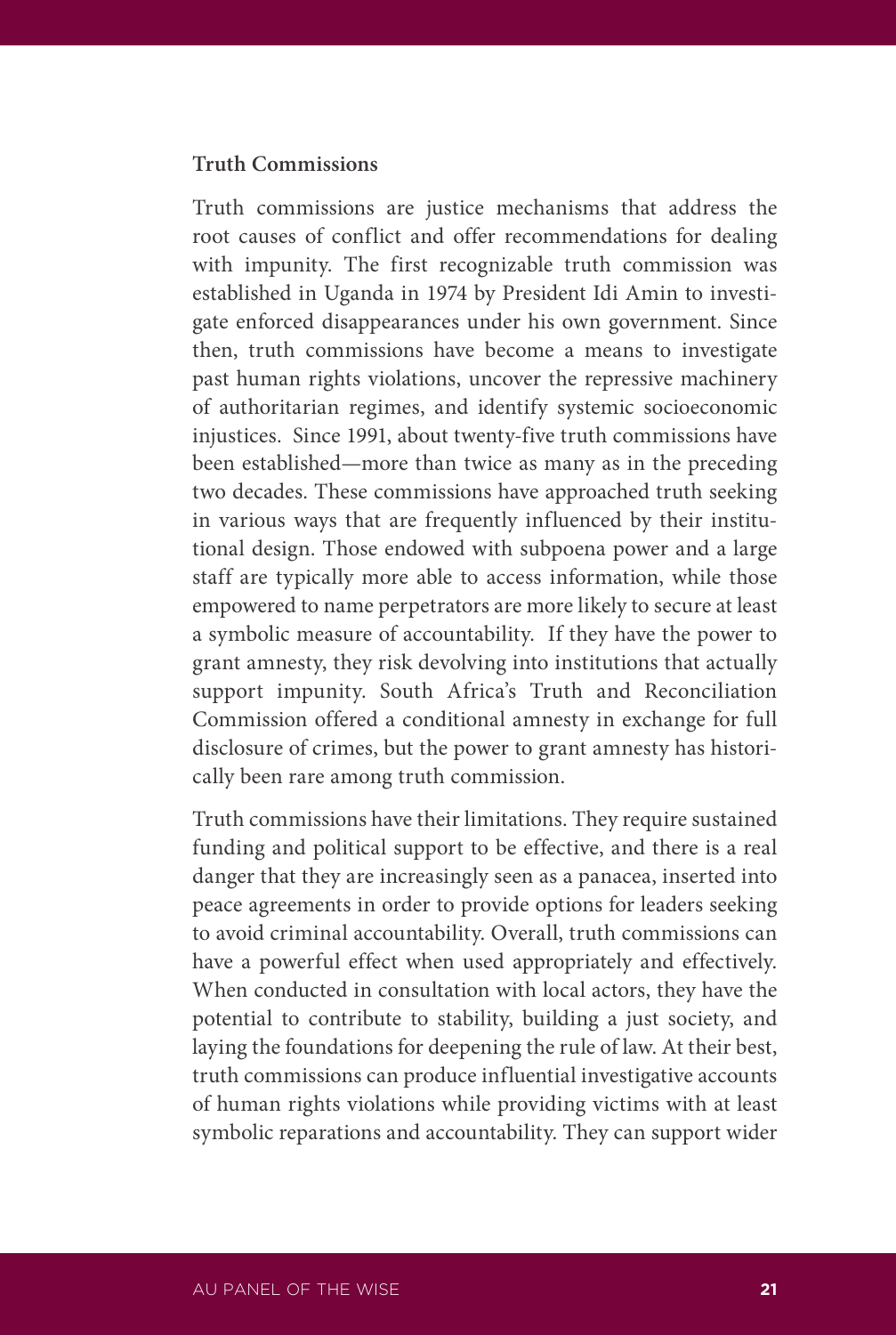### Truth Commissions

Truth commissions are justice mechanisms that address the root causes of conflict and offer recommendations for dealing with impunity. The first recognizable truth commission was established in Uganda in 1974 by President Idi Amin to investigate enforced disappearances under his own government. Since then, truth commissions have become a means to investigate past human rights violations, uncover the repressive machinery of authoritarian regimes, and identify systemic socioeconomic injustices. Since 1991, about twenty-five truth commissions have been established—more than twice as many as in the preceding two decades. These commissions have approached truth seeking in various ways that are frequently influenced by their institutional design. Those endowed with subpoena power and a large staff are typically more able to access information, while those empowered to name perpetrators are more likely to secure at least a symbolic measure of accountability. If they have the power to grant amnesty, they risk devolving into institutions that actually support impunity. South Africa's Truth and Reconciliation Commission offered a conditional amnesty in exchange for full disclosure of crimes, but the power to grant amnesty has historically been rare among truth commission.

Truth commissions have their limitations. They require sustained funding and political support to be effective, and there is a real danger that they are increasingly seen as a panacea, inserted into peace agreements in order to provide options for leaders seeking to avoid criminal accountability. Overall, truth commissions can have a powerful effect when used appropriately and effectively. When conducted in consultation with local actors, they have the potential to contribute to stability, building a just society, and laying the foundations for deepening the rule of law. At their best, truth commissions can produce influential investigative accounts of human rights violations while providing victims with at least symbolic reparations and accountability. They can support wider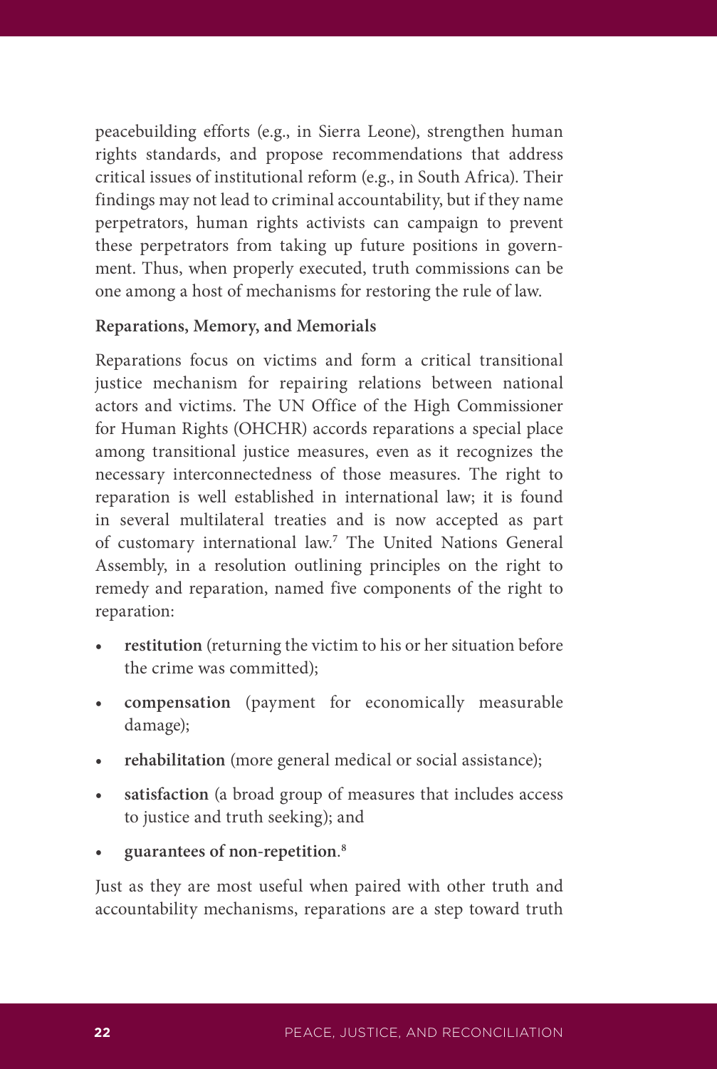peacebuilding efforts (e.g., in Sierra Leone), strengthen human rights standards, and propose recommendations that address critical issues of institutional reform (e.g., in South Africa). Their findings may not lead to criminal accountability, but if they name perpetrators, human rights activists can campaign to prevent these perpetrators from taking up future positions in government. Thus, when properly executed, truth commissions can be one among a host of mechanisms for restoring the rule of law.

**Reparations, Memory, and Memorials**

Reparations focus on victims and form a critical transitional justice mechanism for repairing relations between national actors and victims. The UN Office of the High Commissioner for Human Rights (OHCHR) accords reparations a special place among transitional justice measures, even as it recognizes the necessary interconnectedness of those measures. The right to reparation is well established in international law; it is found in several multilateral treaties and is now accepted as part of customary international law.[7] The United Nations General Assembly, in a resolution outlining principles on the right to remedy and reparation, named five components of the right to reparation:

- **restitution** (returning the victim to his or her situation before the crime was committed);
- **compensation** (payment for economically measurable damage);
- **rehabilitation** (more general medical or social assistance);
- **satisfaction** (a broad group of measures that includes access to justice and truth seeking); and
- **guarantees of non-repetition**.[8]

Just as they are most useful when paired with other truth and accountability mechanisms, reparations are a step toward truth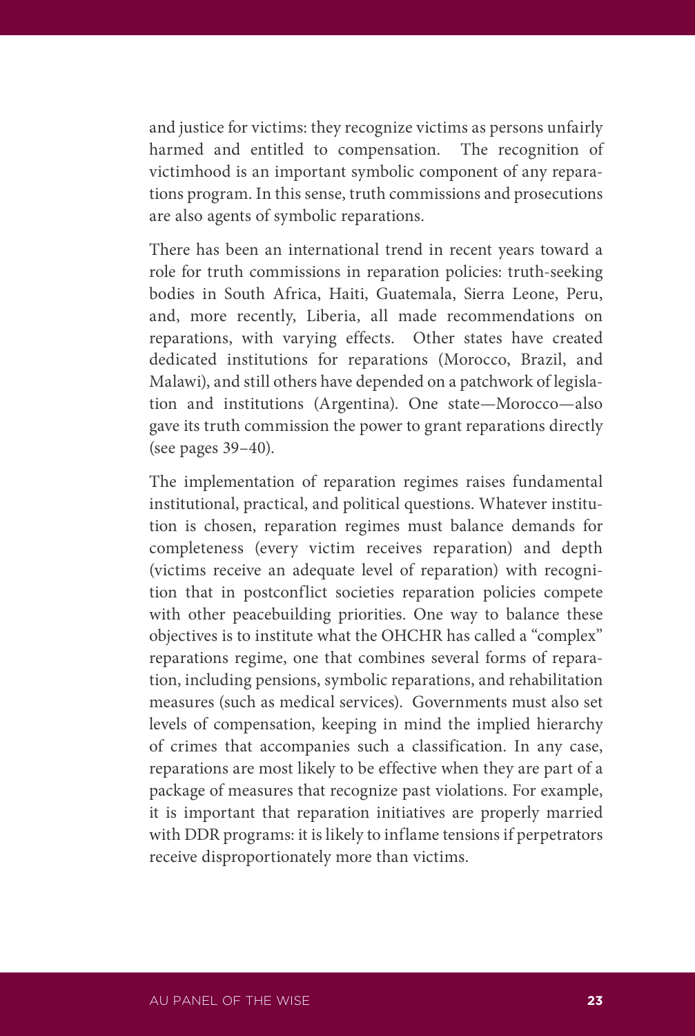and justice for victims: they recognize victims as persons unfairly harmed and entitled to compensation. The recognition of victimhood is an important symbolic component of any reparations program. In this sense, truth commissions and prosecutions are also agents of symbolic reparations.

There has been an international trend in recent years toward a role for truth commissions in reparation policies: truth-seeking bodies in South Africa, Haiti, Guatemala, Sierra Leone, Peru, and, more recently, Liberia, all made recommendations on reparations, with varying effects. Other states have created dedicated institutions for reparations (Morocco, Brazil, and Malawi), and still others have depended on a patchwork of legislation and institutions (Argentina). One state—Morocco—also gave its truth commission the power to grant reparations directly (see pages 39–40).

The implementation of reparation regimes raises fundamental institutional, practical, and political questions. Whatever institution is chosen, reparation regimes must balance demands for completeness (every victim receives reparation) and depth (victims receive an adequate level of reparation) with recognition that in postconflict societies reparation policies compete with other peacebuilding priorities. One way to balance these objectives is to institute what the OHCHR has called a "complex" reparations regime, one that combines several forms of reparation, including pensions, symbolic reparations, and rehabilitation measures (such as medical services). Governments must also set levels of compensation, keeping in mind the implied hierarchy of crimes that accompanies such a classification. In any case, reparations are most likely to be effective when they are part of a package of measures that recognize past violations. For example, it is important that reparation initiatives are properly married with DDR programs: it is likely to inflame tensions if perpetrators receive disproportionately more than victims.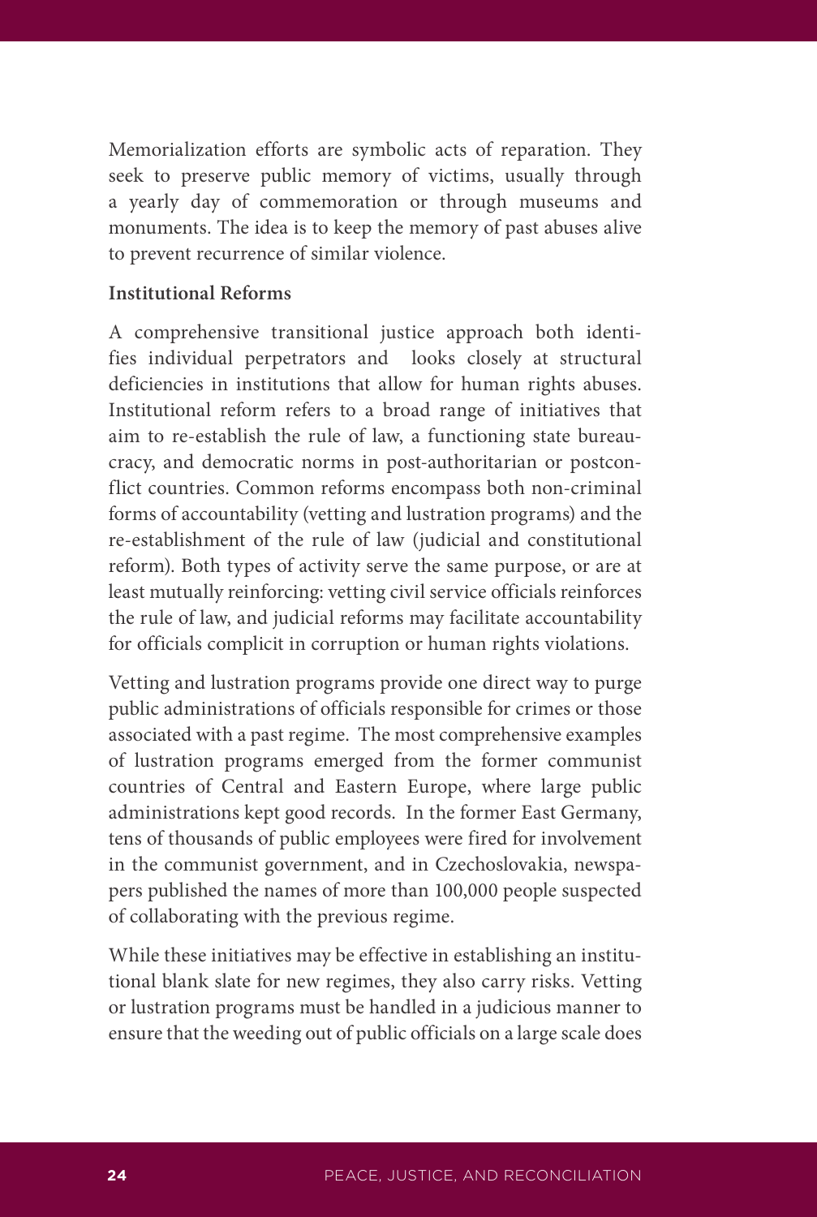Memorialization efforts are symbolic acts of reparation. They seek to preserve public memory of victims, usually through a yearly day of commemoration or through museums and monuments. The idea is to keep the memory of past abuses alive to prevent recurrence of similar violence.

**Institutional Reforms**

A comprehensive transitional justice approach both identifies individual perpetrators and looks closely at structural deficiencies in institutions that allow for human rights abuses. Institutional reform refers to a broad range of initiatives that aim to re-establish the rule of law, a functioning state bureaucracy, and democratic norms in post-authoritarian or postconflict countries. Common reforms encompass both non-criminal forms of accountability (vetting and lustration programs) and the re-establishment of the rule of law (judicial and constitutional reform). Both types of activity serve the same purpose, or are at least mutually reinforcing: vetting civil service officials reinforces the rule of law, and judicial reforms may facilitate accountability for officials complicit in corruption or human rights violations.

Vetting and lustration programs provide one direct way to purge public administrations of officials responsible for crimes or those associated with a past regime. The most comprehensive examples of lustration programs emerged from the former communist countries of Central and Eastern Europe, where large public administrations kept good records. In the former East Germany, tens of thousands of public employees were fired for involvement in the communist government, and in Czechoslovakia, newspapers published the names of more than 100,000 people suspected of collaborating with the previous regime.

While these initiatives may be effective in establishing an institutional blank slate for new regimes, they also carry risks. Vetting or lustration programs must be handled in a judicious manner to ensure that the weeding out of public officials on a large scale does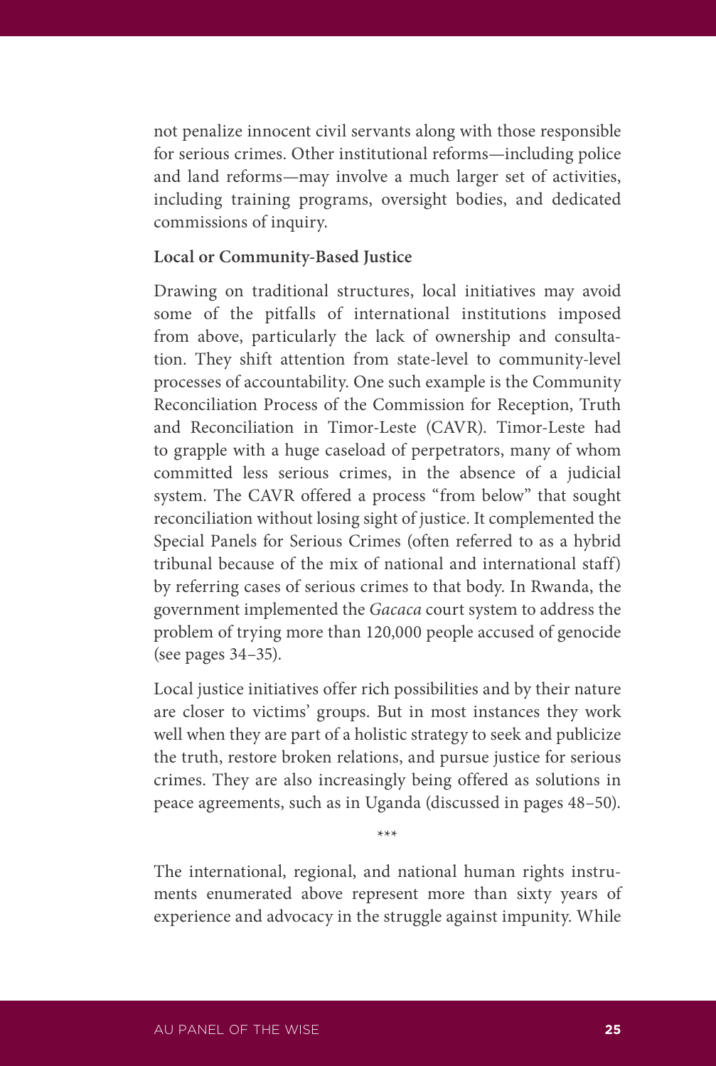not penalize innocent civil servants along with those responsible for serious crimes. Other institutional reforms—including police and land reforms—may involve a much larger set of activities, including training programs, oversight bodies, and dedicated commissions of inquiry.

**Local or Community-Based Justice**

Drawing on traditional structures, local initiatives may avoid some of the pitfalls of international institutions imposed from above, particularly the lack of ownership and consultation. They shift attention from state-level to community-level processes of accountability. One such example is the Community Reconciliation Process of the Commission for Reception, Truth and Reconciliation in Timor-Leste (CAVR). Timor-Leste had to grapple with a huge caseload of perpetrators, many of whom committed less serious crimes, in the absence of a judicial system. The CAVR offered a process "from below" that sought reconciliation without losing sight of justice. It complemented the Special Panels for Serious Crimes (often referred to as a hybrid tribunal because of the mix of national and international staff) by referring cases of serious crimes to that body. In Rwanda, the government implemented the *Gacaca* court system to address the problem of trying more than 120,000 people accused of genocide (see pages 34–35).

Local justice initiatives offer rich possibilities and by their nature are closer to victims' groups. But in most instances they work well when they are part of a holistic strategy to seek and publicize the truth, restore broken relations, and pursue justice for serious crimes. They are also increasingly being offered as solutions in peace agreements, such as in Uganda (discussed in pages 48–50).

***

The international, regional, and national human rights instruments enumerated above represent more than sixty years of experience and advocacy in the struggle against impunity. While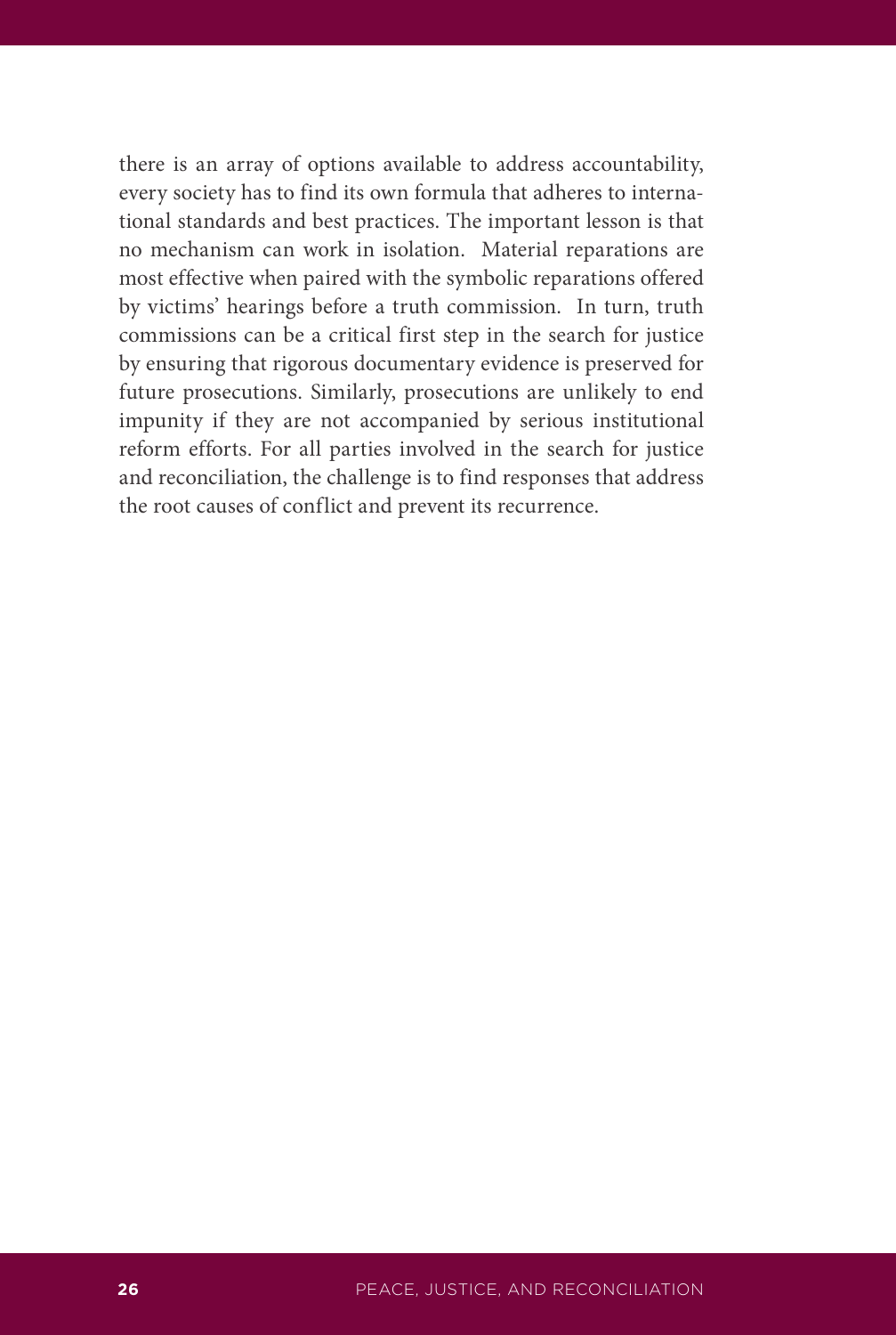there is an array of options available to address accountability, every society has to find its own formula that adheres to international standards and best practices. The important lesson is that no mechanism can work in isolation. Material reparations are most effective when paired with the symbolic reparations offered by victims' hearings before a truth commission. In turn, truth commissions can be a critical first step in the search for justice by ensuring that rigorous documentary evidence is preserved for future prosecutions. Similarly, prosecutions are unlikely to end impunity if they are not accompanied by serious institutional reform efforts. For all parties involved in the search for justice and reconciliation, the challenge is to find responses that address the root causes of conflict and prevent its recurrence.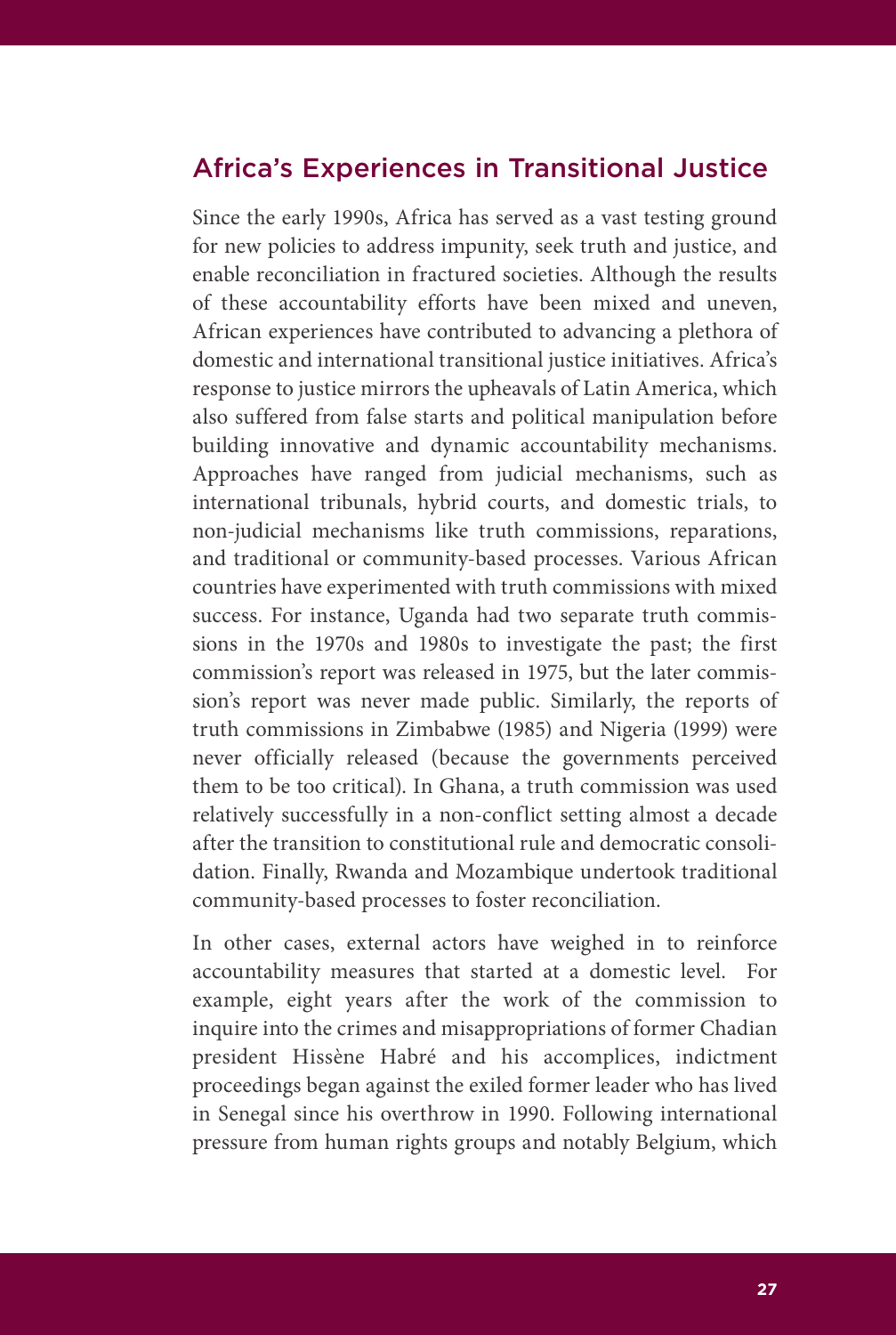## Africa's Experiences in Transitional Justice

Since the early 1990s, Africa has served as a vast testing ground for new policies to address impunity, seek truth and justice, and enable reconciliation in fractured societies. Although the results of these accountability efforts have been mixed and uneven, African experiences have contributed to advancing a plethora of domestic and international transitional justice initiatives. Africa's response to justice mirrors the upheavals of Latin America, which also suffered from false starts and political manipulation before building innovative and dynamic accountability mechanisms. Approaches have ranged from judicial mechanisms, such as international tribunals, hybrid courts, and domestic trials, to non-judicial mechanisms like truth commissions, reparations, and traditional or community-based processes. Various African countries have experimented with truth commissions with mixed success. For instance, Uganda had two separate truth commissions in the 1970s and 1980s to investigate the past; the first commission's report was released in 1975, but the later commission's report was never made public. Similarly, the reports of truth commissions in Zimbabwe (1985) and Nigeria (1999) were never officially released (because the governments perceived them to be too critical). In Ghana, a truth commission was used relatively successfully in a non-conflict setting almost a decade after the transition to constitutional rule and democratic consolidation. Finally, Rwanda and Mozambique undertook traditional community-based processes to foster reconciliation.

In other cases, external actors have weighed in to reinforce accountability measures that started at a domestic level. For example, eight years after the work of the commission to inquire into the crimes and misappropriations of former Chadian president Hissène Habré and his accomplices, indictment proceedings began against the exiled former leader who has lived in Senegal since his overthrow in 1990. Following international pressure from human rights groups and notably Belgium, which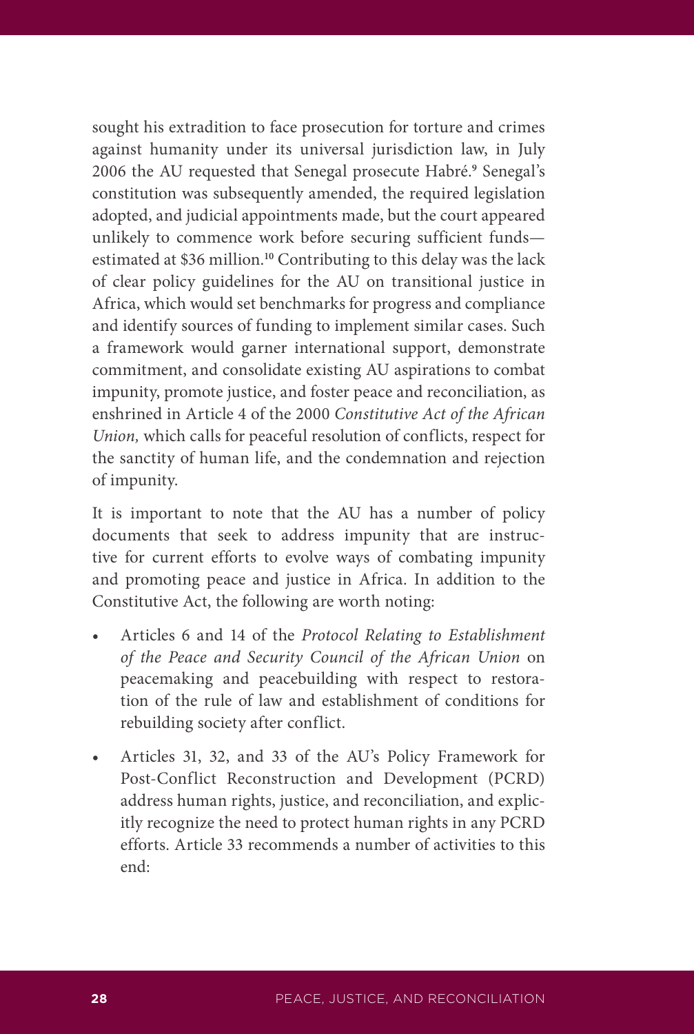sought his extradition to face prosecution for torture and crimes against humanity under its universal jurisdiction law, in July 2006 the AU requested that Senegal prosecute Habré.[9] Senegal's constitution was subsequently amended, the required legislation adopted, and judicial appointments made, but the court appeared unlikely to commence work before securing sufficient funds—estimated at $36 million.[10] Contributing to this delay was the lack of clear policy guidelines for the AU on transitional justice in Africa, which would set benchmarks for progress and compliance and identify sources of funding to implement similar cases. Such a framework would garner international support, demonstrate commitment, and consolidate existing AU aspirations to combat impunity, promote justice, and foster peace and reconciliation, as enshrined in Article 4 of the 2000 *Constitutive Act of the African Union,* which calls for peaceful resolution of conflicts, respect for the sanctity of human life, and the condemnation and rejection of impunity.

It is important to note that the AU has a number of policy documents that seek to address impunity that are instructive for current efforts to evolve ways of combating impunity and promoting peace and justice in Africa. In addition to the Constitutive Act, the following are worth noting:

- Articles 6 and 14 of the *Protocol Relating to Establishment of the Peace and Security Council of the African Union* on peacemaking and peacebuilding with respect to restoration of the rule of law and establishment of conditions for rebuilding society after conflict.
- Articles 31, 32, and 33 of the AU's Policy Framework for Post-Conflict Reconstruction and Development (PCRD) address human rights, justice, and reconciliation, and explicitly recognize the need to protect human rights in any PCRD efforts. Article 33 recommends a number of activities to this end: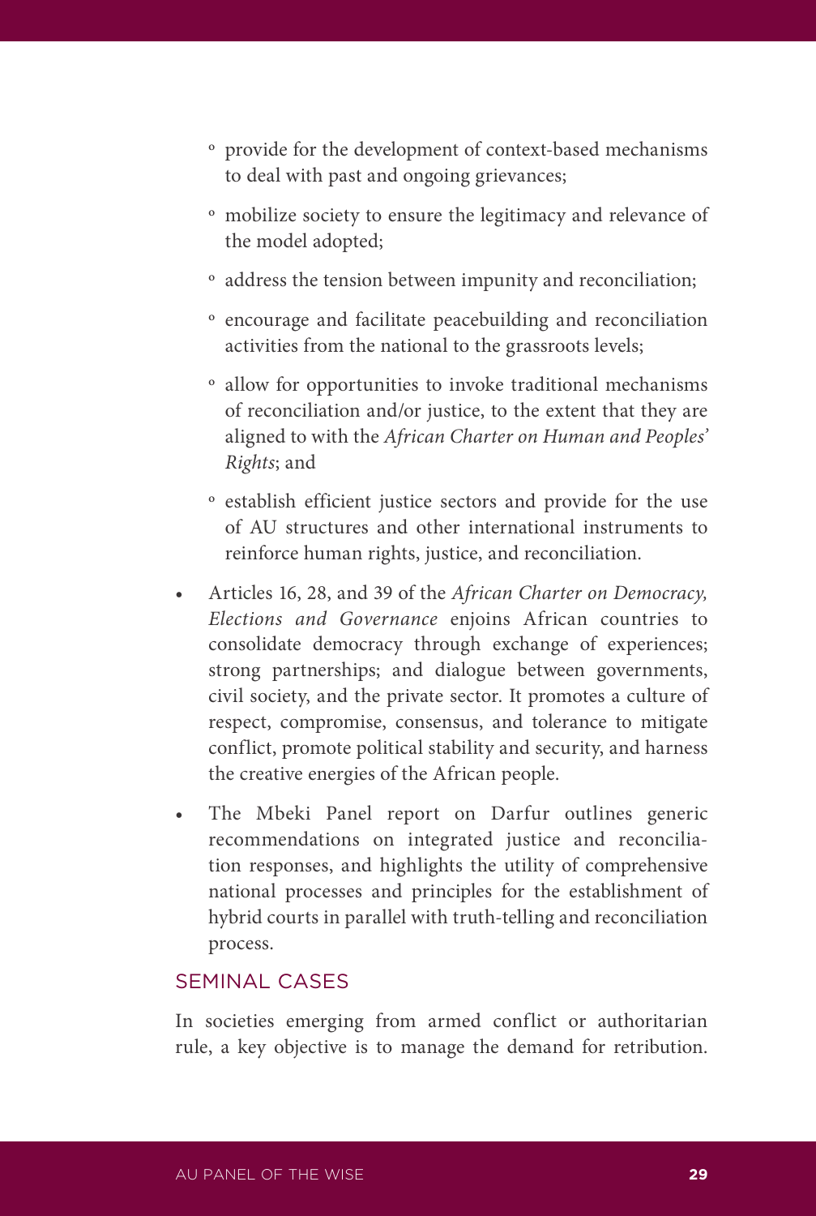- provide for the development of context-based mechanisms to deal with past and ongoing grievances;
  - mobilize society to ensure the legitimacy and relevance of the model adopted;
  - address the tension between impunity and reconciliation;
  - encourage and facilitate peacebuilding and reconciliation activities from the national to the grassroots levels;
  - allow for opportunities to invoke traditional mechanisms of reconciliation and/or justice, to the extent that they are aligned to with the *African Charter on Human and Peoples' Rights*; and
  - establish efficient justice sectors and provide for the use of AU structures and other international instruments to reinforce human rights, justice, and reconciliation.
- Articles 16, 28, and 39 of the *African Charter on Democracy, Elections and Governance* enjoins African countries to consolidate democracy through exchange of experiences; strong partnerships; and dialogue between governments, civil society, and the private sector. It promotes a culture of respect, compromise, consensus, and tolerance to mitigate conflict, promote political stability and security, and harness the creative energies of the African people.
- The Mbeki Panel report on Darfur outlines generic recommendations on integrated justice and reconciliation responses, and highlights the utility of comprehensive national processes and principles for the establishment of hybrid courts in parallel with truth-telling and reconciliation process.

## SEMINAL CASES

In societies emerging from armed conflict or authoritarian rule, a key objective is to manage the demand for retribution.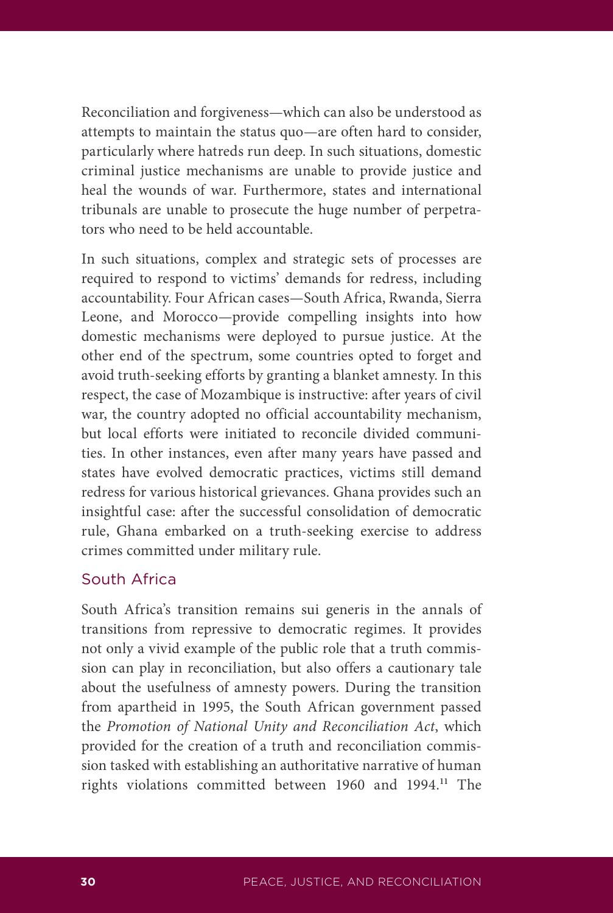Reconciliation and forgiveness—which can also be understood as attempts to maintain the status quo—are often hard to consider, particularly where hatreds run deep. In such situations, domestic criminal justice mechanisms are unable to provide justice and heal the wounds of war. Furthermore, states and international tribunals are unable to prosecute the huge number of perpetrators who need to be held accountable.

In such situations, complex and strategic sets of processes are required to respond to victims' demands for redress, including accountability. Four African cases—South Africa, Rwanda, Sierra Leone, and Morocco—provide compelling insights into how domestic mechanisms were deployed to pursue justice. At the other end of the spectrum, some countries opted to forget and avoid truth-seeking efforts by granting a blanket amnesty. In this respect, the case of Mozambique is instructive: after years of civil war, the country adopted no official accountability mechanism, but local efforts were initiated to reconcile divided communities. In other instances, even after many years have passed and states have evolved democratic practices, victims still demand redress for various historical grievances. Ghana provides such an insightful case: after the successful consolidation of democratic rule, Ghana embarked on a truth-seeking exercise to address crimes committed under military rule.

## South Africa

South Africa's transition remains sui generis in the annals of transitions from repressive to democratic regimes. It provides not only a vivid example of the public role that a truth commission can play in reconciliation, but also offers a cautionary tale about the usefulness of amnesty powers. During the transition from apartheid in 1995, the South African government passed the *Promotion of National Unity and Reconciliation Act*, which provided for the creation of a truth and reconciliation commission tasked with establishing an authoritative narrative of human rights violations committed between 1960 and 1994.[11] The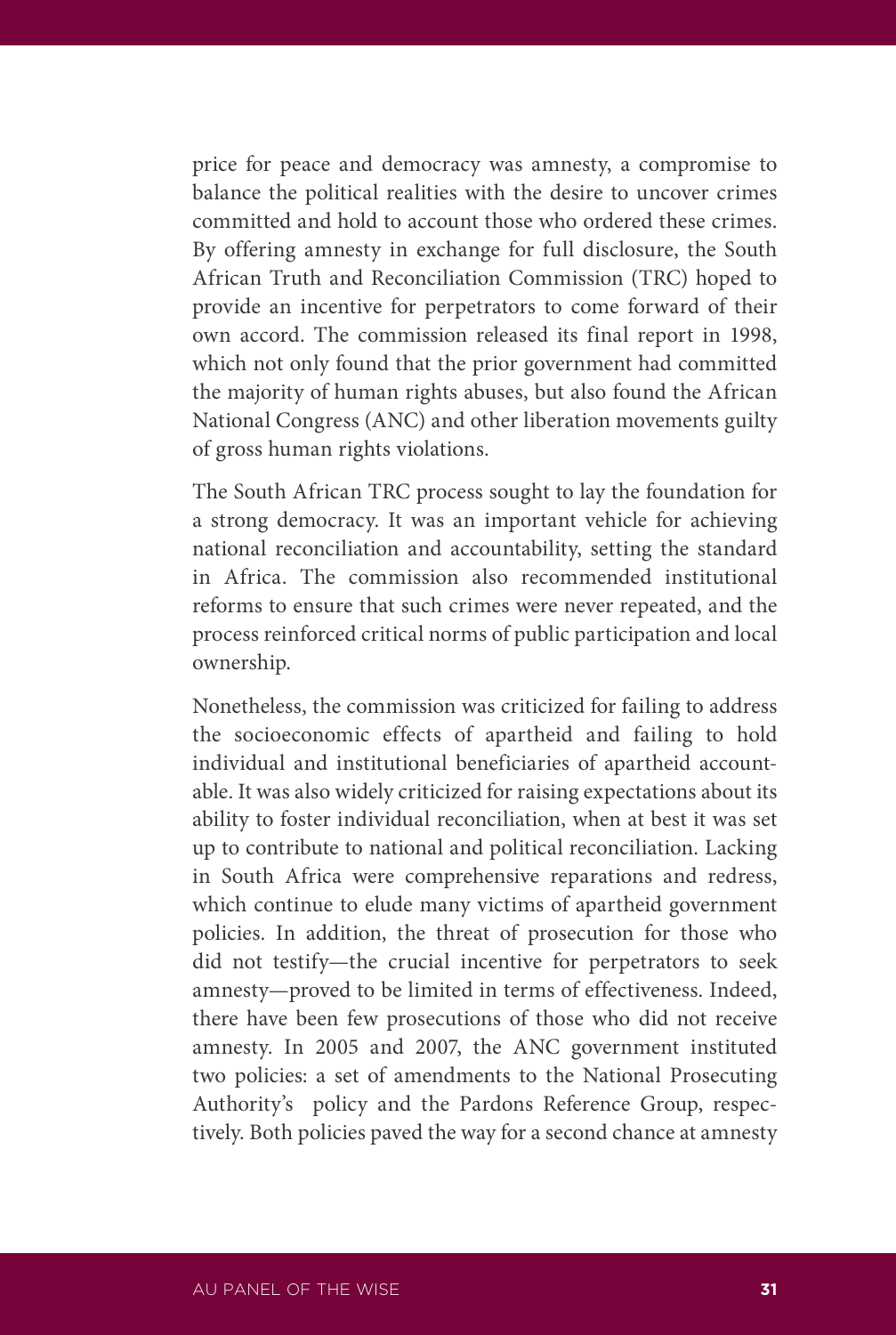price for peace and democracy was amnesty, a compromise to balance the political realities with the desire to uncover crimes committed and hold to account those who ordered these crimes. By offering amnesty in exchange for full disclosure, the South African Truth and Reconciliation Commission (TRC) hoped to provide an incentive for perpetrators to come forward of their own accord. The commission released its final report in 1998, which not only found that the prior government had committed the majority of human rights abuses, but also found the African National Congress (ANC) and other liberation movements guilty of gross human rights violations.

The South African TRC process sought to lay the foundation for a strong democracy. It was an important vehicle for achieving national reconciliation and accountability, setting the standard in Africa. The commission also recommended institutional reforms to ensure that such crimes were never repeated, and the process reinforced critical norms of public participation and local ownership.

Nonetheless, the commission was criticized for failing to address the socioeconomic effects of apartheid and failing to hold individual and institutional beneficiaries of apartheid accountable. It was also widely criticized for raising expectations about its ability to foster individual reconciliation, when at best it was set up to contribute to national and political reconciliation. Lacking in South Africa were comprehensive reparations and redress, which continue to elude many victims of apartheid government policies. In addition, the threat of prosecution for those who did not testify—the crucial incentive for perpetrators to seek amnesty—proved to be limited in terms of effectiveness. Indeed, there have been few prosecutions of those who did not receive amnesty. In 2005 and 2007, the ANC government instituted two policies: a set of amendments to the National Prosecuting Authority's policy and the Pardons Reference Group, respectively. Both policies paved the way for a second chance at amnesty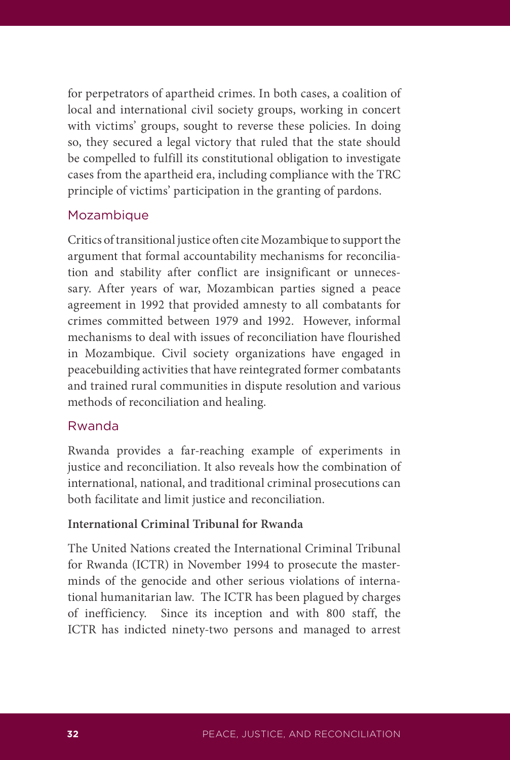for perpetrators of apartheid crimes. In both cases, a coalition of local and international civil society groups, working in concert with victims' groups, sought to reverse these policies. In doing so, they secured a legal victory that ruled that the state should be compelled to fulfill its constitutional obligation to investigate cases from the apartheid era, including compliance with the TRC principle of victims' participation in the granting of pardons.

## Mozambique

Critics of transitional justice often cite Mozambique to support the argument that formal accountability mechanisms for reconciliation and stability after conflict are insignificant or unnecessary. After years of war, Mozambican parties signed a peace agreement in 1992 that provided amnesty to all combatants for crimes committed between 1979 and 1992. However, informal mechanisms to deal with issues of reconciliation have flourished in Mozambique. Civil society organizations have engaged in peacebuilding activities that have reintegrated former combatants and trained rural communities in dispute resolution and various methods of reconciliation and healing.

## Rwanda

Rwanda provides a far-reaching example of experiments in justice and reconciliation. It also reveals how the combination of international, national, and traditional criminal prosecutions can both facilitate and limit justice and reconciliation.

### International Criminal Tribunal for Rwanda

The United Nations created the International Criminal Tribunal for Rwanda (ICTR) in November 1994 to prosecute the masterminds of the genocide and other serious violations of international humanitarian law. The ICTR has been plagued by charges of inefficiency. Since its inception and with 800 staff, the ICTR has indicted ninety-two persons and managed to arrest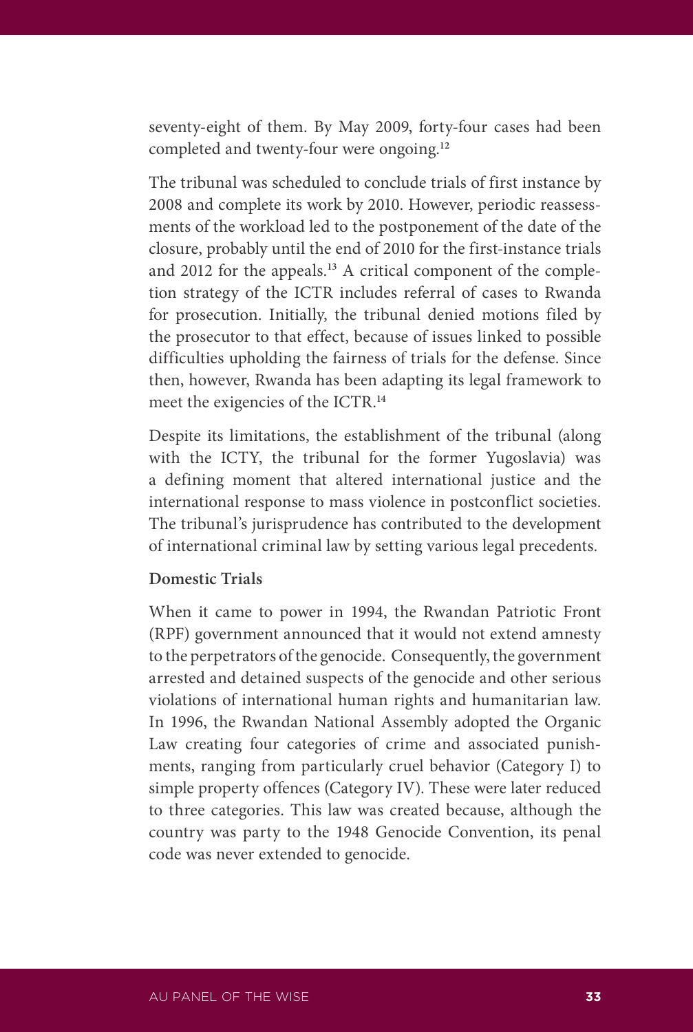seventy-eight of them. By May 2009, forty-four cases had been completed and twenty-four were ongoing.[12]

The tribunal was scheduled to conclude trials of first instance by 2008 and complete its work by 2010. However, periodic reassessments of the workload led to the postponement of the date of the closure, probably until the end of 2010 for the first-instance trials and 2012 for the appeals.[13] A critical component of the completion strategy of the ICTR includes referral of cases to Rwanda for prosecution. Initially, the tribunal denied motions filed by the prosecutor to that effect, because of issues linked to possible difficulties upholding the fairness of trials for the defense. Since then, however, Rwanda has been adapting its legal framework to meet the exigencies of the ICTR.[14]

Despite its limitations, the establishment of the tribunal (along with the ICTY, the tribunal for the former Yugoslavia) was a defining moment that altered international justice and the international response to mass violence in postconflict societies. The tribunal's jurisprudence has contributed to the development of international criminal law by setting various legal precedents.

**Domestic Trials**

When it came to power in 1994, the Rwandan Patriotic Front (RPF) government announced that it would not extend amnesty to the perpetrators of the genocide. Consequently, the government arrested and detained suspects of the genocide and other serious violations of international human rights and humanitarian law. In 1996, the Rwandan National Assembly adopted the Organic Law creating four categories of crime and associated punishments, ranging from particularly cruel behavior (Category I) to simple property offences (Category IV). These were later reduced to three categories. This law was created because, although the country was party to the 1948 Genocide Convention, its penal code was never extended to genocide.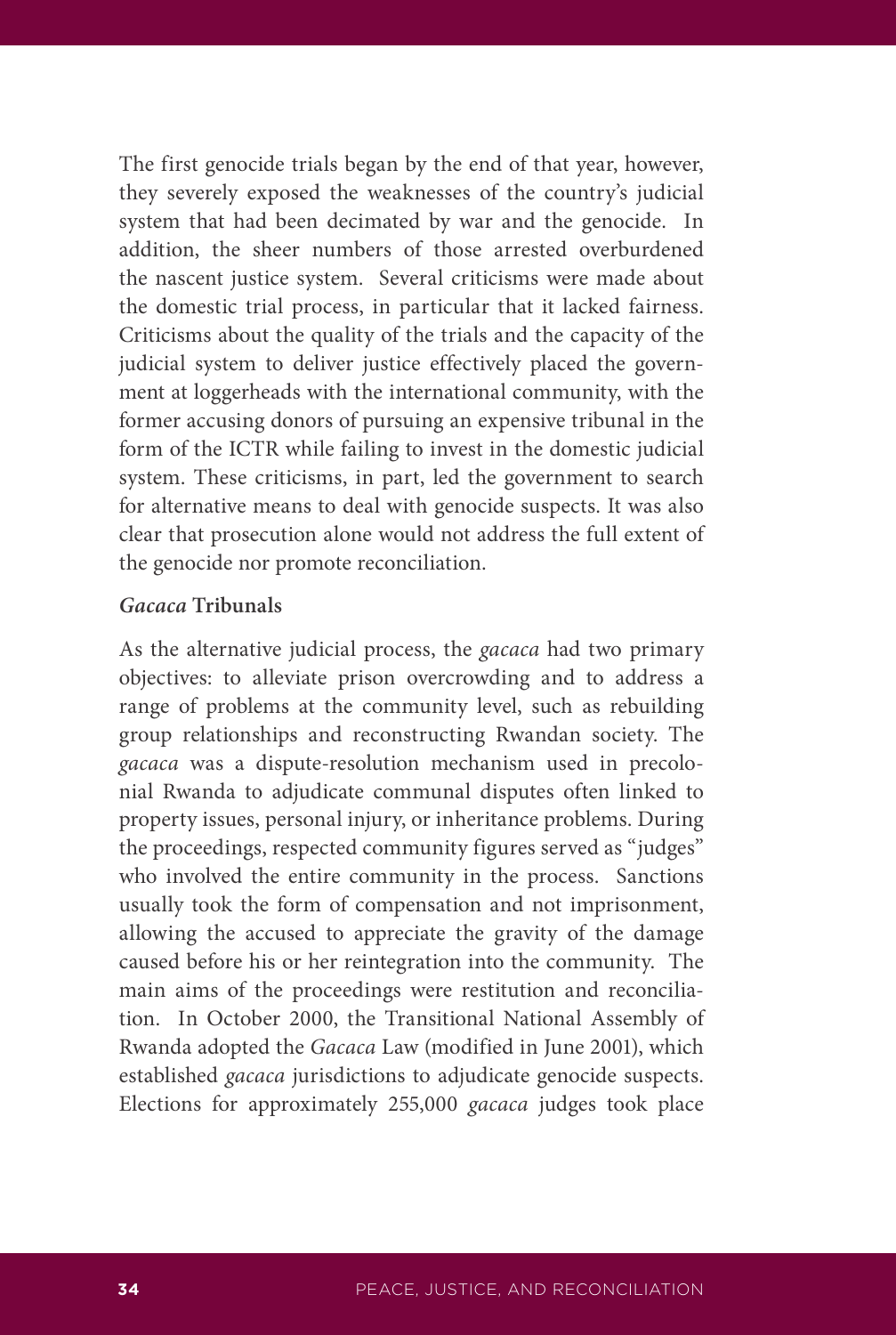The first genocide trials began by the end of that year, however, they severely exposed the weaknesses of the country's judicial system that had been decimated by war and the genocide. In addition, the sheer numbers of those arrested overburdened the nascent justice system. Several criticisms were made about the domestic trial process, in particular that it lacked fairness. Criticisms about the quality of the trials and the capacity of the judicial system to deliver justice effectively placed the government at loggerheads with the international community, with the former accusing donors of pursuing an expensive tribunal in the form of the ICTR while failing to invest in the domestic judicial system. These criticisms, in part, led the government to search for alternative means to deal with genocide suspects. It was also clear that prosecution alone would not address the full extent of the genocide nor promote reconciliation.

### *Gacaca* Tribunals

As the alternative judicial process, the *gacaca* had two primary objectives: to alleviate prison overcrowding and to address a range of problems at the community level, such as rebuilding group relationships and reconstructing Rwandan society. The *gacaca* was a dispute-resolution mechanism used in precolonial Rwanda to adjudicate communal disputes often linked to property issues, personal injury, or inheritance problems. During the proceedings, respected community figures served as "judges" who involved the entire community in the process. Sanctions usually took the form of compensation and not imprisonment, allowing the accused to appreciate the gravity of the damage caused before his or her reintegration into the community. The main aims of the proceedings were restitution and reconciliation. In October 2000, the Transitional National Assembly of Rwanda adopted the *Gacaca* Law (modified in June 2001), which established *gacaca* jurisdictions to adjudicate genocide suspects. Elections for approximately 255,000 *gacaca* judges took place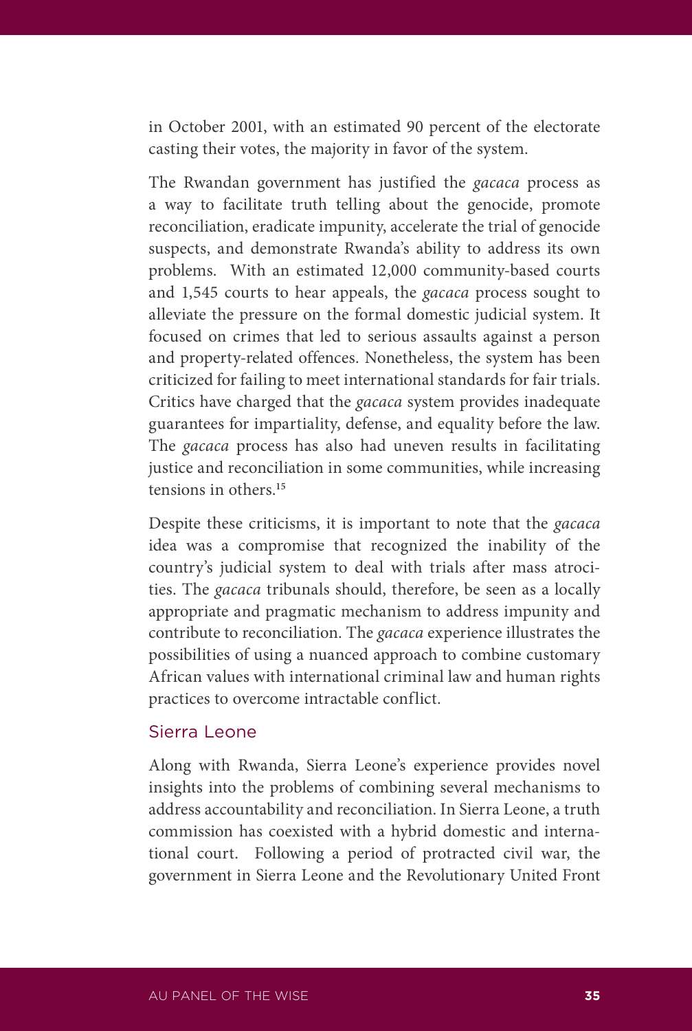in October 2001, with an estimated 90 percent of the electorate casting their votes, the majority in favor of the system.

The Rwandan government has justified the *gacaca* process as a way to facilitate truth telling about the genocide, promote reconciliation, eradicate impunity, accelerate the trial of genocide suspects, and demonstrate Rwanda's ability to address its own problems. With an estimated 12,000 community-based courts and 1,545 courts to hear appeals, the *gacaca* process sought to alleviate the pressure on the formal domestic judicial system. It focused on crimes that led to serious assaults against a person and property-related offences. Nonetheless, the system has been criticized for failing to meet international standards for fair trials. Critics have charged that the *gacaca* system provides inadequate guarantees for impartiality, defense, and equality before the law. The *gacaca* process has also had uneven results in facilitating justice and reconciliation in some communities, while increasing tensions in others.[15]

Despite these criticisms, it is important to note that the *gacaca* idea was a compromise that recognized the inability of the country's judicial system to deal with trials after mass atrocities. The *gacaca* tribunals should, therefore, be seen as a locally appropriate and pragmatic mechanism to address impunity and contribute to reconciliation. The *gacaca* experience illustrates the possibilities of using a nuanced approach to combine customary African values with international criminal law and human rights practices to overcome intractable conflict.

### Sierra Leone

Along with Rwanda, Sierra Leone's experience provides novel insights into the problems of combining several mechanisms to address accountability and reconciliation. In Sierra Leone, a truth commission has coexisted with a hybrid domestic and international court. Following a period of protracted civil war, the government in Sierra Leone and the Revolutionary United Front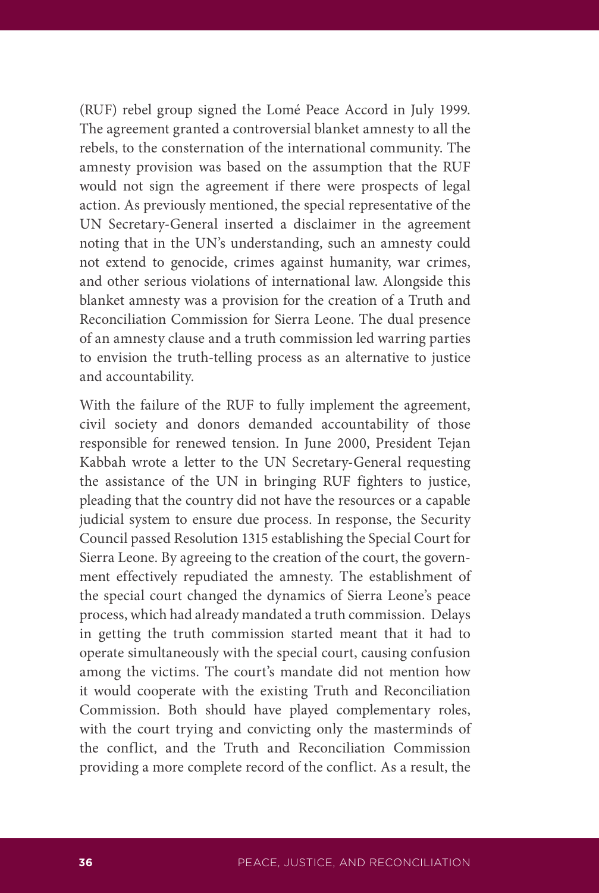(RUF) rebel group signed the Lomé Peace Accord in July 1999. The agreement granted a controversial blanket amnesty to all the rebels, to the consternation of the international community. The amnesty provision was based on the assumption that the RUF would not sign the agreement if there were prospects of legal action. As previously mentioned, the special representative of the UN Secretary-General inserted a disclaimer in the agreement noting that in the UN's understanding, such an amnesty could not extend to genocide, crimes against humanity, war crimes, and other serious violations of international law. Alongside this blanket amnesty was a provision for the creation of a Truth and Reconciliation Commission for Sierra Leone. The dual presence of an amnesty clause and a truth commission led warring parties to envision the truth-telling process as an alternative to justice and accountability.

With the failure of the RUF to fully implement the agreement, civil society and donors demanded accountability of those responsible for renewed tension. In June 2000, President Tejan Kabbah wrote a letter to the UN Secretary-General requesting the assistance of the UN in bringing RUF fighters to justice, pleading that the country did not have the resources or a capable judicial system to ensure due process. In response, the Security Council passed Resolution 1315 establishing the Special Court for Sierra Leone. By agreeing to the creation of the court, the government effectively repudiated the amnesty. The establishment of the special court changed the dynamics of Sierra Leone's peace process, which had already mandated a truth commission. Delays in getting the truth commission started meant that it had to operate simultaneously with the special court, causing confusion among the victims. The court's mandate did not mention how it would cooperate with the existing Truth and Reconciliation Commission. Both should have played complementary roles, with the court trying and convicting only the masterminds of the conflict, and the Truth and Reconciliation Commission providing a more complete record of the conflict. As a result, the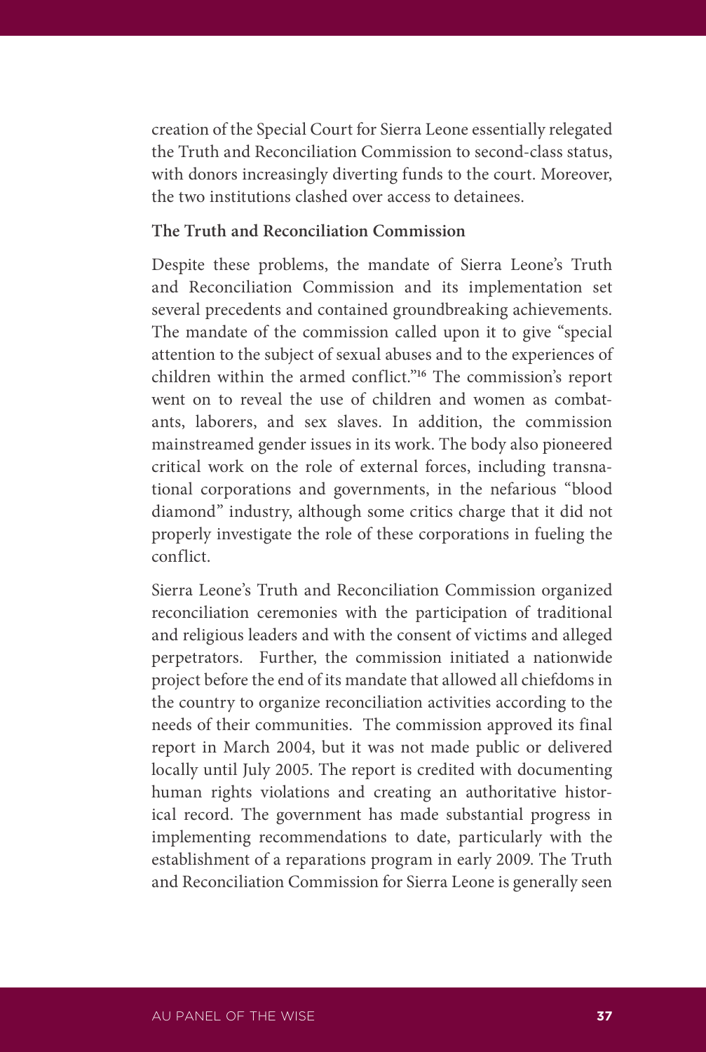creation of the Special Court for Sierra Leone essentially relegated the Truth and Reconciliation Commission to second-class status, with donors increasingly diverting funds to the court. Moreover, the two institutions clashed over access to detainees.

**The Truth and Reconciliation Commission**

Despite these problems, the mandate of Sierra Leone's Truth and Reconciliation Commission and its implementation set several precedents and contained groundbreaking achievements. The mandate of the commission called upon it to give "special attention to the subject of sexual abuses and to the experiences of children within the armed conflict."[16] The commission's report went on to reveal the use of children and women as combatants, laborers, and sex slaves. In addition, the commission mainstreamed gender issues in its work. The body also pioneered critical work on the role of external forces, including transnational corporations and governments, in the nefarious "blood diamond" industry, although some critics charge that it did not properly investigate the role of these corporations in fueling the conflict.

Sierra Leone's Truth and Reconciliation Commission organized reconciliation ceremonies with the participation of traditional and religious leaders and with the consent of victims and alleged perpetrators. Further, the commission initiated a nationwide project before the end of its mandate that allowed all chiefdoms in the country to organize reconciliation activities according to the needs of their communities. The commission approved its final report in March 2004, but it was not made public or delivered locally until July 2005. The report is credited with documenting human rights violations and creating an authoritative historical record. The government has made substantial progress in implementing recommendations to date, particularly with the establishment of a reparations program in early 2009. The Truth and Reconciliation Commission for Sierra Leone is generally seen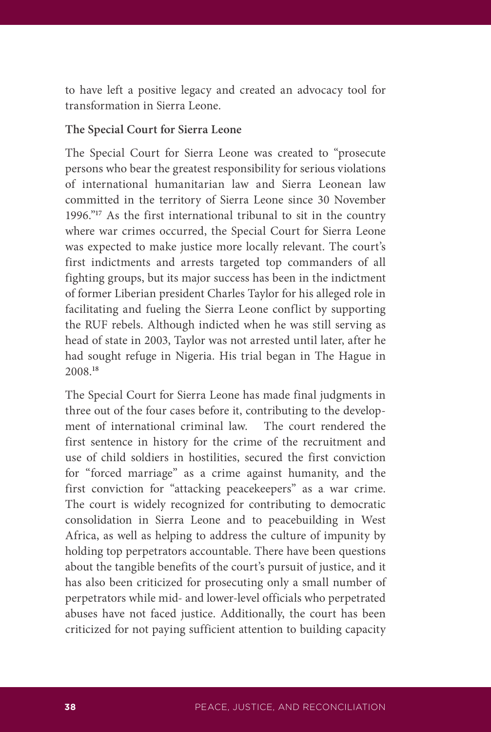to have left a positive legacy and created an advocacy tool for transformation in Sierra Leone.

**The Special Court for Sierra Leone**

The Special Court for Sierra Leone was created to "prosecute persons who bear the greatest responsibility for serious violations of international humanitarian law and Sierra Leonean law committed in the territory of Sierra Leone since 30 November 1996."[17] As the first international tribunal to sit in the country where war crimes occurred, the Special Court for Sierra Leone was expected to make justice more locally relevant. The court's first indictments and arrests targeted top commanders of all fighting groups, but its major success has been in the indictment of former Liberian president Charles Taylor for his alleged role in facilitating and fueling the Sierra Leone conflict by supporting the RUF rebels. Although indicted when he was still serving as head of state in 2003, Taylor was not arrested until later, after he had sought refuge in Nigeria. His trial began in The Hague in 2008.[18]

The Special Court for Sierra Leone has made final judgments in three out of the four cases before it, contributing to the development of international criminal law. The court rendered the first sentence in history for the crime of the recruitment and use of child soldiers in hostilities, secured the first conviction for "forced marriage" as a crime against humanity, and the first conviction for "attacking peacekeepers" as a war crime. The court is widely recognized for contributing to democratic consolidation in Sierra Leone and to peacebuilding in West Africa, as well as helping to address the culture of impunity by holding top perpetrators accountable. There have been questions about the tangible benefits of the court's pursuit of justice, and it has also been criticized for prosecuting only a small number of perpetrators while mid- and lower-level officials who perpetrated abuses have not faced justice. Additionally, the court has been criticized for not paying sufficient attention to building capacity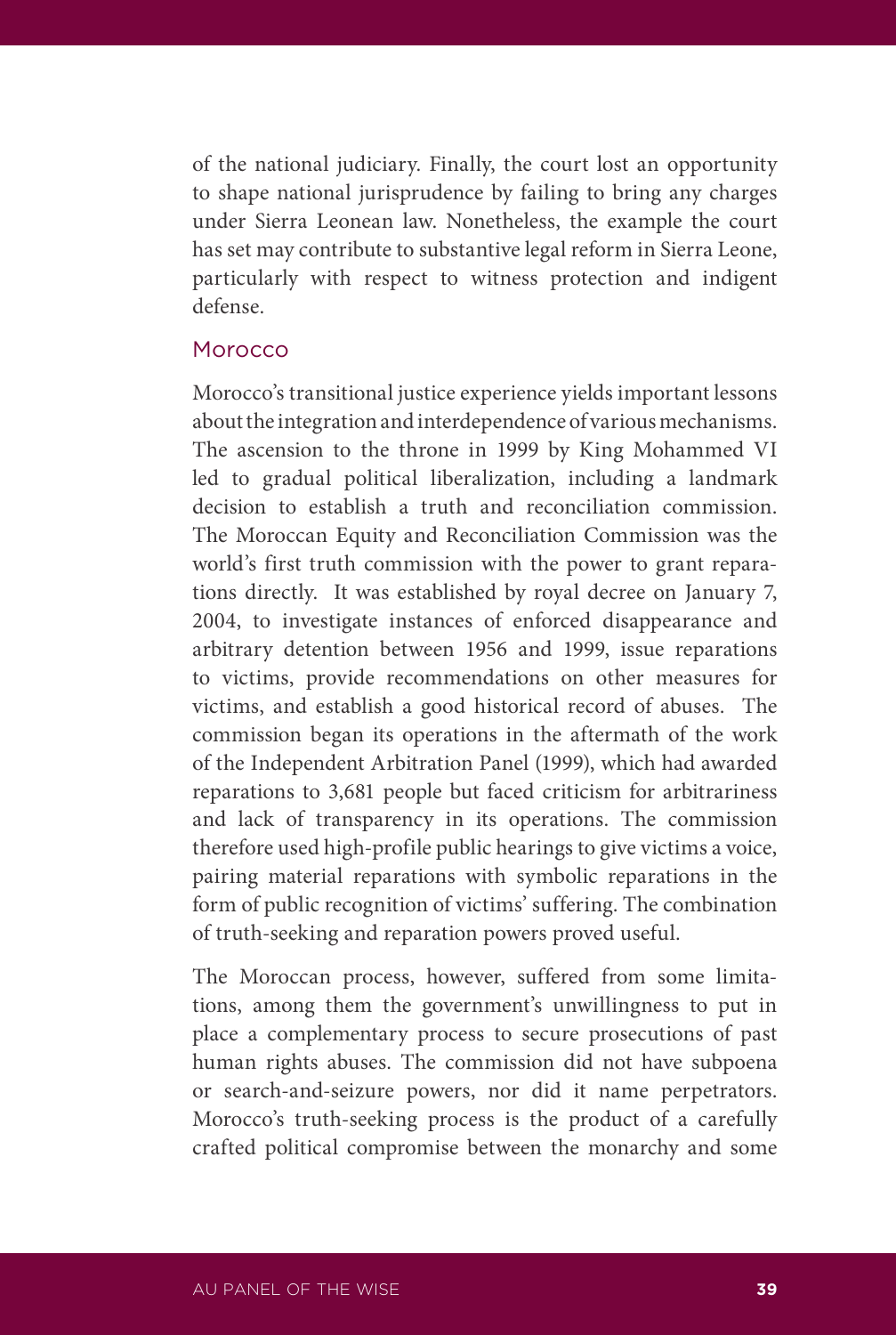of the national judiciary. Finally, the court lost an opportunity to shape national jurisprudence by failing to bring any charges under Sierra Leonean law. Nonetheless, the example the court has set may contribute to substantive legal reform in Sierra Leone, particularly with respect to witness protection and indigent defense.

### Morocco

Morocco's transitional justice experience yields important lessons about the integration and interdependence of various mechanisms. The ascension to the throne in 1999 by King Mohammed VI led to gradual political liberalization, including a landmark decision to establish a truth and reconciliation commission. The Moroccan Equity and Reconciliation Commission was the world's first truth commission with the power to grant reparations directly. It was established by royal decree on January 7, 2004, to investigate instances of enforced disappearance and arbitrary detention between 1956 and 1999, issue reparations to victims, provide recommendations on other measures for victims, and establish a good historical record of abuses. The commission began its operations in the aftermath of the work of the Independent Arbitration Panel (1999), which had awarded reparations to 3,681 people but faced criticism for arbitrariness and lack of transparency in its operations. The commission therefore used high-profile public hearings to give victims a voice, pairing material reparations with symbolic reparations in the form of public recognition of victims' suffering. The combination of truth-seeking and reparation powers proved useful.

The Moroccan process, however, suffered from some limitations, among them the government's unwillingness to put in place a complementary process to secure prosecutions of past human rights abuses. The commission did not have subpoena or search-and-seizure powers, nor did it name perpetrators. Morocco's truth-seeking process is the product of a carefully crafted political compromise between the monarchy and some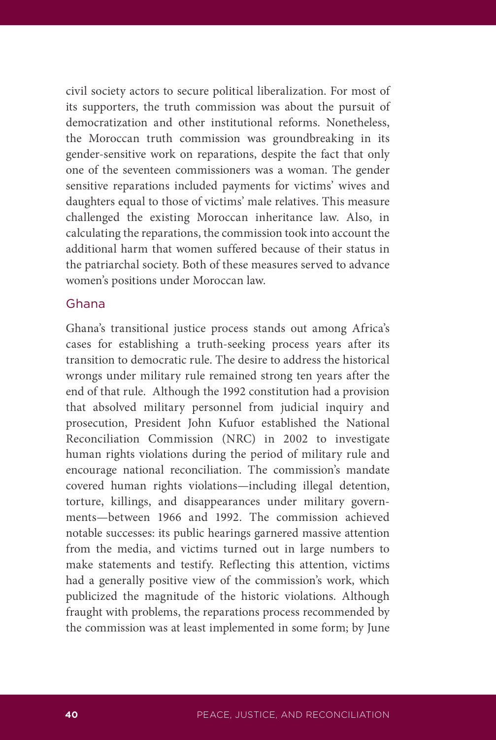civil society actors to secure political liberalization. For most of its supporters, the truth commission was about the pursuit of democratization and other institutional reforms. Nonetheless, the Moroccan truth commission was groundbreaking in its gender-sensitive work on reparations, despite the fact that only one of the seventeen commissioners was a woman. The gender sensitive reparations included payments for victims' wives and daughters equal to those of victims' male relatives. This measure challenged the existing Moroccan inheritance law. Also, in calculating the reparations, the commission took into account the additional harm that women suffered because of their status in the patriarchal society. Both of these measures served to advance women's positions under Moroccan law.

### Ghana

Ghana's transitional justice process stands out among Africa's cases for establishing a truth-seeking process years after its transition to democratic rule. The desire to address the historical wrongs under military rule remained strong ten years after the end of that rule. Although the 1992 constitution had a provision that absolved military personnel from judicial inquiry and prosecution, President John Kufuor established the National Reconciliation Commission (NRC) in 2002 to investigate human rights violations during the period of military rule and encourage national reconciliation. The commission's mandate covered human rights violations—including illegal detention, torture, killings, and disappearances under military governments—between 1966 and 1992. The commission achieved notable successes: its public hearings garnered massive attention from the media, and victims turned out in large numbers to make statements and testify. Reflecting this attention, victims had a generally positive view of the commission's work, which publicized the magnitude of the historic violations. Although fraught with problems, the reparations process recommended by the commission was at least implemented in some form; by June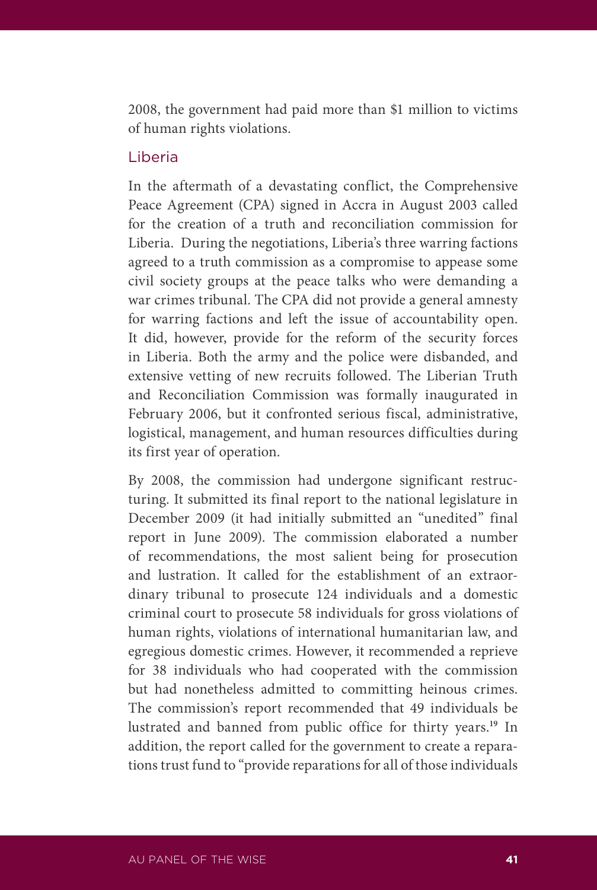2008, the government had paid more than $1 million to victims of human rights violations.

### Liberia

In the aftermath of a devastating conflict, the Comprehensive Peace Agreement (CPA) signed in Accra in August 2003 called for the creation of a truth and reconciliation commission for Liberia. During the negotiations, Liberia's three warring factions agreed to a truth commission as a compromise to appease some civil society groups at the peace talks who were demanding a war crimes tribunal. The CPA did not provide a general amnesty for warring factions and left the issue of accountability open. It did, however, provide for the reform of the security forces in Liberia. Both the army and the police were disbanded, and extensive vetting of new recruits followed. The Liberian Truth and Reconciliation Commission was formally inaugurated in February 2006, but it confronted serious fiscal, administrative, logistical, management, and human resources difficulties during its first year of operation.

By 2008, the commission had undergone significant restructuring. It submitted its final report to the national legislature in December 2009 (it had initially submitted an "unedited" final report in June 2009). The commission elaborated a number of recommendations, the most salient being for prosecution and lustration. It called for the establishment of an extraordinary tribunal to prosecute 124 individuals and a domestic criminal court to prosecute 58 individuals for gross violations of human rights, violations of international humanitarian law, and egregious domestic crimes. However, it recommended a reprieve for 38 individuals who had cooperated with the commission but had nonetheless admitted to committing heinous crimes. The commission's report recommended that 49 individuals be lustrated and banned from public office for thirty years.[19] In addition, the report called for the government to create a reparations trust fund to "provide reparations for all of those individuals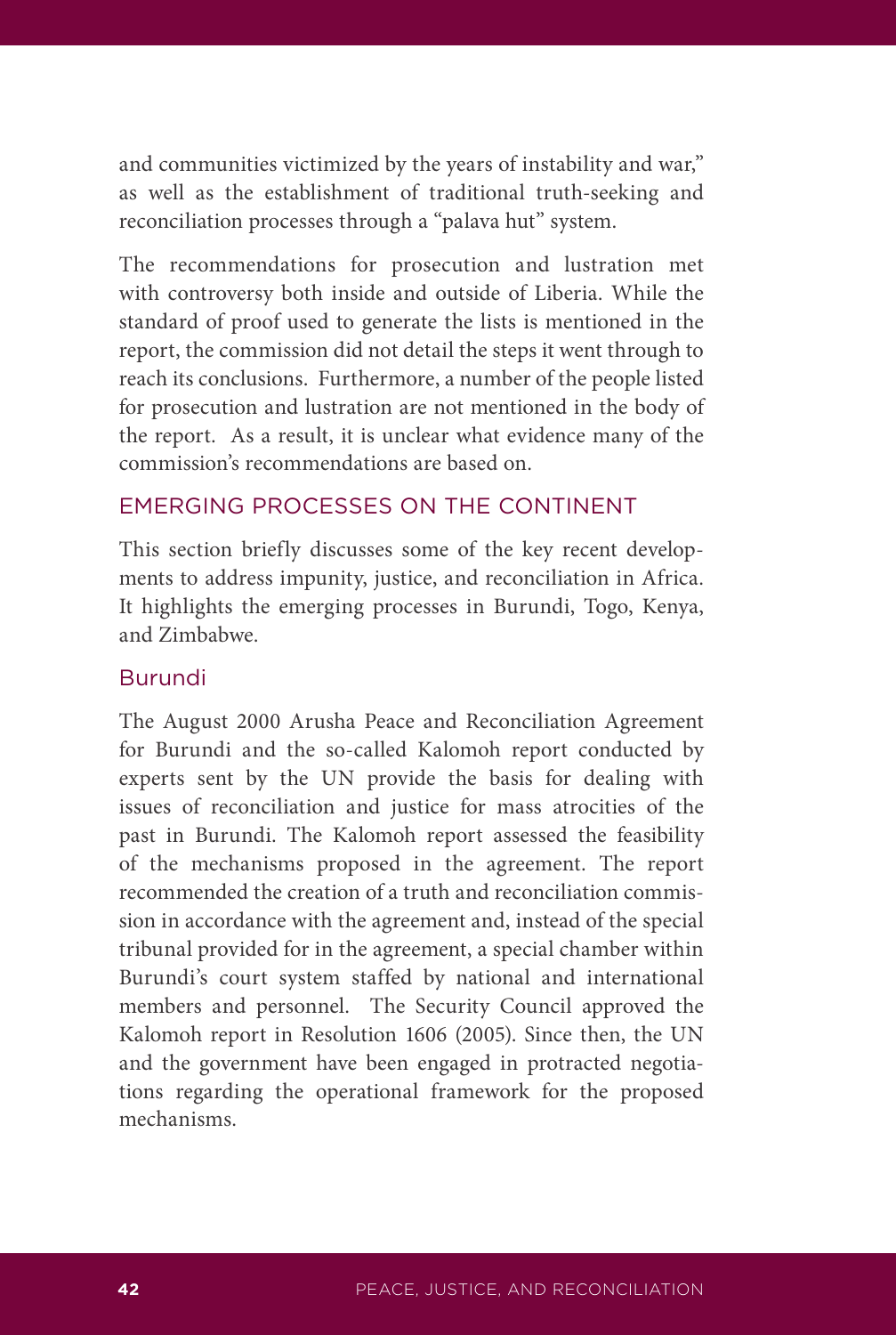and communities victimized by the years of instability and war," as well as the establishment of traditional truth-seeking and reconciliation processes through a "palava hut" system.

The recommendations for prosecution and lustration met with controversy both inside and outside of Liberia. While the standard of proof used to generate the lists is mentioned in the report, the commission did not detail the steps it went through to reach its conclusions. Furthermore, a number of the people listed for prosecution and lustration are not mentioned in the body of the report. As a result, it is unclear what evidence many of the commission's recommendations are based on.

## EMERGING PROCESSES ON THE CONTINENT

This section briefly discusses some of the key recent developments to address impunity, justice, and reconciliation in Africa. It highlights the emerging processes in Burundi, Togo, Kenya, and Zimbabwe.

### Burundi

The August 2000 Arusha Peace and Reconciliation Agreement for Burundi and the so-called Kalomoh report conducted by experts sent by the UN provide the basis for dealing with issues of reconciliation and justice for mass atrocities of the past in Burundi. The Kalomoh report assessed the feasibility of the mechanisms proposed in the agreement. The report recommended the creation of a truth and reconciliation commission in accordance with the agreement and, instead of the special tribunal provided for in the agreement, a special chamber within Burundi's court system staffed by national and international members and personnel. The Security Council approved the Kalomoh report in Resolution 1606 (2005). Since then, the UN and the government have been engaged in protracted negotiations regarding the operational framework for the proposed mechanisms.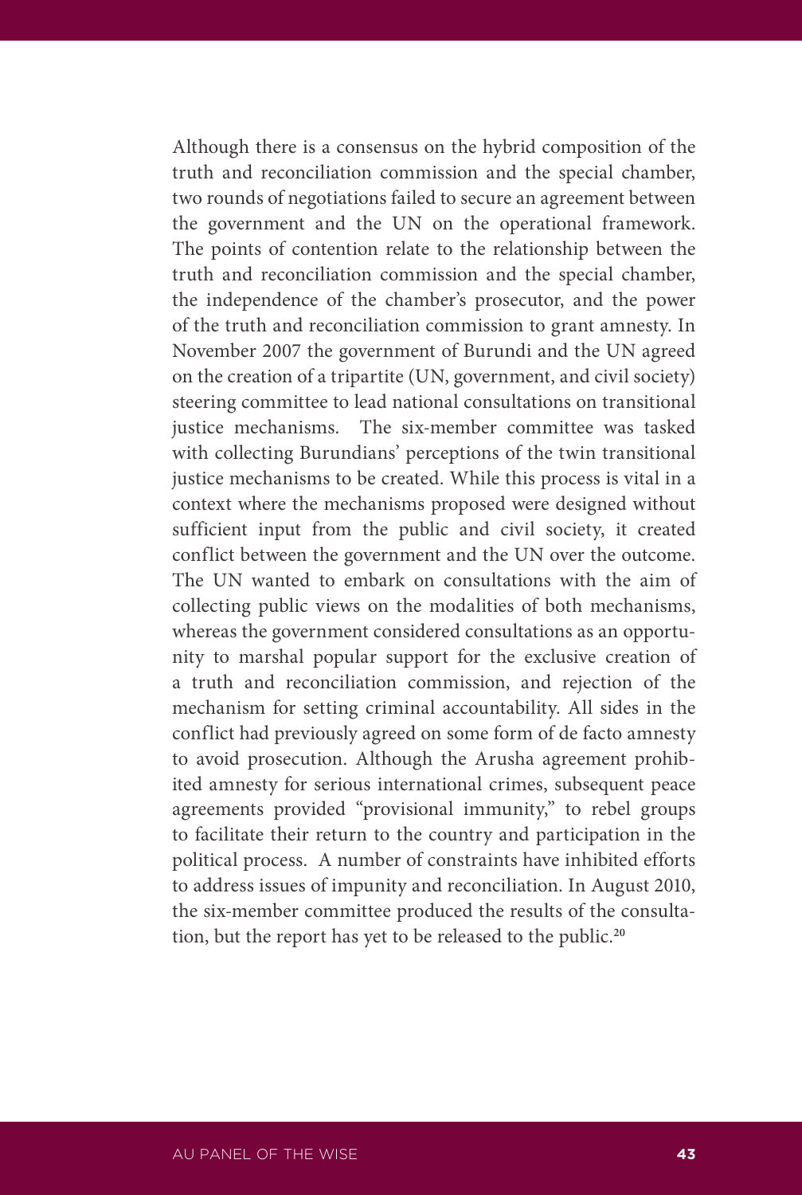Although there is a consensus on the hybrid composition of the truth and reconciliation commission and the special chamber, two rounds of negotiations failed to secure an agreement between the government and the UN on the operational framework. The points of contention relate to the relationship between the truth and reconciliation commission and the special chamber, the independence of the chamber's prosecutor, and the power of the truth and reconciliation commission to grant amnesty. In November 2007 the government of Burundi and the UN agreed on the creation of a tripartite (UN, government, and civil society) steering committee to lead national consultations on transitional justice mechanisms. The six-member committee was tasked with collecting Burundians' perceptions of the twin transitional justice mechanisms to be created. While this process is vital in a context where the mechanisms proposed were designed without sufficient input from the public and civil society, it created conflict between the government and the UN over the outcome. The UN wanted to embark on consultations with the aim of collecting public views on the modalities of both mechanisms, whereas the government considered consultations as an opportunity to marshal popular support for the exclusive creation of a truth and reconciliation commission, and rejection of the mechanism for setting criminal accountability. All sides in the conflict had previously agreed on some form of de facto amnesty to avoid prosecution. Although the Arusha agreement prohibited amnesty for serious international crimes, subsequent peace agreements provided "provisional immunity," to rebel groups to facilitate their return to the country and participation in the political process. A number of constraints have inhibited efforts to address issues of impunity and reconciliation. In August 2010, the six-member committee produced the results of the consultation, but the report has yet to be released to the public.[20]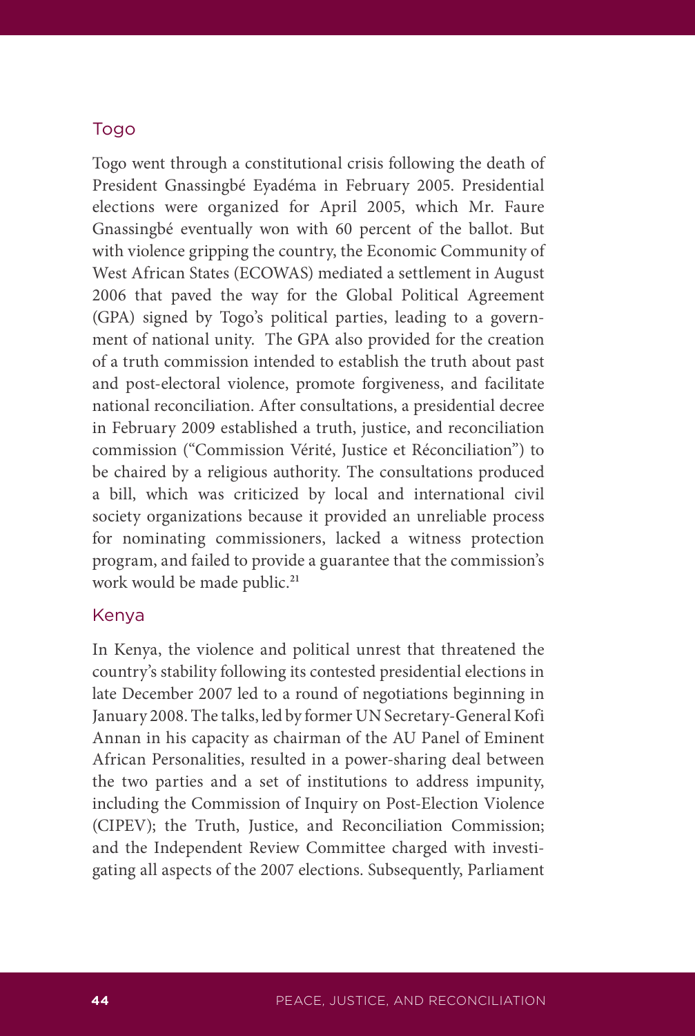## Togo

Togo went through a constitutional crisis following the death of President Gnassingbé Eyadéma in February 2005. Presidential elections were organized for April 2005, which Mr. Faure Gnassingbé eventually won with 60 percent of the ballot. But with violence gripping the country, the Economic Community of West African States (ECOWAS) mediated a settlement in August 2006 that paved the way for the Global Political Agreement (GPA) signed by Togo's political parties, leading to a government of national unity. The GPA also provided for the creation of a truth commission intended to establish the truth about past and post-electoral violence, promote forgiveness, and facilitate national reconciliation. After consultations, a presidential decree in February 2009 established a truth, justice, and reconciliation commission ("Commission Vérité, Justice et Réconciliation") to be chaired by a religious authority. The consultations produced a bill, which was criticized by local and international civil society organizations because it provided an unreliable process for nominating commissioners, lacked a witness protection program, and failed to provide a guarantee that the commission's work would be made public.[21]

## Kenya

In Kenya, the violence and political unrest that threatened the country's stability following its contested presidential elections in late December 2007 led to a round of negotiations beginning in January 2008. The talks, led by former UN Secretary-General Kofi Annan in his capacity as chairman of the AU Panel of Eminent African Personalities, resulted in a power-sharing deal between the two parties and a set of institutions to address impunity, including the Commission of Inquiry on Post-Election Violence (CIPEV); the Truth, Justice, and Reconciliation Commission; and the Independent Review Committee charged with investigating all aspects of the 2007 elections. Subsequently, Parliament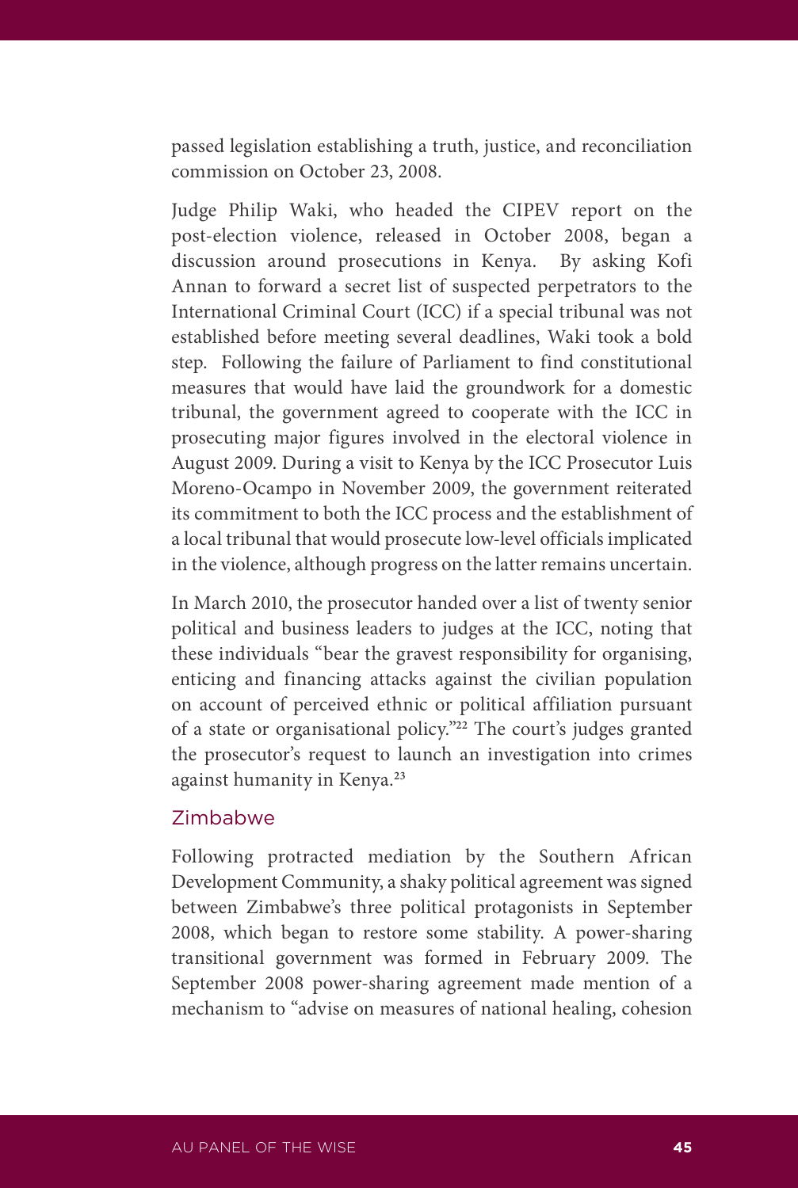passed legislation establishing a truth, justice, and reconciliation commission on October 23, 2008.

Judge Philip Waki, who headed the CIPEV report on the post-election violence, released in October 2008, began a discussion around prosecutions in Kenya. By asking Kofi Annan to forward a secret list of suspected perpetrators to the International Criminal Court (ICC) if a special tribunal was not established before meeting several deadlines, Waki took a bold step. Following the failure of Parliament to find constitutional measures that would have laid the groundwork for a domestic tribunal, the government agreed to cooperate with the ICC in prosecuting major figures involved in the electoral violence in August 2009. During a visit to Kenya by the ICC Prosecutor Luis Moreno-Ocampo in November 2009, the government reiterated its commitment to both the ICC process and the establishment of a local tribunal that would prosecute low-level officials implicated in the violence, although progress on the latter remains uncertain.

In March 2010, the prosecutor handed over a list of twenty senior political and business leaders to judges at the ICC, noting that these individuals "bear the gravest responsibility for organising, enticing and financing attacks against the civilian population on account of perceived ethnic or political affiliation pursuant of a state or organisational policy."[22] The court's judges granted the prosecutor's request to launch an investigation into crimes against humanity in Kenya.[23]

## Zimbabwe

Following protracted mediation by the Southern African Development Community, a shaky political agreement was signed between Zimbabwe's three political protagonists in September 2008, which began to restore some stability. A power-sharing transitional government was formed in February 2009. The September 2008 power-sharing agreement made mention of a mechanism to "advise on measures of national healing, cohesion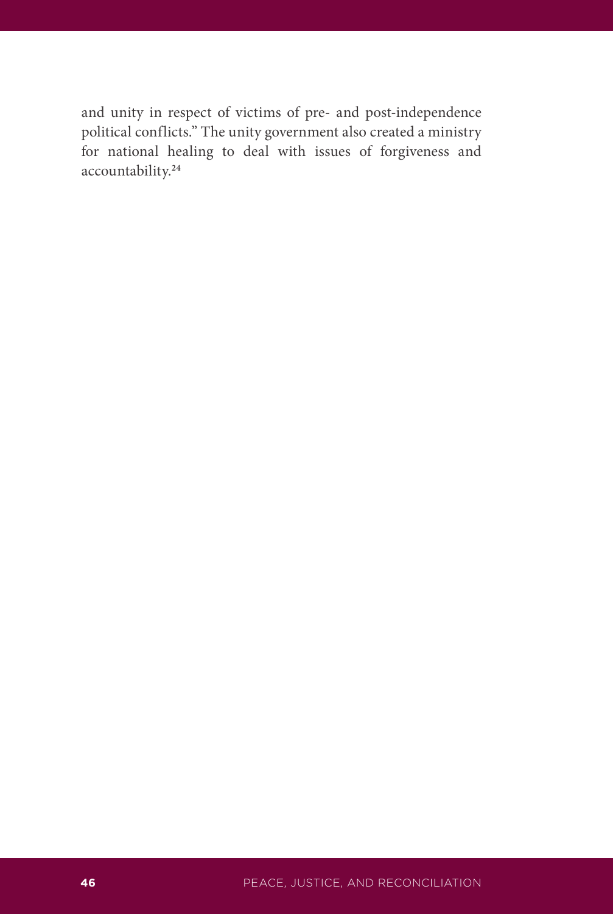and unity in respect of victims of pre- and post-independence political conflicts." The unity government also created a ministry for national healing to deal with issues of forgiveness and accountability.[24]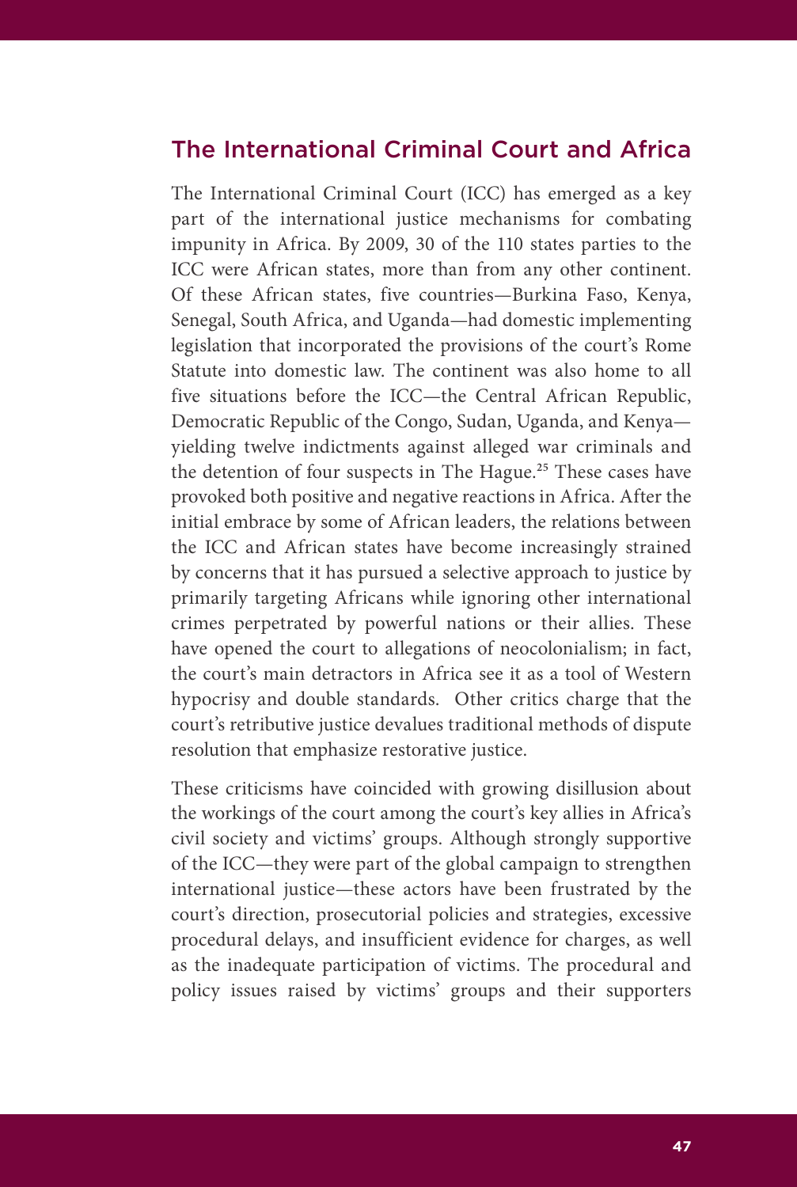## The International Criminal Court and Africa

The International Criminal Court (ICC) has emerged as a key part of the international justice mechanisms for combating impunity in Africa. By 2009, 30 of the 110 states parties to the ICC were African states, more than from any other continent. Of these African states, five countries—Burkina Faso, Kenya, Senegal, South Africa, and Uganda—had domestic implementing legislation that incorporated the provisions of the court's Rome Statute into domestic law. The continent was also home to all five situations before the ICC—the Central African Republic, Democratic Republic of the Congo, Sudan, Uganda, and Kenya—yielding twelve indictments against alleged war criminals and the detention of four suspects in The Hague.[25] These cases have provoked both positive and negative reactions in Africa. After the initial embrace by some of African leaders, the relations between the ICC and African states have become increasingly strained by concerns that it has pursued a selective approach to justice by primarily targeting Africans while ignoring other international crimes perpetrated by powerful nations or their allies. These have opened the court to allegations of neocolonialism; in fact, the court's main detractors in Africa see it as a tool of Western hypocrisy and double standards. Other critics charge that the court's retributive justice devalues traditional methods of dispute resolution that emphasize restorative justice.

These criticisms have coincided with growing disillusion about the workings of the court among the court's key allies in Africa's civil society and victims' groups. Although strongly supportive of the ICC—they were part of the global campaign to strengthen international justice—these actors have been frustrated by the court's direction, prosecutorial policies and strategies, excessive procedural delays, and insufficient evidence for charges, as well as the inadequate participation of victims. The procedural and policy issues raised by victims' groups and their supporters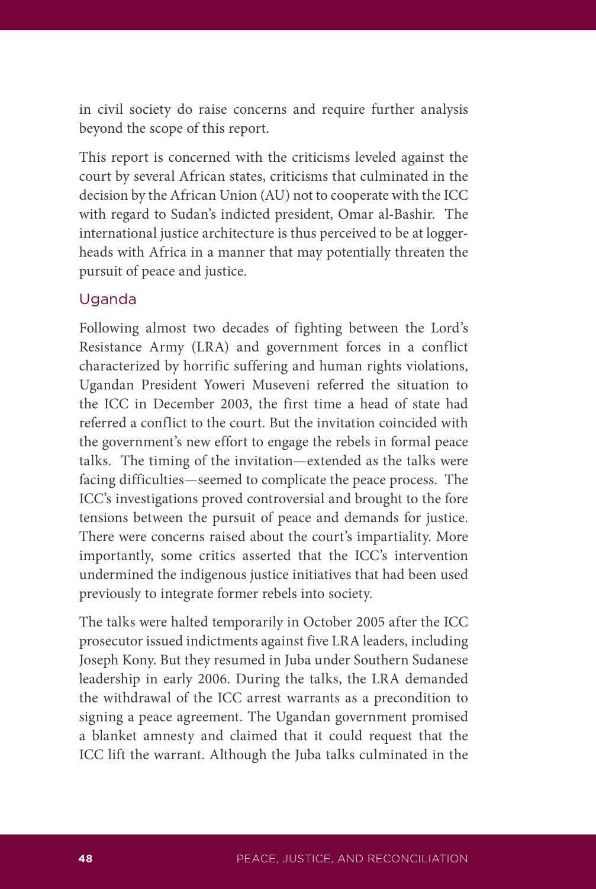in civil society do raise concerns and require further analysis beyond the scope of this report.

This report is concerned with the criticisms leveled against the court by several African states, criticisms that culminated in the decision by the African Union (AU) not to cooperate with the ICC with regard to Sudan's indicted president, Omar al-Bashir. The international justice architecture is thus perceived to be at loggerheads with Africa in a manner that may potentially threaten the pursuit of peace and justice.

## Uganda

Following almost two decades of fighting between the Lord's Resistance Army (LRA) and government forces in a conflict characterized by horrific suffering and human rights violations, Ugandan President Yoweri Museveni referred the situation to the ICC in December 2003, the first time a head of state had referred a conflict to the court. But the invitation coincided with the government's new effort to engage the rebels in formal peace talks. The timing of the invitation—extended as the talks were facing difficulties—seemed to complicate the peace process. The ICC's investigations proved controversial and brought to the fore tensions between the pursuit of peace and demands for justice. There were concerns raised about the court's impartiality. More importantly, some critics asserted that the ICC's intervention undermined the indigenous justice initiatives that had been used previously to integrate former rebels into society.

The talks were halted temporarily in October 2005 after the ICC prosecutor issued indictments against five LRA leaders, including Joseph Kony. But they resumed in Juba under Southern Sudanese leadership in early 2006. During the talks, the LRA demanded the withdrawal of the ICC arrest warrants as a precondition to signing a peace agreement. The Ugandan government promised a blanket amnesty and claimed that it could request that the ICC lift the warrant. Although the Juba talks culminated in the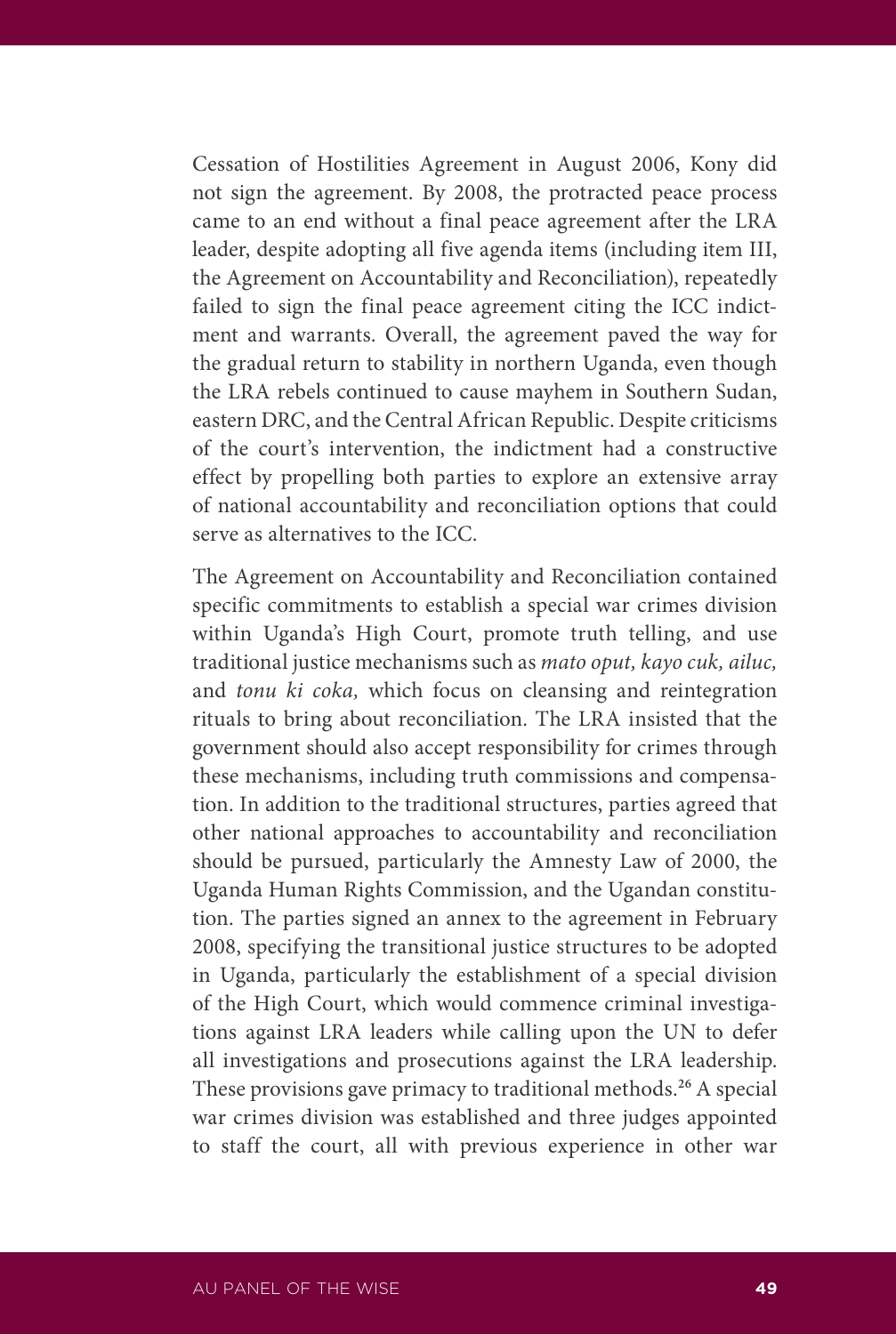Cessation of Hostilities Agreement in August 2006, Kony did not sign the agreement. By 2008, the protracted peace process came to an end without a final peace agreement after the LRA leader, despite adopting all five agenda items (including item III, the Agreement on Accountability and Reconciliation), repeatedly failed to sign the final peace agreement citing the ICC indictment and warrants. Overall, the agreement paved the way for the gradual return to stability in northern Uganda, even though the LRA rebels continued to cause mayhem in Southern Sudan, eastern DRC, and the Central African Republic. Despite criticisms of the court's intervention, the indictment had a constructive effect by propelling both parties to explore an extensive array of national accountability and reconciliation options that could serve as alternatives to the ICC.

The Agreement on Accountability and Reconciliation contained specific commitments to establish a special war crimes division within Uganda's High Court, promote truth telling, and use traditional justice mechanisms such as *mato oput, kayo cuk, ailuc,* and *tonu ki coka,* which focus on cleansing and reintegration rituals to bring about reconciliation. The LRA insisted that the government should also accept responsibility for crimes through these mechanisms, including truth commissions and compensation. In addition to the traditional structures, parties agreed that other national approaches to accountability and reconciliation should be pursued, particularly the Amnesty Law of 2000, the Uganda Human Rights Commission, and the Ugandan constitution. The parties signed an annex to the agreement in February 2008, specifying the transitional justice structures to be adopted in Uganda, particularly the establishment of a special division of the High Court, which would commence criminal investigations against LRA leaders while calling upon the UN to defer all investigations and prosecutions against the LRA leadership. These provisions gave primacy to traditional methods.[26] A special war crimes division was established and three judges appointed to staff the court, all with previous experience in other war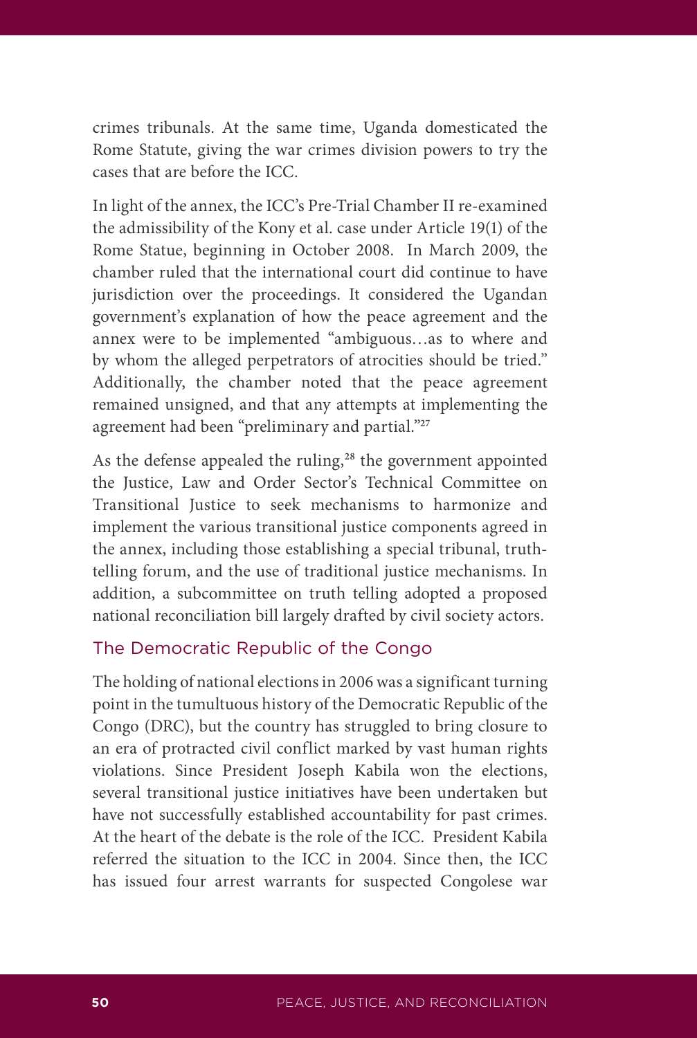crimes tribunals. At the same time, Uganda domesticated the Rome Statute, giving the war crimes division powers to try the cases that are before the ICC.

In light of the annex, the ICC's Pre-Trial Chamber II re-examined the admissibility of the Kony et al. case under Article 19(1) of the Rome Statue, beginning in October 2008. In March 2009, the chamber ruled that the international court did continue to have jurisdiction over the proceedings. It considered the Ugandan government's explanation of how the peace agreement and the annex were to be implemented "ambiguous…as to where and by whom the alleged perpetrators of atrocities should be tried." Additionally, the chamber noted that the peace agreement remained unsigned, and that any attempts at implementing the agreement had been "preliminary and partial."[27]

As the defense appealed the ruling,[28] the government appointed the Justice, Law and Order Sector's Technical Committee on Transitional Justice to seek mechanisms to harmonize and implement the various transitional justice components agreed in the annex, including those establishing a special tribunal, truth-telling forum, and the use of traditional justice mechanisms. In addition, a subcommittee on truth telling adopted a proposed national reconciliation bill largely drafted by civil society actors.

## The Democratic Republic of the Congo

The holding of national elections in 2006 was a significant turning point in the tumultuous history of the Democratic Republic of the Congo (DRC), but the country has struggled to bring closure to an era of protracted civil conflict marked by vast human rights violations. Since President Joseph Kabila won the elections, several transitional justice initiatives have been undertaken but have not successfully established accountability for past crimes. At the heart of the debate is the role of the ICC. President Kabila referred the situation to the ICC in 2004. Since then, the ICC has issued four arrest warrants for suspected Congolese war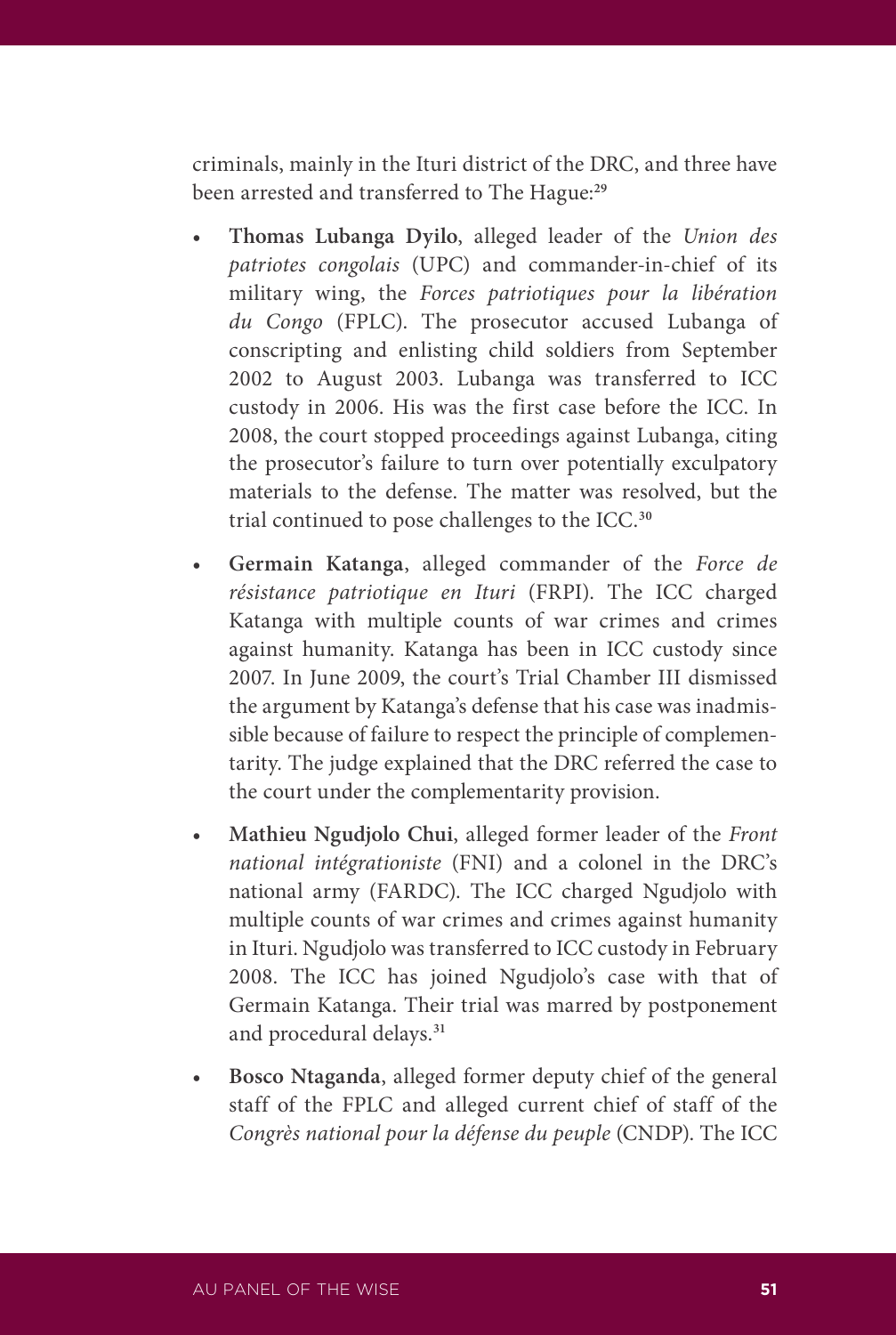criminals, mainly in the Ituri district of the DRC, and three have been arrested and transferred to The Hague:[29]

- **Thomas Lubanga Dyilo**, alleged leader of the *Union des patriotes congolais* (UPC) and commander-in-chief of its military wing, the *Forces patriotiques pour la libération du Congo* (FPLC). The prosecutor accused Lubanga of conscripting and enlisting child soldiers from September 2002 to August 2003. Lubanga was transferred to ICC custody in 2006. His was the first case before the ICC. In 2008, the court stopped proceedings against Lubanga, citing the prosecutor's failure to turn over potentially exculpatory materials to the defense. The matter was resolved, but the trial continued to pose challenges to the ICC.[30]
- **Germain Katanga**, alleged commander of the *Force de résistance patriotique en Ituri* (FRPI). The ICC charged Katanga with multiple counts of war crimes and crimes against humanity. Katanga has been in ICC custody since 2007. In June 2009, the court's Trial Chamber III dismissed the argument by Katanga's defense that his case was inadmissible because of failure to respect the principle of complementarity. The judge explained that the DRC referred the case to the court under the complementarity provision.
- **Mathieu Ngudjolo Chui**, alleged former leader of the *Front national intégrationiste* (FNI) and a colonel in the DRC's national army (FARDC). The ICC charged Ngudjolo with multiple counts of war crimes and crimes against humanity in Ituri. Ngudjolo was transferred to ICC custody in February 2008. The ICC has joined Ngudjolo's case with that of Germain Katanga. Their trial was marred by postponement and procedural delays.[31]
- **Bosco Ntaganda**, alleged former deputy chief of the general staff of the FPLC and alleged current chief of staff of the *Congrès national pour la défense du peuple* (CNDP). The ICC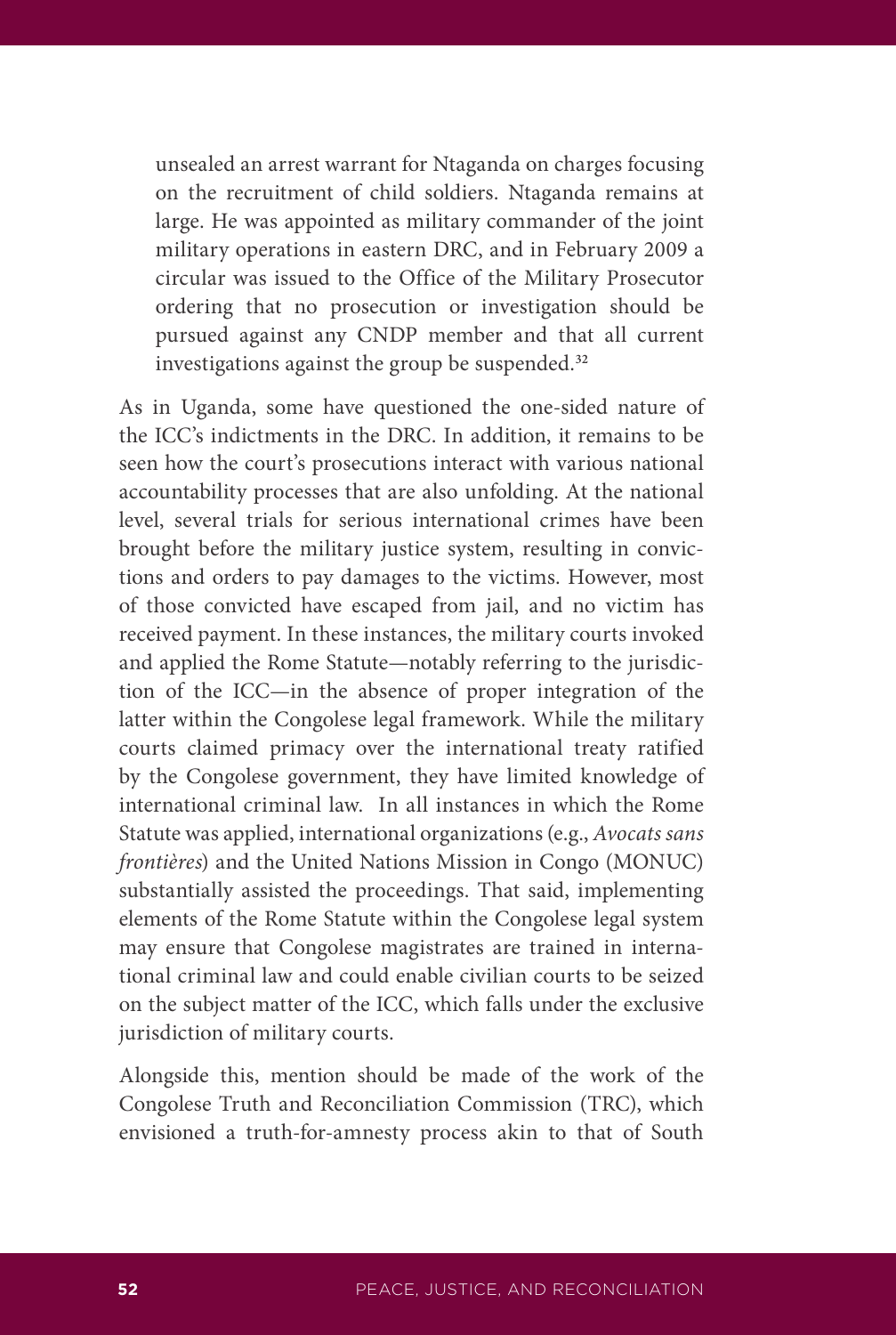> unsealed an arrest warrant for Ntaganda on charges focusing on the recruitment of child soldiers. Ntaganda remains at large. He was appointed as military commander of the joint military operations in eastern DRC, and in February 2009 a circular was issued to the Office of the Military Prosecutor ordering that no prosecution or investigation should be pursued against any CNDP member and that all current investigations against the group be suspended.[32]

As in Uganda, some have questioned the one-sided nature of the ICC's indictments in the DRC. In addition, it remains to be seen how the court's prosecutions interact with various national accountability processes that are also unfolding. At the national level, several trials for serious international crimes have been brought before the military justice system, resulting in convictions and orders to pay damages to the victims. However, most of those convicted have escaped from jail, and no victim has received payment. In these instances, the military courts invoked and applied the Rome Statute—notably referring to the jurisdiction of the ICC—in the absence of proper integration of the latter within the Congolese legal framework. While the military courts claimed primacy over the international treaty ratified by the Congolese government, they have limited knowledge of international criminal law. In all instances in which the Rome Statute was applied, international organizations (e.g., *Avocats sans frontières*) and the United Nations Mission in Congo (MONUC) substantially assisted the proceedings. That said, implementing elements of the Rome Statute within the Congolese legal system may ensure that Congolese magistrates are trained in international criminal law and could enable civilian courts to be seized on the subject matter of the ICC, which falls under the exclusive jurisdiction of military courts.

Alongside this, mention should be made of the work of the Congolese Truth and Reconciliation Commission (TRC), which envisioned a truth-for-amnesty process akin to that of South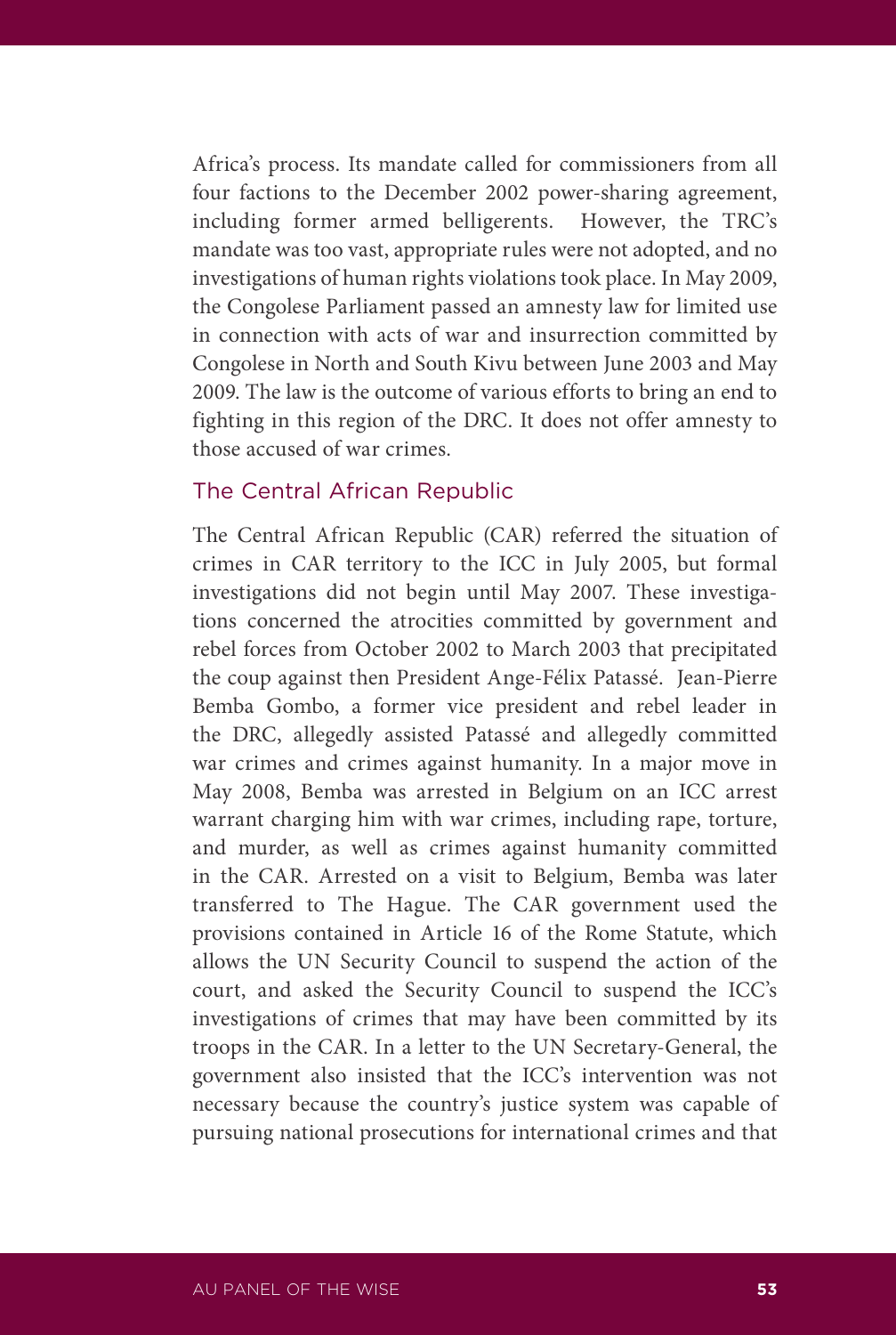Africa's process. Its mandate called for commissioners from all four factions to the December 2002 power-sharing agreement, including former armed belligerents. However, the TRC's mandate was too vast, appropriate rules were not adopted, and no investigations of human rights violations took place. In May 2009, the Congolese Parliament passed an amnesty law for limited use in connection with acts of war and insurrection committed by Congolese in North and South Kivu between June 2003 and May 2009. The law is the outcome of various efforts to bring an end to fighting in this region of the DRC. It does not offer amnesty to those accused of war crimes.

### The Central African Republic

The Central African Republic (CAR) referred the situation of crimes in CAR territory to the ICC in July 2005, but formal investigations did not begin until May 2007. These investigations concerned the atrocities committed by government and rebel forces from October 2002 to March 2003 that precipitated the coup against then President Ange-Félix Patassé. Jean-Pierre Bemba Gombo, a former vice president and rebel leader in the DRC, allegedly assisted Patassé and allegedly committed war crimes and crimes against humanity. In a major move in May 2008, Bemba was arrested in Belgium on an ICC arrest warrant charging him with war crimes, including rape, torture, and murder, as well as crimes against humanity committed in the CAR. Arrested on a visit to Belgium, Bemba was later transferred to The Hague. The CAR government used the provisions contained in Article 16 of the Rome Statute, which allows the UN Security Council to suspend the action of the court, and asked the Security Council to suspend the ICC's investigations of crimes that may have been committed by its troops in the CAR. In a letter to the UN Secretary-General, the government also insisted that the ICC's intervention was not necessary because the country's justice system was capable of pursuing national prosecutions for international crimes and that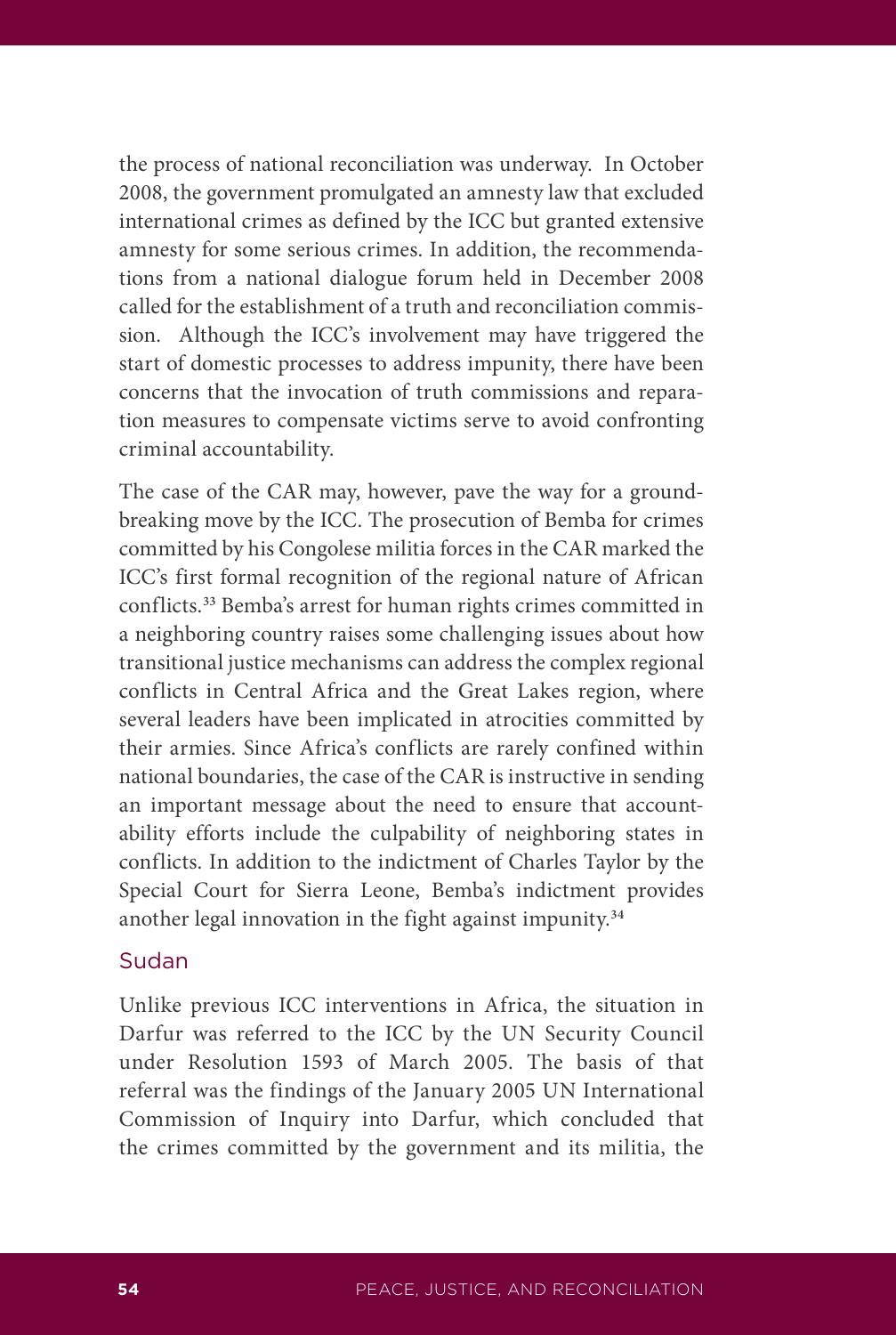the process of national reconciliation was underway. In October 2008, the government promulgated an amnesty law that excluded international crimes as defined by the ICC but granted extensive amnesty for some serious crimes. In addition, the recommendations from a national dialogue forum held in December 2008 called for the establishment of a truth and reconciliation commission. Although the ICC's involvement may have triggered the start of domestic processes to address impunity, there have been concerns that the invocation of truth commissions and reparation measures to compensate victims serve to avoid confronting criminal accountability.

The case of the CAR may, however, pave the way for a groundbreaking move by the ICC. The prosecution of Bemba for crimes committed by his Congolese militia forces in the CAR marked the ICC's first formal recognition of the regional nature of African conflicts.[33] Bemba's arrest for human rights crimes committed in a neighboring country raises some challenging issues about how transitional justice mechanisms can address the complex regional conflicts in Central Africa and the Great Lakes region, where several leaders have been implicated in atrocities committed by their armies. Since Africa's conflicts are rarely confined within national boundaries, the case of the CAR is instructive in sending an important message about the need to ensure that accountability efforts include the culpability of neighboring states in conflicts. In addition to the indictment of Charles Taylor by the Special Court for Sierra Leone, Bemba's indictment provides another legal innovation in the fight against impunity.[34]

### Sudan

Unlike previous ICC interventions in Africa, the situation in Darfur was referred to the ICC by the UN Security Council under Resolution 1593 of March 2005. The basis of that referral was the findings of the January 2005 UN International Commission of Inquiry into Darfur, which concluded that the crimes committed by the government and its militia, the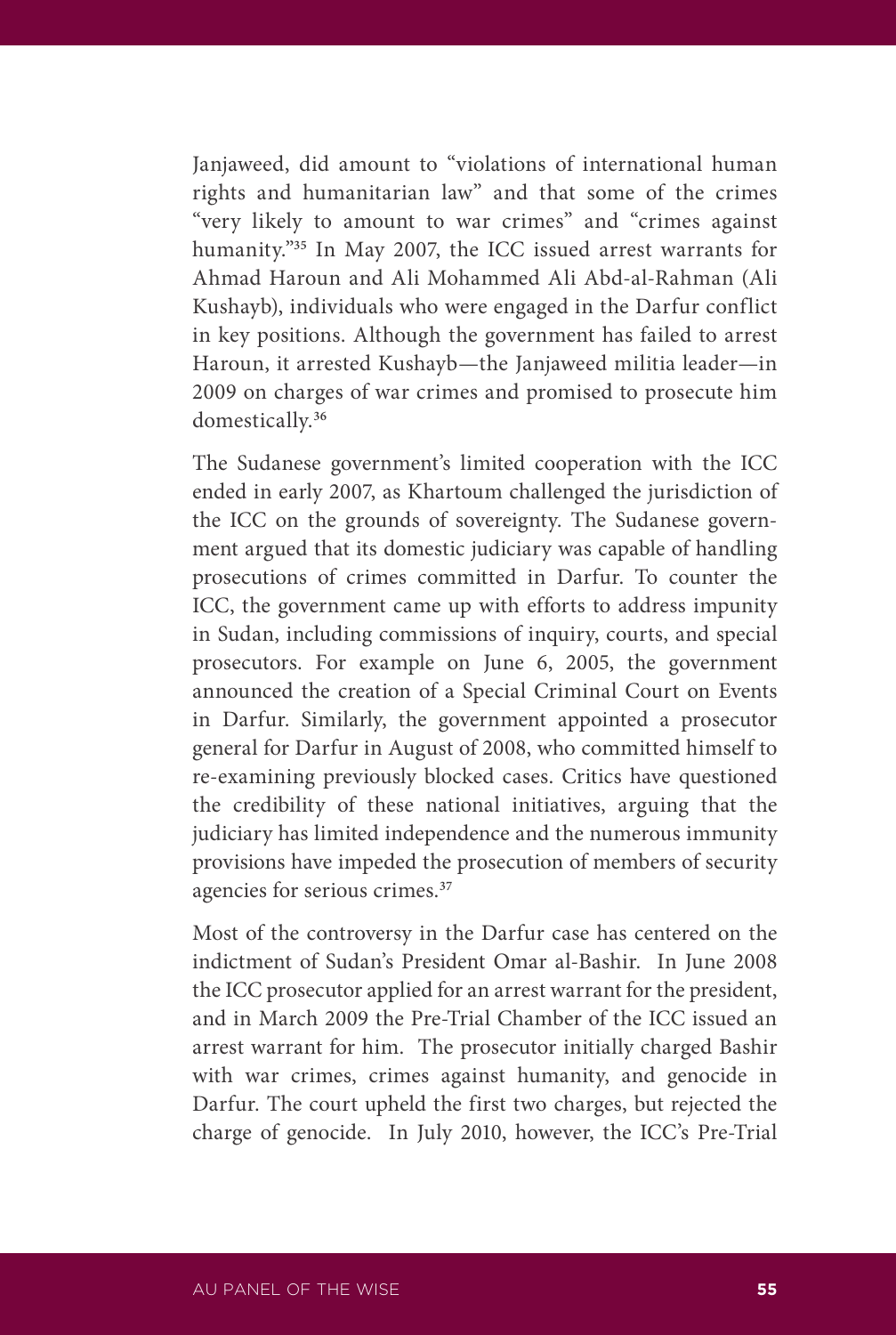Janjaweed, did amount to "violations of international human rights and humanitarian law" and that some of the crimes "very likely to amount to war crimes" and "crimes against humanity."[35] In May 2007, the ICC issued arrest warrants for Ahmad Haroun and Ali Mohammed Ali Abd-al-Rahman (Ali Kushayb), individuals who were engaged in the Darfur conflict in key positions. Although the government has failed to arrest Haroun, it arrested Kushayb—the Janjaweed militia leader—in 2009 on charges of war crimes and promised to prosecute him domestically.[36]

The Sudanese government's limited cooperation with the ICC ended in early 2007, as Khartoum challenged the jurisdiction of the ICC on the grounds of sovereignty. The Sudanese government argued that its domestic judiciary was capable of handling prosecutions of crimes committed in Darfur. To counter the ICC, the government came up with efforts to address impunity in Sudan, including commissions of inquiry, courts, and special prosecutors. For example on June 6, 2005, the government announced the creation of a Special Criminal Court on Events in Darfur. Similarly, the government appointed a prosecutor general for Darfur in August of 2008, who committed himself to re-examining previously blocked cases. Critics have questioned the credibility of these national initiatives, arguing that the judiciary has limited independence and the numerous immunity provisions have impeded the prosecution of members of security agencies for serious crimes.[37]

Most of the controversy in the Darfur case has centered on the indictment of Sudan's President Omar al-Bashir. In June 2008 the ICC prosecutor applied for an arrest warrant for the president, and in March 2009 the Pre-Trial Chamber of the ICC issued an arrest warrant for him. The prosecutor initially charged Bashir with war crimes, crimes against humanity, and genocide in Darfur. The court upheld the first two charges, but rejected the charge of genocide. In July 2010, however, the ICC's Pre-Trial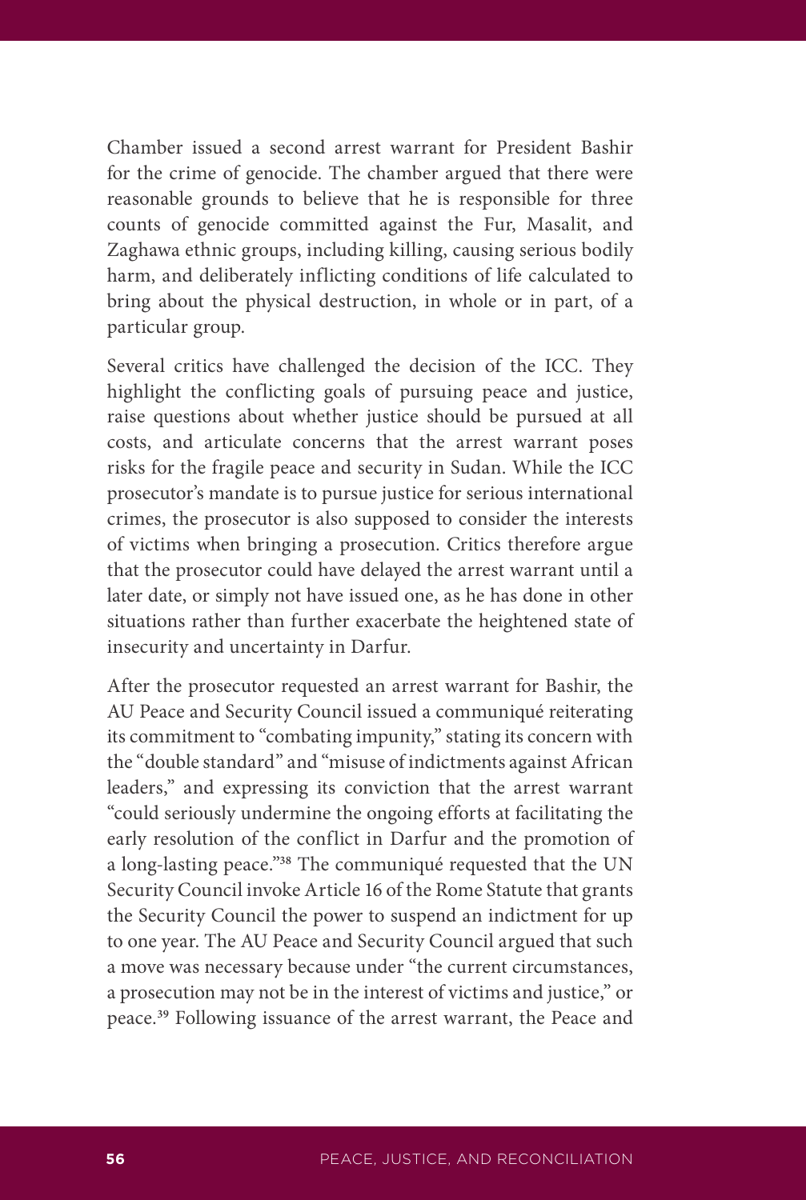Chamber issued a second arrest warrant for President Bashir for the crime of genocide. The chamber argued that there were reasonable grounds to believe that he is responsible for three counts of genocide committed against the Fur, Masalit, and Zaghawa ethnic groups, including killing, causing serious bodily harm, and deliberately inflicting conditions of life calculated to bring about the physical destruction, in whole or in part, of a particular group.

Several critics have challenged the decision of the ICC. They highlight the conflicting goals of pursuing peace and justice, raise questions about whether justice should be pursued at all costs, and articulate concerns that the arrest warrant poses risks for the fragile peace and security in Sudan. While the ICC prosecutor's mandate is to pursue justice for serious international crimes, the prosecutor is also supposed to consider the interests of victims when bringing a prosecution. Critics therefore argue that the prosecutor could have delayed the arrest warrant until a later date, or simply not have issued one, as he has done in other situations rather than further exacerbate the heightened state of insecurity and uncertainty in Darfur.

After the prosecutor requested an arrest warrant for Bashir, the AU Peace and Security Council issued a communiqué reiterating its commitment to "combating impunity," stating its concern with the "double standard" and "misuse of indictments against African leaders," and expressing its conviction that the arrest warrant "could seriously undermine the ongoing efforts at facilitating the early resolution of the conflict in Darfur and the promotion of a long-lasting peace."[38] The communiqué requested that the UN Security Council invoke Article 16 of the Rome Statute that grants the Security Council the power to suspend an indictment for up to one year. The AU Peace and Security Council argued that such a move was necessary because under "the current circumstances, a prosecution may not be in the interest of victims and justice," or peace.[39] Following issuance of the arrest warrant, the Peace and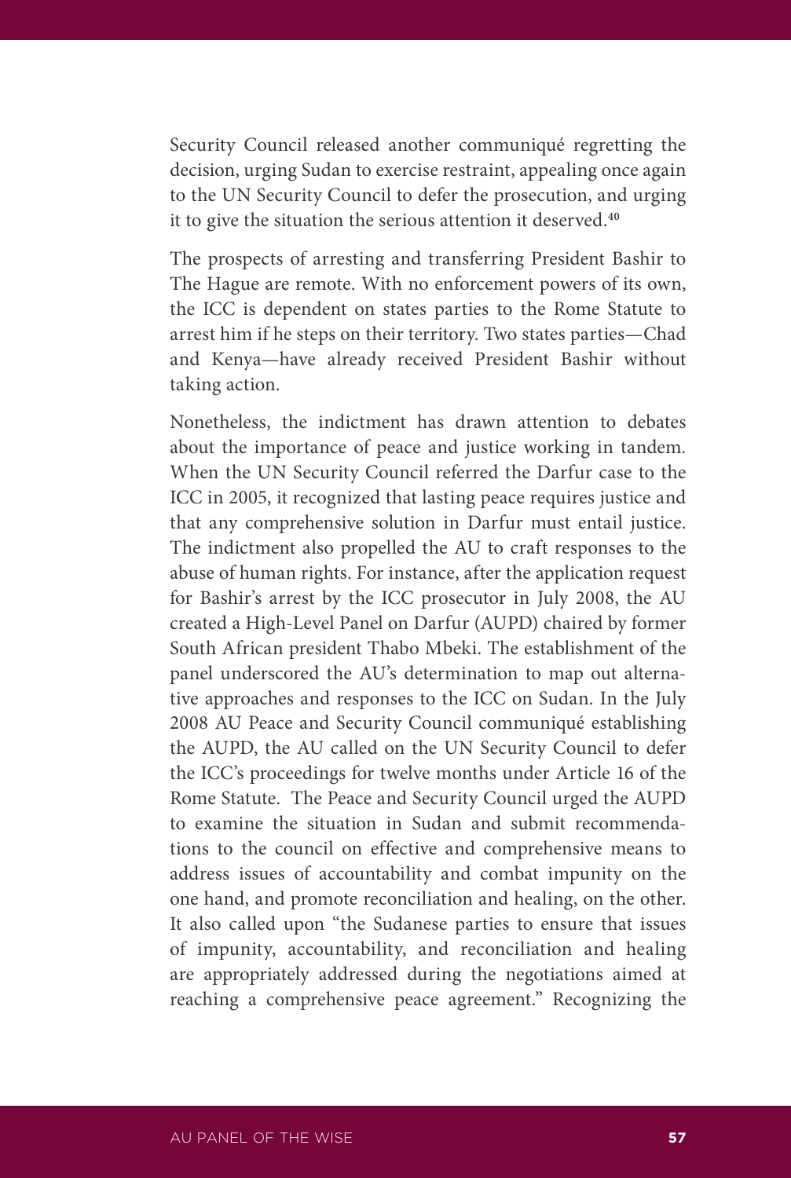Security Council released another communiqué regretting the decision, urging Sudan to exercise restraint, appealing once again to the UN Security Council to defer the prosecution, and urging it to give the situation the serious attention it deserved.[40]

The prospects of arresting and transferring President Bashir to The Hague are remote. With no enforcement powers of its own, the ICC is dependent on states parties to the Rome Statute to arrest him if he steps on their territory. Two states parties—Chad and Kenya—have already received President Bashir without taking action.

Nonetheless, the indictment has drawn attention to debates about the importance of peace and justice working in tandem. When the UN Security Council referred the Darfur case to the ICC in 2005, it recognized that lasting peace requires justice and that any comprehensive solution in Darfur must entail justice. The indictment also propelled the AU to craft responses to the abuse of human rights. For instance, after the application request for Bashir's arrest by the ICC prosecutor in July 2008, the AU created a High-Level Panel on Darfur (AUPD) chaired by former South African president Thabo Mbeki. The establishment of the panel underscored the AU's determination to map out alternative approaches and responses to the ICC on Sudan. In the July 2008 AU Peace and Security Council communiqué establishing the AUPD, the AU called on the UN Security Council to defer the ICC's proceedings for twelve months under Article 16 of the Rome Statute. The Peace and Security Council urged the AUPD to examine the situation in Sudan and submit recommendations to the council on effective and comprehensive means to address issues of accountability and combat impunity on the one hand, and promote reconciliation and healing, on the other. It also called upon "the Sudanese parties to ensure that issues of impunity, accountability, and reconciliation and healing are appropriately addressed during the negotiations aimed at reaching a comprehensive peace agreement." Recognizing the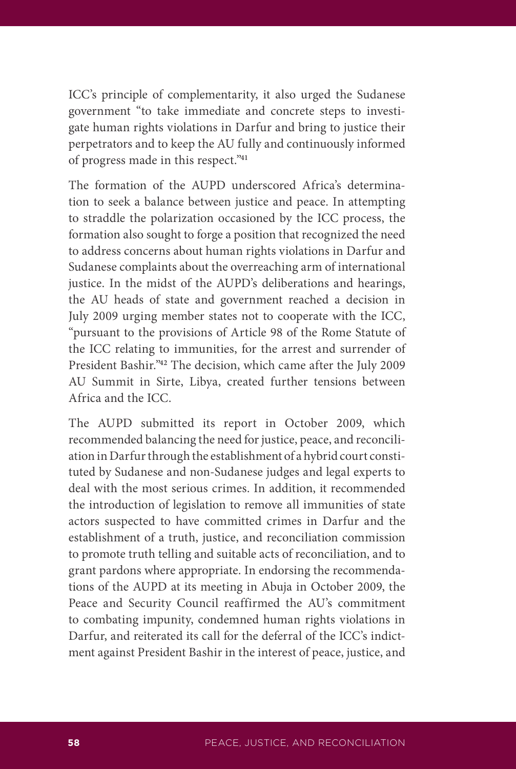ICC's principle of complementarity, it also urged the Sudanese government "to take immediate and concrete steps to investigate human rights violations in Darfur and bring to justice their perpetrators and to keep the AU fully and continuously informed of progress made in this respect."[41]

The formation of the AUPD underscored Africa's determination to seek a balance between justice and peace. In attempting to straddle the polarization occasioned by the ICC process, the formation also sought to forge a position that recognized the need to address concerns about human rights violations in Darfur and Sudanese complaints about the overreaching arm of international justice. In the midst of the AUPD's deliberations and hearings, the AU heads of state and government reached a decision in July 2009 urging member states not to cooperate with the ICC, "pursuant to the provisions of Article 98 of the Rome Statute of the ICC relating to immunities, for the arrest and surrender of President Bashir."[42] The decision, which came after the July 2009 AU Summit in Sirte, Libya, created further tensions between Africa and the ICC.

The AUPD submitted its report in October 2009, which recommended balancing the need for justice, peace, and reconciliation in Darfur through the establishment of a hybrid court constituted by Sudanese and non-Sudanese judges and legal experts to deal with the most serious crimes. In addition, it recommended the introduction of legislation to remove all immunities of state actors suspected to have committed crimes in Darfur and the establishment of a truth, justice, and reconciliation commission to promote truth telling and suitable acts of reconciliation, and to grant pardons where appropriate. In endorsing the recommendations of the AUPD at its meeting in Abuja in October 2009, the Peace and Security Council reaffirmed the AU's commitment to combating impunity, condemned human rights violations in Darfur, and reiterated its call for the deferral of the ICC's indictment against President Bashir in the interest of peace, justice, and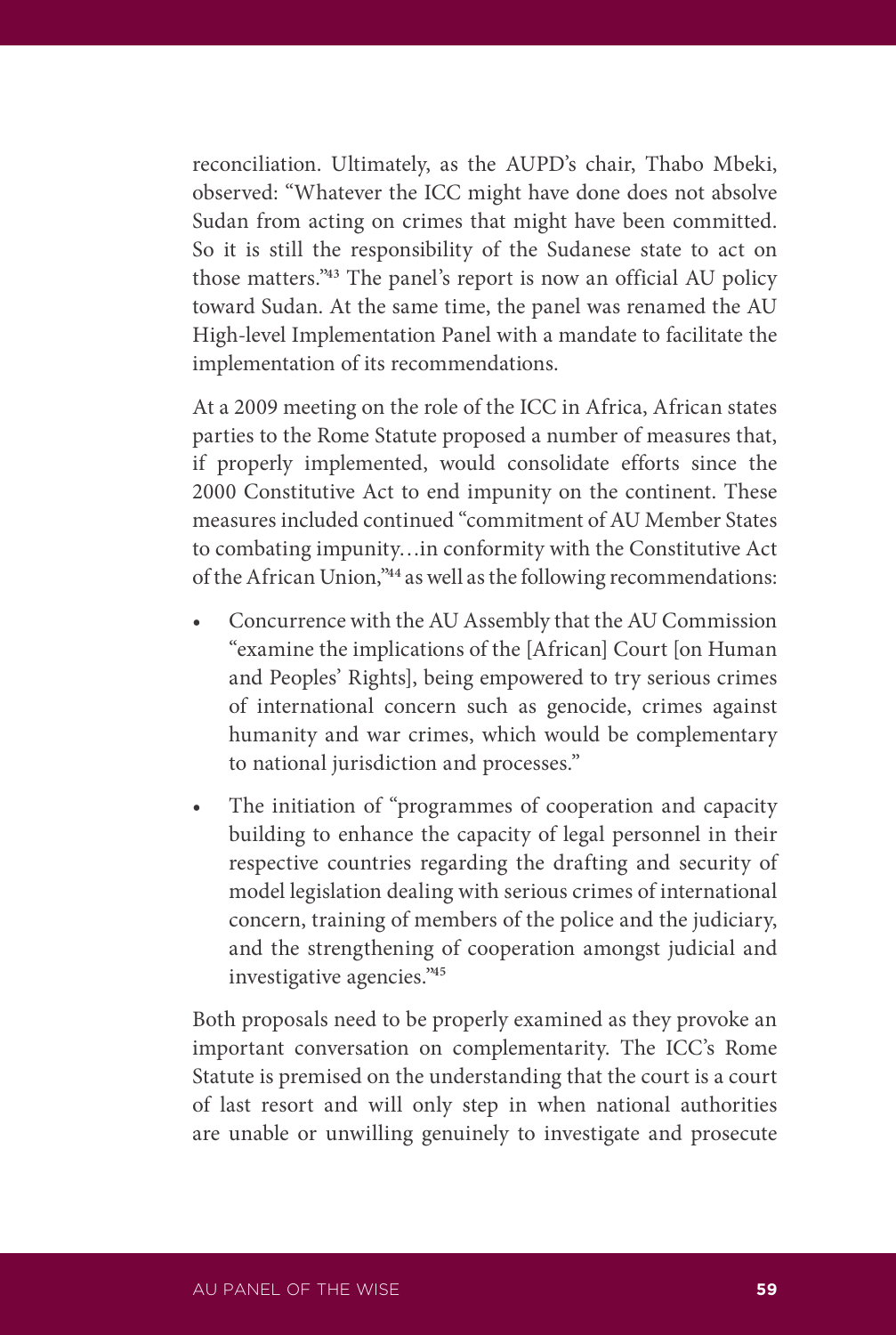reconciliation. Ultimately, as the AUPD's chair, Thabo Mbeki, observed: "Whatever the ICC might have done does not absolve Sudan from acting on crimes that might have been committed. So it is still the responsibility of the Sudanese state to act on those matters."[43] The panel's report is now an official AU policy toward Sudan. At the same time, the panel was renamed the AU High-level Implementation Panel with a mandate to facilitate the implementation of its recommendations.

At a 2009 meeting on the role of the ICC in Africa, African states parties to the Rome Statute proposed a number of measures that, if properly implemented, would consolidate efforts since the 2000 Constitutive Act to end impunity on the continent. These measures included continued "commitment of AU Member States to combating impunity…in conformity with the Constitutive Act of the African Union,"[44] as well as the following recommendations:

- Concurrence with the AU Assembly that the AU Commission "examine the implications of the [African] Court [on Human and Peoples' Rights], being empowered to try serious crimes of international concern such as genocide, crimes against humanity and war crimes, which would be complementary to national jurisdiction and processes."
- The initiation of "programmes of cooperation and capacity building to enhance the capacity of legal personnel in their respective countries regarding the drafting and security of model legislation dealing with serious crimes of international concern, training of members of the police and the judiciary, and the strengthening of cooperation amongst judicial and investigative agencies."[45]

Both proposals need to be properly examined as they provoke an important conversation on complementarity. The ICC's Rome Statute is premised on the understanding that the court is a court of last resort and will only step in when national authorities are unable or unwilling genuinely to investigate and prosecute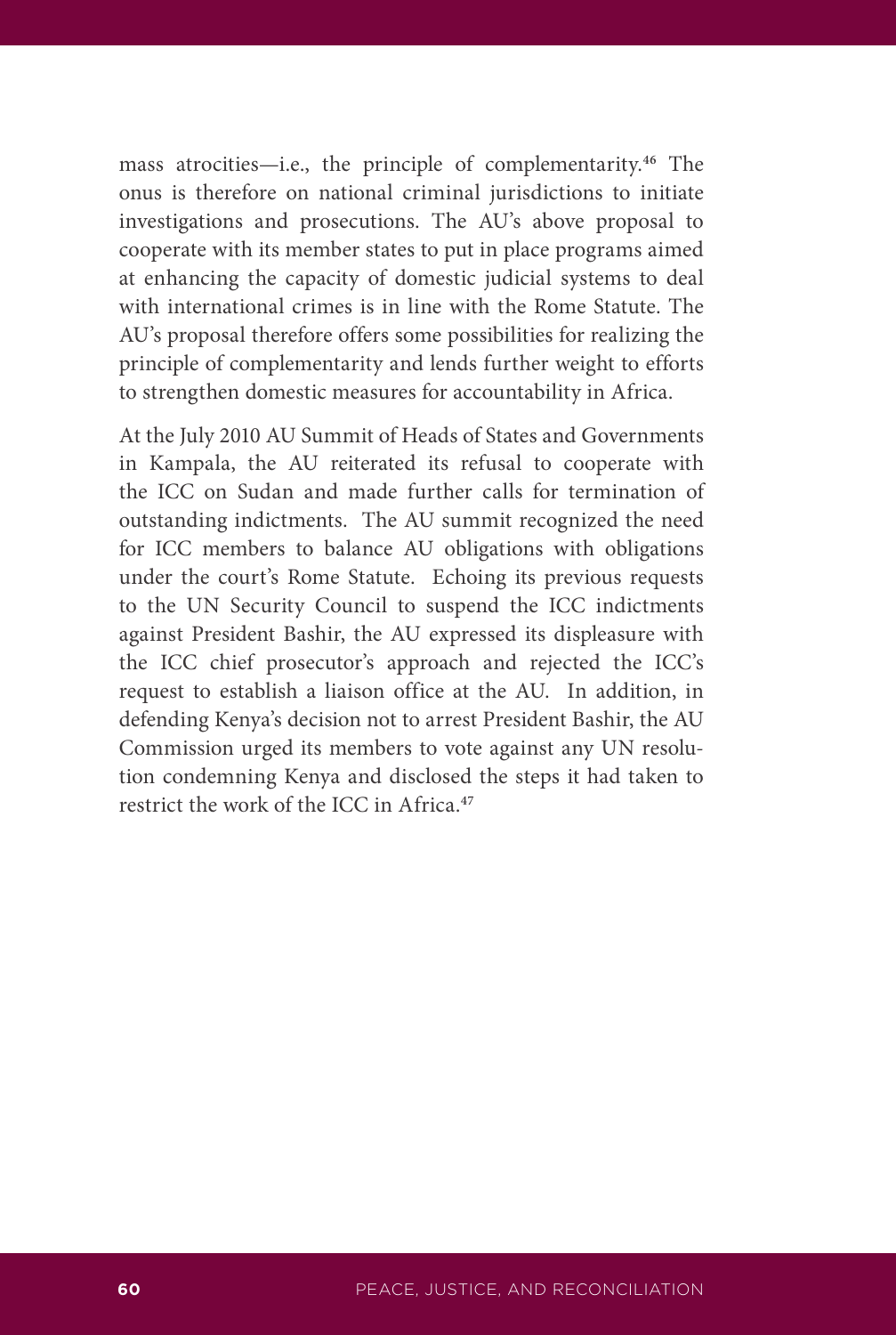mass atrocities—i.e., the principle of complementarity.[46] The onus is therefore on national criminal jurisdictions to initiate investigations and prosecutions. The AU's above proposal to cooperate with its member states to put in place programs aimed at enhancing the capacity of domestic judicial systems to deal with international crimes is in line with the Rome Statute. The AU's proposal therefore offers some possibilities for realizing the principle of complementarity and lends further weight to efforts to strengthen domestic measures for accountability in Africa.

At the July 2010 AU Summit of Heads of States and Governments in Kampala, the AU reiterated its refusal to cooperate with the ICC on Sudan and made further calls for termination of outstanding indictments. The AU summit recognized the need for ICC members to balance AU obligations with obligations under the court's Rome Statute. Echoing its previous requests to the UN Security Council to suspend the ICC indictments against President Bashir, the AU expressed its displeasure with the ICC chief prosecutor's approach and rejected the ICC's request to establish a liaison office at the AU. In addition, in defending Kenya's decision not to arrest President Bashir, the AU Commission urged its members to vote against any UN resolution condemning Kenya and disclosed the steps it had taken to restrict the work of the ICC in Africa.[47]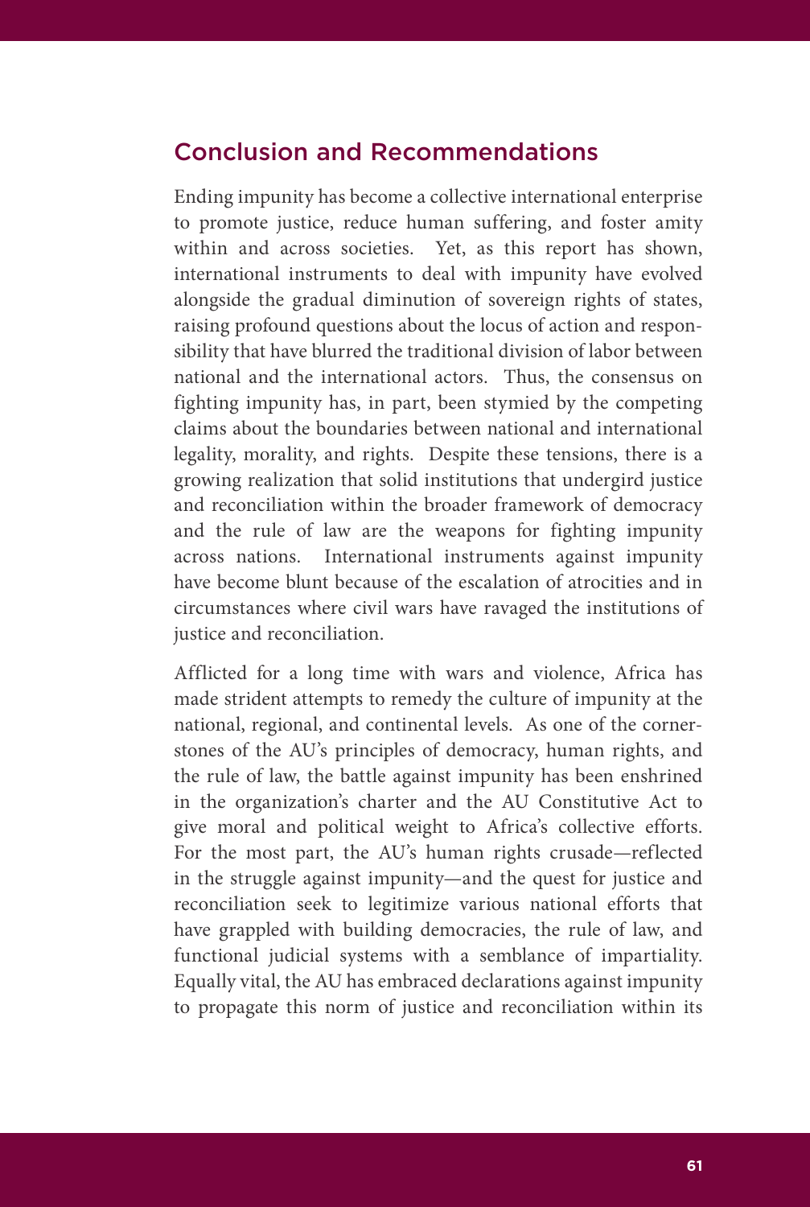## Conclusion and Recommendations

Ending impunity has become a collective international enterprise to promote justice, reduce human suffering, and foster amity within and across societies. Yet, as this report has shown, international instruments to deal with impunity have evolved alongside the gradual diminution of sovereign rights of states, raising profound questions about the locus of action and responsibility that have blurred the traditional division of labor between national and the international actors. Thus, the consensus on fighting impunity has, in part, been stymied by the competing claims about the boundaries between national and international legality, morality, and rights. Despite these tensions, there is a growing realization that solid institutions that undergird justice and reconciliation within the broader framework of democracy and the rule of law are the weapons for fighting impunity across nations. International instruments against impunity have become blunt because of the escalation of atrocities and in circumstances where civil wars have ravaged the institutions of justice and reconciliation.

Afflicted for a long time with wars and violence, Africa has made strident attempts to remedy the culture of impunity at the national, regional, and continental levels. As one of the cornerstones of the AU's principles of democracy, human rights, and the rule of law, the battle against impunity has been enshrined in the organization's charter and the AU Constitutive Act to give moral and political weight to Africa's collective efforts. For the most part, the AU's human rights crusade—reflected in the struggle against impunity—and the quest for justice and reconciliation seek to legitimize various national efforts that have grappled with building democracies, the rule of law, and functional judicial systems with a semblance of impartiality. Equally vital, the AU has embraced declarations against impunity to propagate this norm of justice and reconciliation within its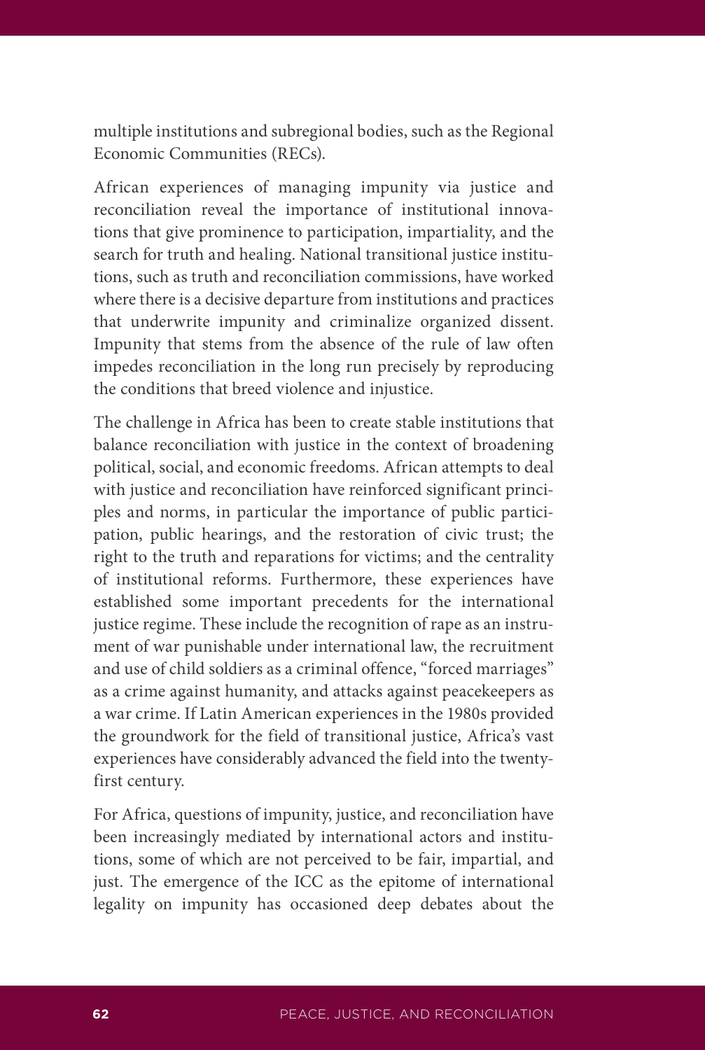multiple institutions and subregional bodies, such as the Regional Economic Communities (RECs).

African experiences of managing impunity via justice and reconciliation reveal the importance of institutional innovations that give prominence to participation, impartiality, and the search for truth and healing. National transitional justice institutions, such as truth and reconciliation commissions, have worked where there is a decisive departure from institutions and practices that underwrite impunity and criminalize organized dissent. Impunity that stems from the absence of the rule of law often impedes reconciliation in the long run precisely by reproducing the conditions that breed violence and injustice.

The challenge in Africa has been to create stable institutions that balance reconciliation with justice in the context of broadening political, social, and economic freedoms. African attempts to deal with justice and reconciliation have reinforced significant principles and norms, in particular the importance of public participation, public hearings, and the restoration of civic trust; the right to the truth and reparations for victims; and the centrality of institutional reforms. Furthermore, these experiences have established some important precedents for the international justice regime. These include the recognition of rape as an instrument of war punishable under international law, the recruitment and use of child soldiers as a criminal offence, "forced marriages" as a crime against humanity, and attacks against peacekeepers as a war crime. If Latin American experiences in the 1980s provided the groundwork for the field of transitional justice, Africa's vast experiences have considerably advanced the field into the twenty-first century.

For Africa, questions of impunity, justice, and reconciliation have been increasingly mediated by international actors and institutions, some of which are not perceived to be fair, impartial, and just. The emergence of the ICC as the epitome of international legality on impunity has occasioned deep debates about the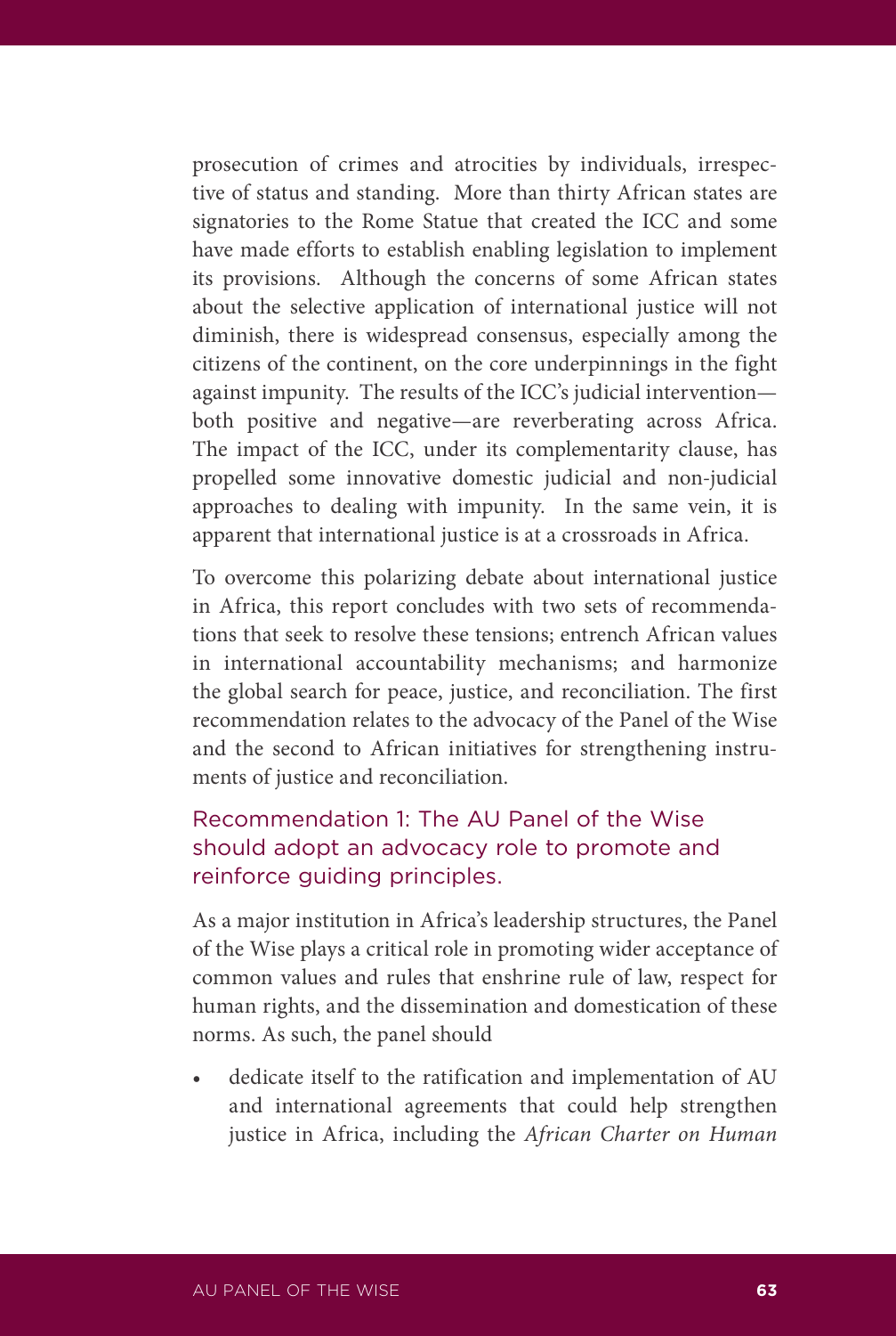prosecution of crimes and atrocities by individuals, irrespective of status and standing. More than thirty African states are signatories to the Rome Statue that created the ICC and some have made efforts to establish enabling legislation to implement its provisions. Although the concerns of some African states about the selective application of international justice will not diminish, there is widespread consensus, especially among the citizens of the continent, on the core underpinnings in the fight against impunity. The results of the ICC's judicial intervention—both positive and negative—are reverberating across Africa. The impact of the ICC, under its complementarity clause, has propelled some innovative domestic judicial and non-judicial approaches to dealing with impunity. In the same vein, it is apparent that international justice is at a crossroads in Africa.

To overcome this polarizing debate about international justice in Africa, this report concludes with two sets of recommendations that seek to resolve these tensions; entrench African values in international accountability mechanisms; and harmonize the global search for peace, justice, and reconciliation. The first recommendation relates to the advocacy of the Panel of the Wise and the second to African initiatives for strengthening instruments of justice and reconciliation.

### Recommendation 1: The AU Panel of the Wise should adopt an advocacy role to promote and reinforce guiding principles.

As a major institution in Africa's leadership structures, the Panel of the Wise plays a critical role in promoting wider acceptance of common values and rules that enshrine rule of law, respect for human rights, and the dissemination and domestication of these norms. As such, the panel should

- dedicate itself to the ratification and implementation of AU and international agreements that could help strengthen justice in Africa, including the *African Charter on Human*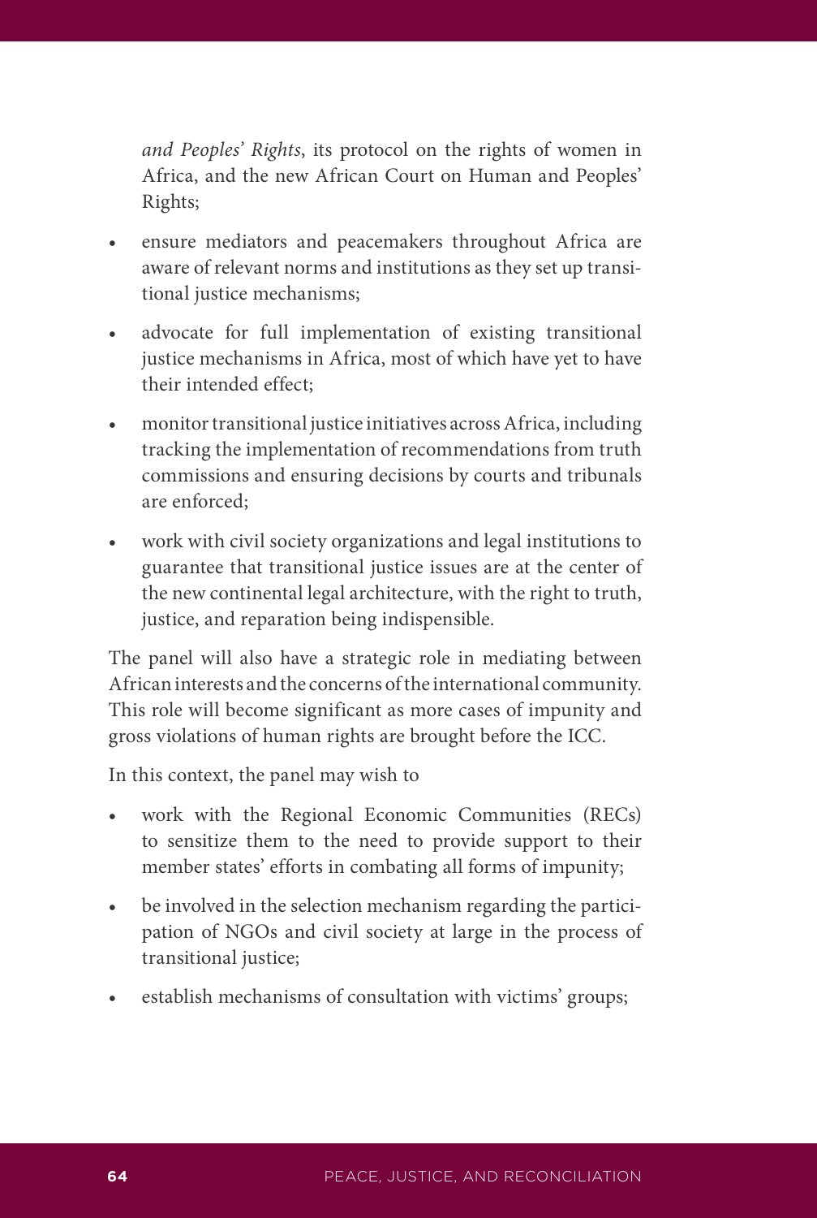*and Peoples' Rights*, its protocol on the rights of women in Africa, and the new African Court on Human and Peoples' Rights;

- ensure mediators and peacemakers throughout Africa are aware of relevant norms and institutions as they set up transitional justice mechanisms;
- advocate for full implementation of existing transitional justice mechanisms in Africa, most of which have yet to have their intended effect;
- monitor transitional justice initiatives across Africa, including tracking the implementation of recommendations from truth commissions and ensuring decisions by courts and tribunals are enforced;
- work with civil society organizations and legal institutions to guarantee that transitional justice issues are at the center of the new continental legal architecture, with the right to truth, justice, and reparation being indispensible.

The panel will also have a strategic role in mediating between African interests and the concerns of the international community. This role will become significant as more cases of impunity and gross violations of human rights are brought before the ICC.

In this context, the panel may wish to

- work with the Regional Economic Communities (RECs) to sensitize them to the need to provide support to their member states' efforts in combating all forms of impunity;
- be involved in the selection mechanism regarding the participation of NGOs and civil society at large in the process of transitional justice;
- establish mechanisms of consultation with victims' groups;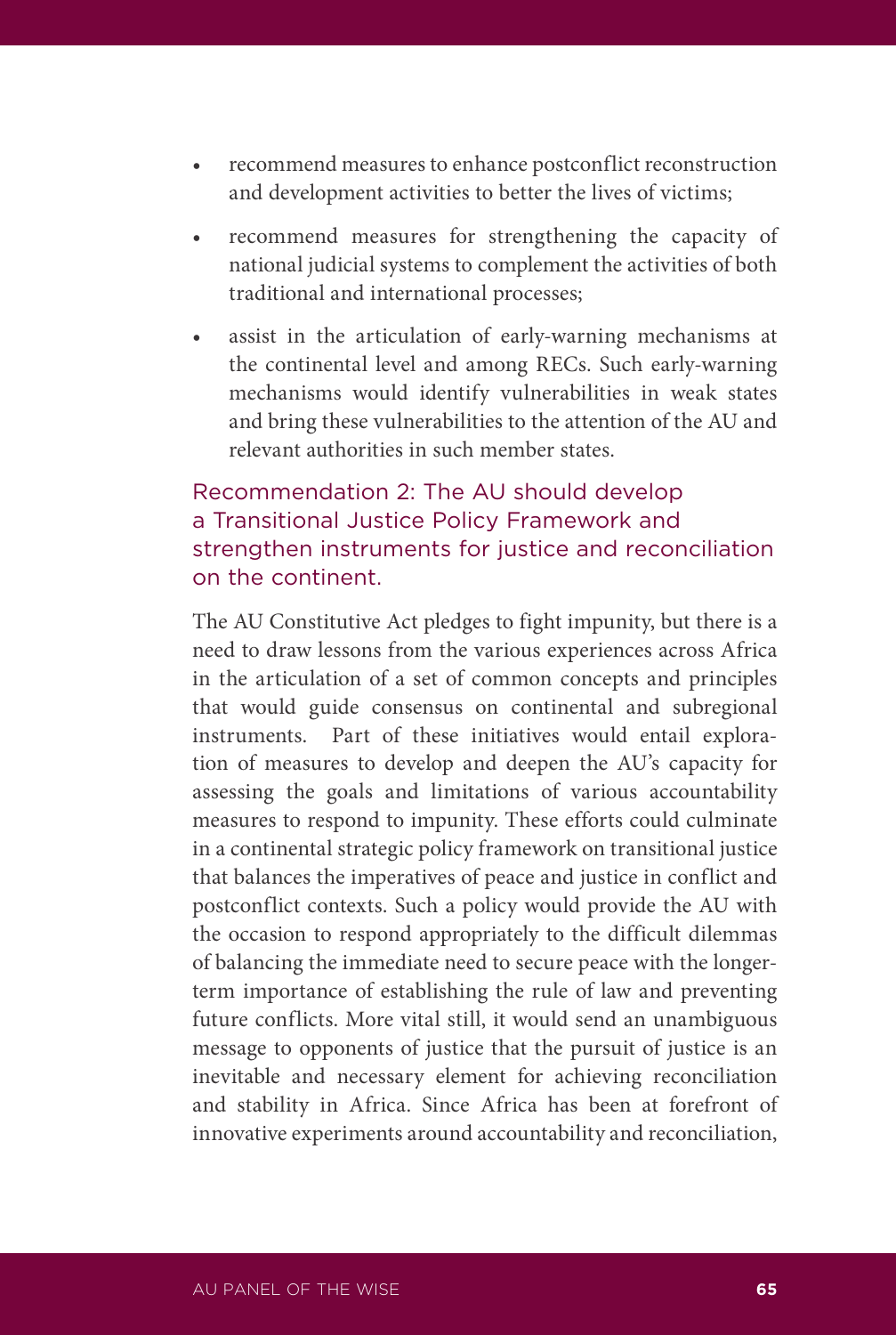- recommend measures to enhance postconflict reconstruction and development activities to better the lives of victims;
- recommend measures for strengthening the capacity of national judicial systems to complement the activities of both traditional and international processes;
- assist in the articulation of early-warning mechanisms at the continental level and among RECs. Such early-warning mechanisms would identify vulnerabilities in weak states and bring these vulnerabilities to the attention of the AU and relevant authorities in such member states.

### Recommendation 2: The AU should develop a Transitional Justice Policy Framework and strengthen instruments for justice and reconciliation on the continent.

The AU Constitutive Act pledges to fight impunity, but there is a need to draw lessons from the various experiences across Africa in the articulation of a set of common concepts and principles that would guide consensus on continental and subregional instruments. Part of these initiatives would entail exploration of measures to develop and deepen the AU's capacity for assessing the goals and limitations of various accountability measures to respond to impunity. These efforts could culminate in a continental strategic policy framework on transitional justice that balances the imperatives of peace and justice in conflict and postconflict contexts. Such a policy would provide the AU with the occasion to respond appropriately to the difficult dilemmas of balancing the immediate need to secure peace with the longer-term importance of establishing the rule of law and preventing future conflicts. More vital still, it would send an unambiguous message to opponents of justice that the pursuit of justice is an inevitable and necessary element for achieving reconciliation and stability in Africa. Since Africa has been at forefront of innovative experiments around accountability and reconciliation,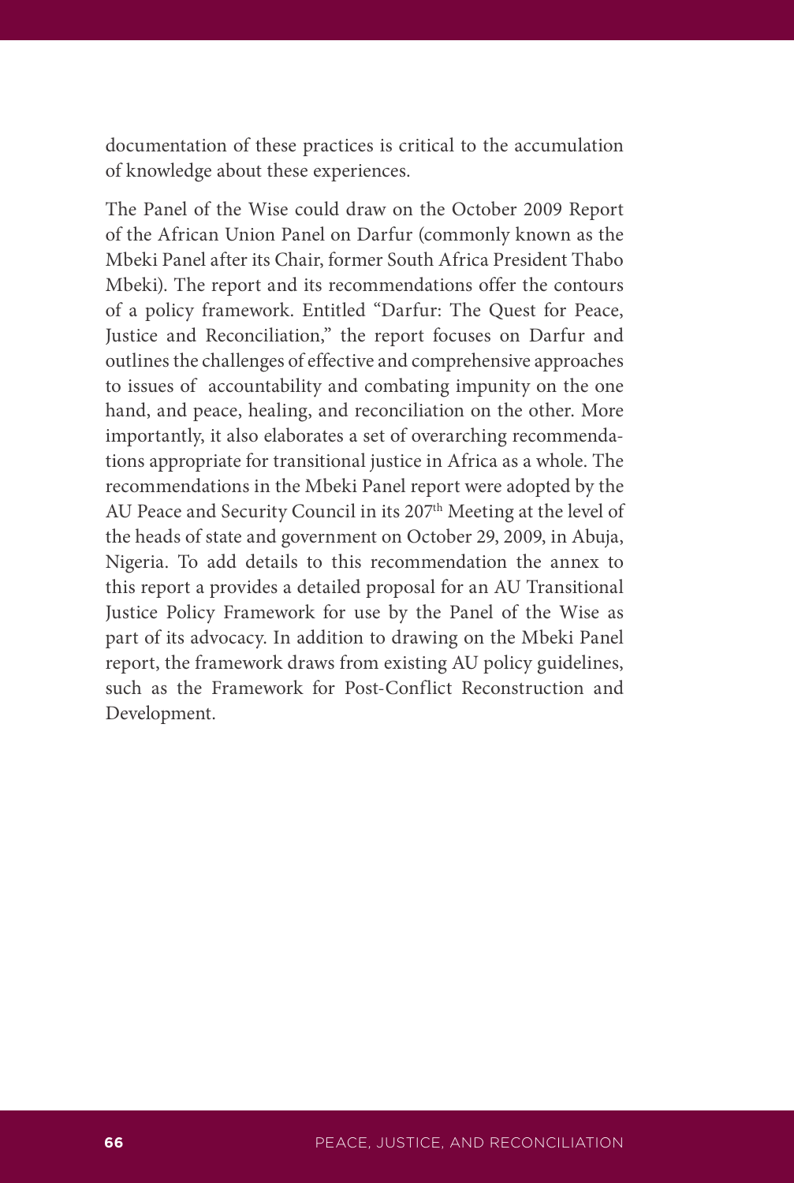documentation of these practices is critical to the accumulation of knowledge about these experiences.

The Panel of the Wise could draw on the October 2009 Report of the African Union Panel on Darfur (commonly known as the Mbeki Panel after its Chair, former South Africa President Thabo Mbeki). The report and its recommendations offer the contours of a policy framework. Entitled "Darfur: The Quest for Peace, Justice and Reconciliation," the report focuses on Darfur and outlines the challenges of effective and comprehensive approaches to issues of accountability and combating impunity on the one hand, and peace, healing, and reconciliation on the other. More importantly, it also elaborates a set of overarching recommendations appropriate for transitional justice in Africa as a whole. The recommendations in the Mbeki Panel report were adopted by the AU Peace and Security Council in its 207th Meeting at the level of the heads of state and government on October 29, 2009, in Abuja, Nigeria. To add details to this recommendation the annex to this report a provides a detailed proposal for an AU Transitional Justice Policy Framework for use by the Panel of the Wise as part of its advocacy. In addition to drawing on the Mbeki Panel report, the framework draws from existing AU policy guidelines, such as the Framework for Post-Conflict Reconstruction and Development.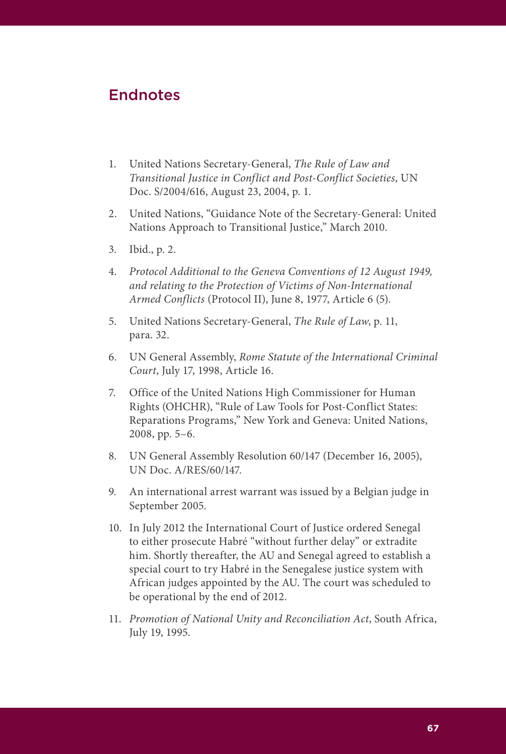## Endnotes

1. United Nations Secretary-General, *The Rule of Law and Transitional Justice in Conflict and Post-Conflict Societies*, UN Doc. S/2004/616, August 23, 2004, p. 1.
2. United Nations, "Guidance Note of the Secretary-General: United Nations Approach to Transitional Justice," March 2010.
3. Ibid., p. 2.
4. *Protocol Additional to the Geneva Conventions of 12 August 1949, and relating to the Protection of Victims of Non-International Armed Conflicts* (Protocol II), June 8, 1977, Article 6 (5).
5. United Nations Secretary-General, *The Rule of Law*, p. 11, para. 32.
6. UN General Assembly, *Rome Statute of the International Criminal Court*, July 17, 1998, Article 16.
7. Office of the United Nations High Commissioner for Human Rights (OHCHR), "Rule of Law Tools for Post-Conflict States: Reparations Programs," New York and Geneva: United Nations, 2008, pp. 5–6.
8. UN General Assembly Resolution 60/147 (December 16, 2005), UN Doc. A/RES/60/147.
9. An international arrest warrant was issued by a Belgian judge in September 2005.
10. In July 2012 the International Court of Justice ordered Senegal to either prosecute Habré "without further delay" or extradite him. Shortly thereafter, the AU and Senegal agreed to establish a special court to try Habré in the Senegalese justice system with African judges appointed by the AU. The court was scheduled to be operational by the end of 2012.
11. *Promotion of National Unity and Reconciliation Act*, South Africa, July 19, 1995.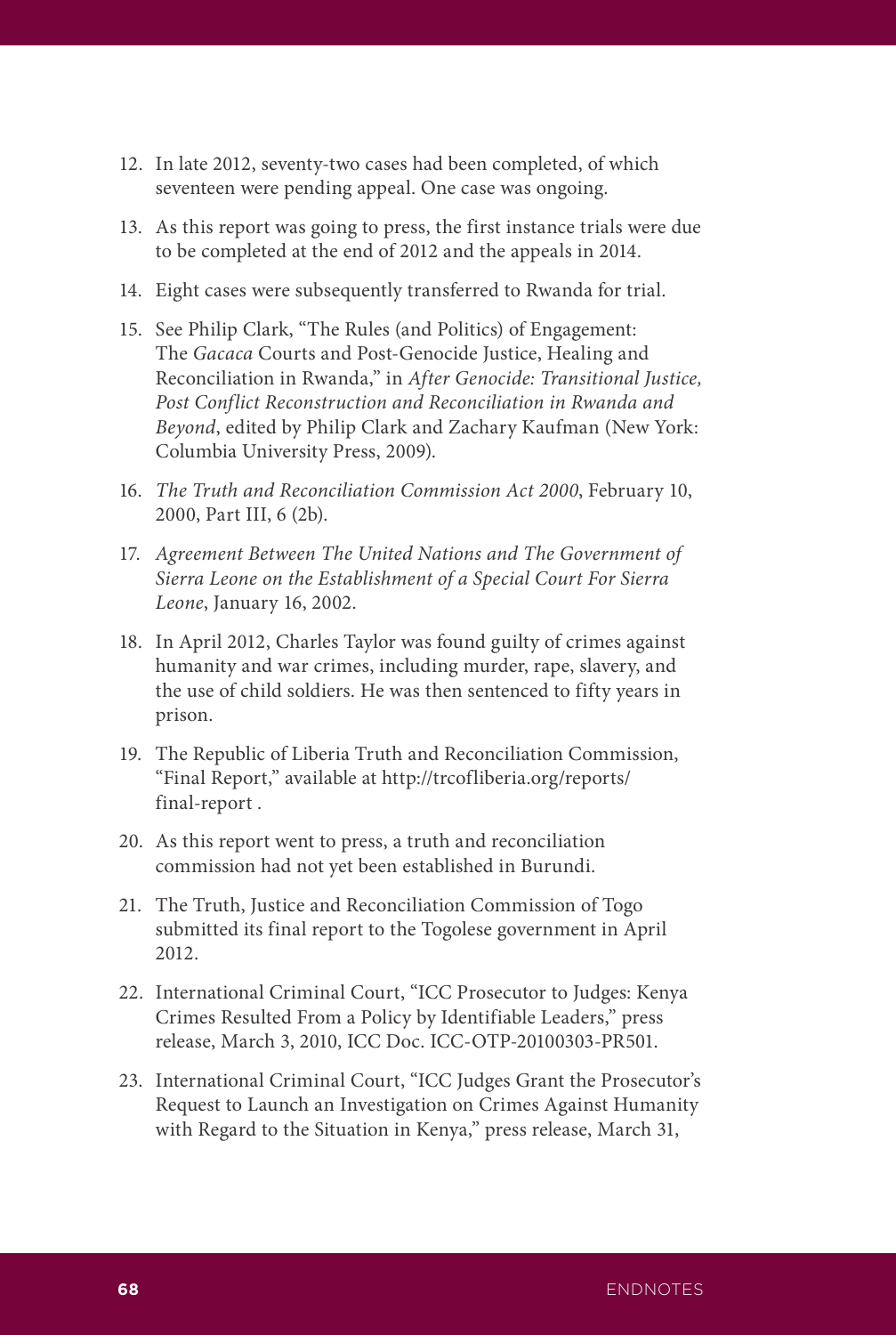12. In late 2012, seventy-two cases had been completed, of which seventeen were pending appeal. One case was ongoing.

13. As this report was going to press, the first instance trials were due to be completed at the end of 2012 and the appeals in 2014.

14. Eight cases were subsequently transferred to Rwanda for trial.

15. See Philip Clark, "The Rules (and Politics) of Engagement: The *Gacaca* Courts and Post-Genocide Justice, Healing and Reconciliation in Rwanda," in *After Genocide: Transitional Justice, Post Conflict Reconstruction and Reconciliation in Rwanda and Beyond*, edited by Philip Clark and Zachary Kaufman (New York: Columbia University Press, 2009).

16. *The Truth and Reconciliation Commission Act 2000*, February 10, 2000, Part III, 6 (2b).

17. *Agreement Between The United Nations and The Government of Sierra Leone on the Establishment of a Special Court For Sierra Leone*, January 16, 2002.

18. In April 2012, Charles Taylor was found guilty of crimes against humanity and war crimes, including murder, rape, slavery, and the use of child soldiers. He was then sentenced to fifty years in prison.

19. The Republic of Liberia Truth and Reconciliation Commission, "Final Report," available at http://trcofliberia.org/reports/final-report .

20. As this report went to press, a truth and reconciliation commission had not yet been established in Burundi.

21. The Truth, Justice and Reconciliation Commission of Togo submitted its final report to the Togolese government in April 2012.

22. International Criminal Court, "ICC Prosecutor to Judges: Kenya Crimes Resulted From a Policy by Identifiable Leaders," press release, March 3, 2010, ICC Doc. ICC-OTP-20100303-PR501.

23. International Criminal Court, "ICC Judges Grant the Prosecutor's Request to Launch an Investigation on Crimes Against Humanity with Regard to the Situation in Kenya," press release, March 31,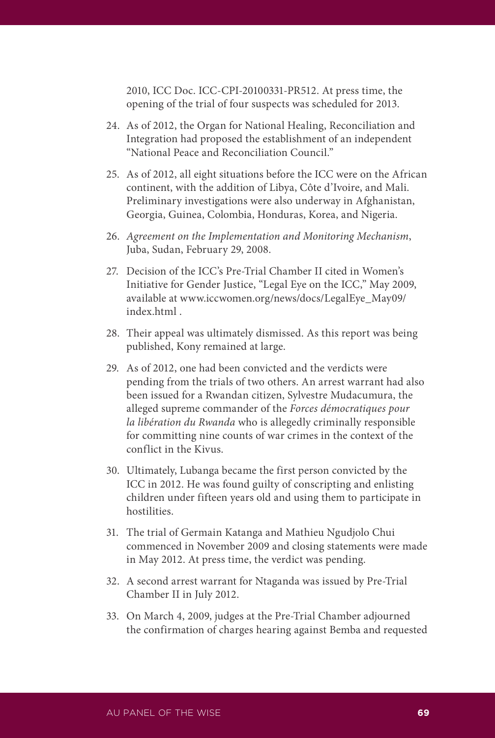2010, ICC Doc. ICC-CPI-20100331-PR512. At press time, the opening of the trial of four suspects was scheduled for 2013.

24. As of 2012, the Organ for National Healing, Reconciliation and Integration had proposed the establishment of an independent "National Peace and Reconciliation Council."

25. As of 2012, all eight situations before the ICC were on the African continent, with the addition of Libya, Côte d'Ivoire, and Mali. Preliminary investigations were also underway in Afghanistan, Georgia, Guinea, Colombia, Honduras, Korea, and Nigeria.

26. *Agreement on the Implementation and Monitoring Mechanism*, Juba, Sudan, February 29, 2008.

27. Decision of the ICC's Pre-Trial Chamber II cited in Women's Initiative for Gender Justice, "Legal Eye on the ICC," May 2009, available at www.iccwomen.org/news/docs/LegalEye_May09/index.html .

28. Their appeal was ultimately dismissed. As this report was being published, Kony remained at large.

29. As of 2012, one had been convicted and the verdicts were pending from the trials of two others. An arrest warrant had also been issued for a Rwandan citizen, Sylvestre Mudacumura, the alleged supreme commander of the *Forces démocratiques pour la libération du Rwanda* who is allegedly criminally responsible for committing nine counts of war crimes in the context of the conflict in the Kivus.

30. Ultimately, Lubanga became the first person convicted by the ICC in 2012. He was found guilty of conscripting and enlisting children under fifteen years old and using them to participate in hostilities.

31. The trial of Germain Katanga and Mathieu Ngudjolo Chui commenced in November 2009 and closing statements were made in May 2012. At press time, the verdict was pending.

32. A second arrest warrant for Ntaganda was issued by Pre-Trial Chamber II in July 2012.

33. On March 4, 2009, judges at the Pre-Trial Chamber adjourned the confirmation of charges hearing against Bemba and requested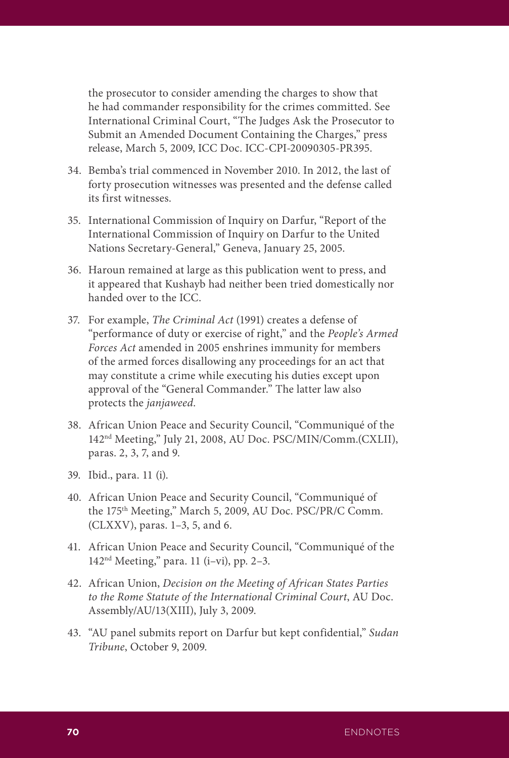the prosecutor to consider amending the charges to show that he had commander responsibility for the crimes committed. See International Criminal Court, "The Judges Ask the Prosecutor to Submit an Amended Document Containing the Charges," press release, March 5, 2009, ICC Doc. ICC-CPI-20090305-PR395.

34. Bemba's trial commenced in November 2010. In 2012, the last of forty prosecution witnesses was presented and the defense called its first witnesses.

35. International Commission of Inquiry on Darfur, "Report of the International Commission of Inquiry on Darfur to the United Nations Secretary-General," Geneva, January 25, 2005.

36. Haroun remained at large as this publication went to press, and it appeared that Kushayb had neither been tried domestically nor handed over to the ICC.

37. For example, *The Criminal Act* (1991) creates a defense of "performance of duty or exercise of right," and the *People's Armed Forces Act* amended in 2005 enshrines immunity for members of the armed forces disallowing any proceedings for an act that may constitute a crime while executing his duties except upon approval of the "General Commander." The latter law also protects the *janjaweed*.

38. African Union Peace and Security Council, "Communiqué of the 142nd Meeting," July 21, 2008, AU Doc. PSC/MIN/Comm.(CXLII), paras. 2, 3, 7, and 9.

39. Ibid., para. 11 (i).

40. African Union Peace and Security Council, "Communiqué of the 175th Meeting," March 5, 2009, AU Doc. PSC/PR/C Comm. (CLXXV), paras. 1–3, 5, and 6.

41. African Union Peace and Security Council, "Communiqué of the 142nd Meeting," para. 11 (i–vi), pp. 2–3.

42. African Union, *Decision on the Meeting of African States Parties to the Rome Statute of the International Criminal Court*, AU Doc. Assembly/AU/13(XIII), July 3, 2009.

43. "AU panel submits report on Darfur but kept confidential," *Sudan Tribune*, October 9, 2009.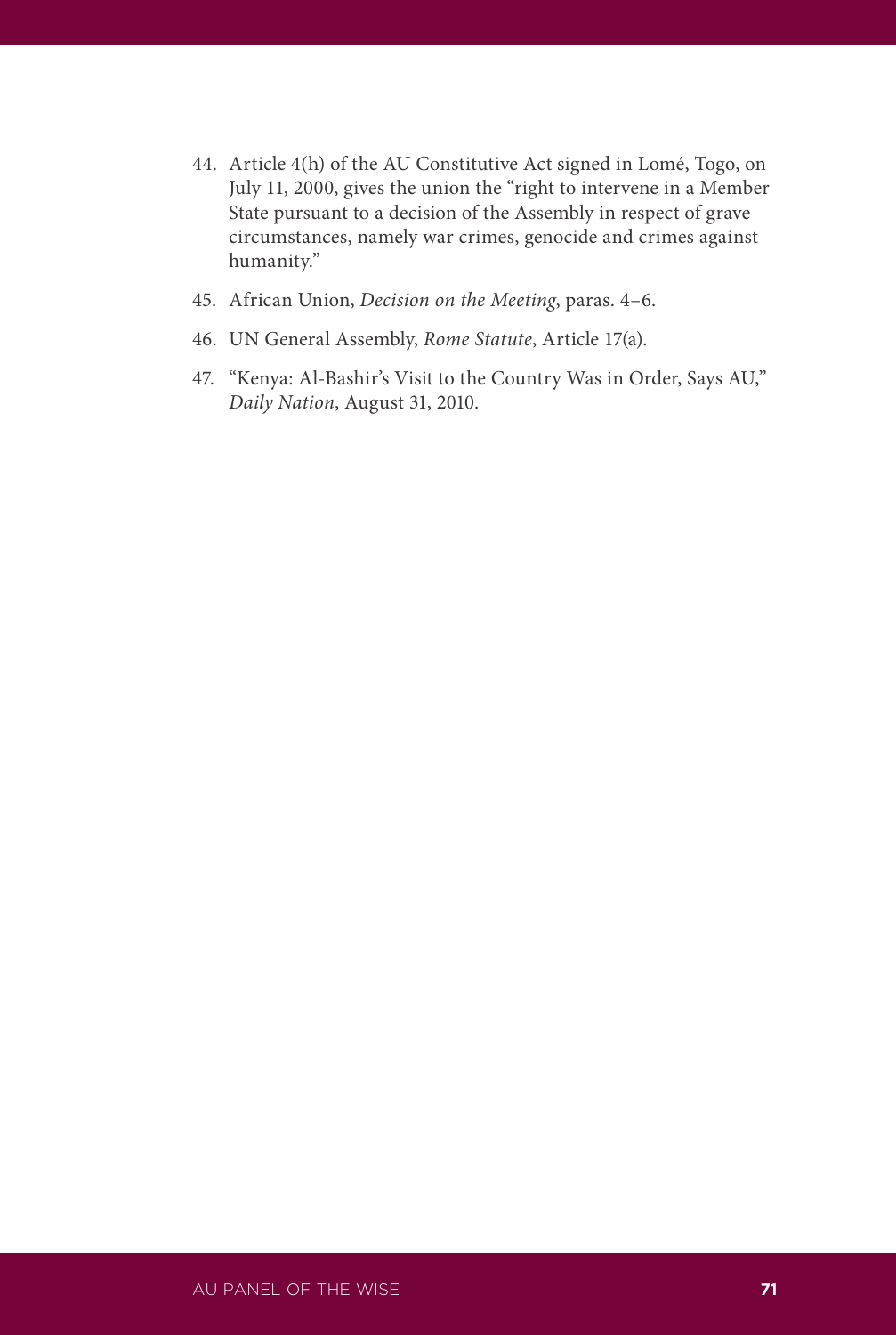44. Article 4(h) of the AU Constitutive Act signed in Lomé, Togo, on July 11, 2000, gives the union the "right to intervene in a Member State pursuant to a decision of the Assembly in respect of grave circumstances, namely war crimes, genocide and crimes against humanity."
45. African Union, *Decision on the Meeting*, paras. 4–6.
46. UN General Assembly, *Rome Statute*, Article 17(a).
47. "Kenya: Al-Bashir's Visit to the Country Was in Order, Says AU," *Daily Nation*, August 31, 2010.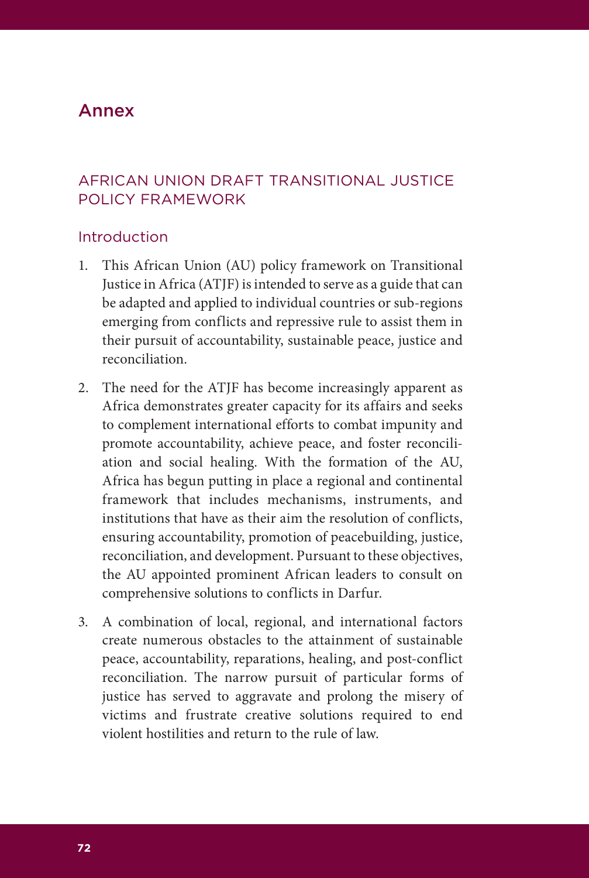# Annex

## AFRICAN UNION DRAFT TRANSITIONAL JUSTICE POLICY FRAMEWORK

### Introduction

1. This African Union (AU) policy framework on Transitional Justice in Africa (ATJF) is intended to serve as a guide that can be adapted and applied to individual countries or sub-regions emerging from conflicts and repressive rule to assist them in their pursuit of accountability, sustainable peace, justice and reconciliation.

2. The need for the ATJF has become increasingly apparent as Africa demonstrates greater capacity for its affairs and seeks to complement international efforts to combat impunity and promote accountability, achieve peace, and foster reconciliation and social healing. With the formation of the AU, Africa has begun putting in place a regional and continental framework that includes mechanisms, instruments, and institutions that have as their aim the resolution of conflicts, ensuring accountability, promotion of peacebuilding, justice, reconciliation, and development. Pursuant to these objectives, the AU appointed prominent African leaders to consult on comprehensive solutions to conflicts in Darfur.

3. A combination of local, regional, and international factors create numerous obstacles to the attainment of sustainable peace, accountability, reparations, healing, and post-conflict reconciliation. The narrow pursuit of particular forms of justice has served to aggravate and prolong the misery of victims and frustrate creative solutions required to end violent hostilities and return to the rule of law.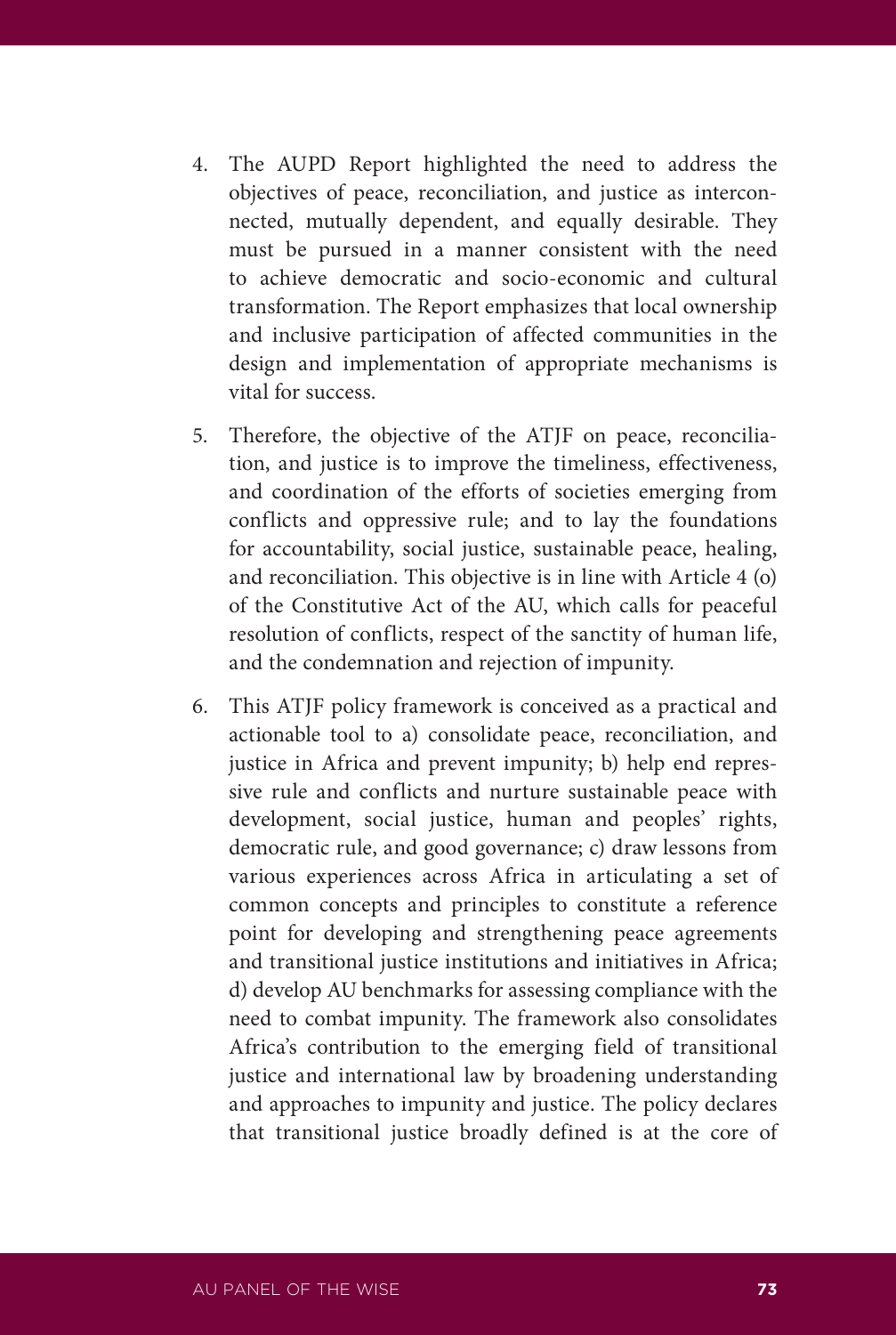4. The AUPD Report highlighted the need to address the objectives of peace, reconciliation, and justice as interconnected, mutually dependent, and equally desirable. They must be pursued in a manner consistent with the need to achieve democratic and socio-economic and cultural transformation. The Report emphasizes that local ownership and inclusive participation of affected communities in the design and implementation of appropriate mechanisms is vital for success.

5. Therefore, the objective of the ATJF on peace, reconciliation, and justice is to improve the timeliness, effectiveness, and coordination of the efforts of societies emerging from conflicts and oppressive rule; and to lay the foundations for accountability, social justice, sustainable peace, healing, and reconciliation. This objective is in line with Article 4 (o) of the Constitutive Act of the AU, which calls for peaceful resolution of conflicts, respect of the sanctity of human life, and the condemnation and rejection of impunity.

6. This ATJF policy framework is conceived as a practical and actionable tool to a) consolidate peace, reconciliation, and justice in Africa and prevent impunity; b) help end repressive rule and conflicts and nurture sustainable peace with development, social justice, human and peoples' rights, democratic rule, and good governance; c) draw lessons from various experiences across Africa in articulating a set of common concepts and principles to constitute a reference point for developing and strengthening peace agreements and transitional justice institutions and initiatives in Africa; d) develop AU benchmarks for assessing compliance with the need to combat impunity. The framework also consolidates Africa's contribution to the emerging field of transitional justice and international law by broadening understanding and approaches to impunity and justice. The policy declares that transitional justice broadly defined is at the core of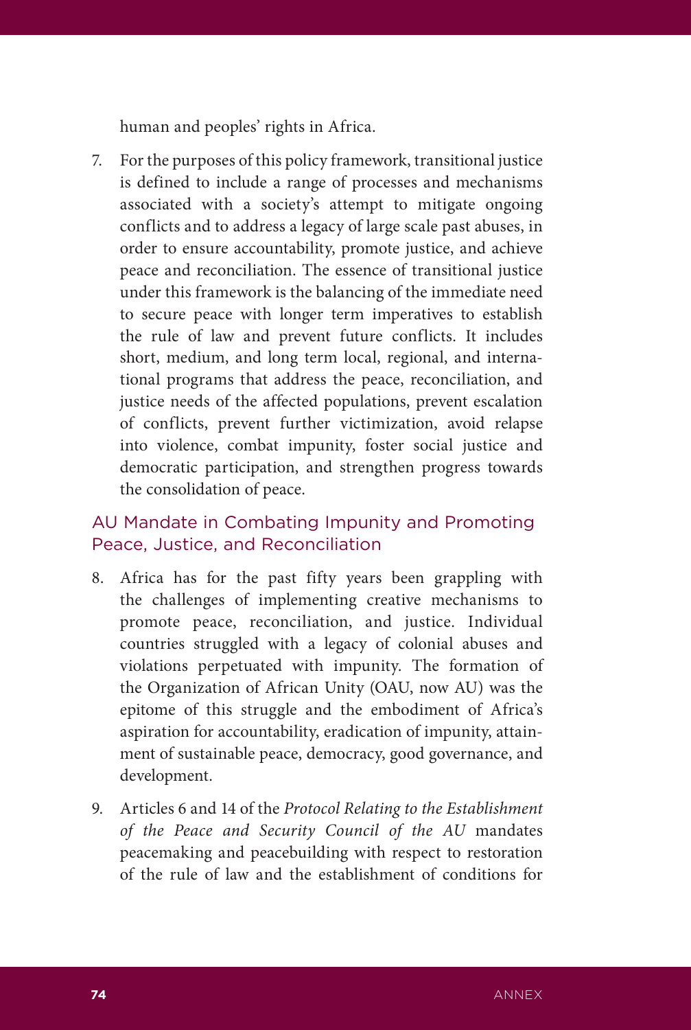human and peoples' rights in Africa.

7. For the purposes of this policy framework, transitional justice is defined to include a range of processes and mechanisms associated with a society's attempt to mitigate ongoing conflicts and to address a legacy of large scale past abuses, in order to ensure accountability, promote justice, and achieve peace and reconciliation. The essence of transitional justice under this framework is the balancing of the immediate need to secure peace with longer term imperatives to establish the rule of law and prevent future conflicts. It includes short, medium, and long term local, regional, and international programs that address the peace, reconciliation, and justice needs of the affected populations, prevent escalation of conflicts, prevent further victimization, avoid relapse into violence, combat impunity, foster social justice and democratic participation, and strengthen progress towards the consolidation of peace.

## AU Mandate in Combating Impunity and Promoting Peace, Justice, and Reconciliation

8. Africa has for the past fifty years been grappling with the challenges of implementing creative mechanisms to promote peace, reconciliation, and justice. Individual countries struggled with a legacy of colonial abuses and violations perpetuated with impunity. The formation of the Organization of African Unity (OAU, now AU) was the epitome of this struggle and the embodiment of Africa's aspiration for accountability, eradication of impunity, attainment of sustainable peace, democracy, good governance, and development.

9. Articles 6 and 14 of the *Protocol Relating to the Establishment of the Peace and Security Council of the AU* mandates peacemaking and peacebuilding with respect to restoration of the rule of law and the establishment of conditions for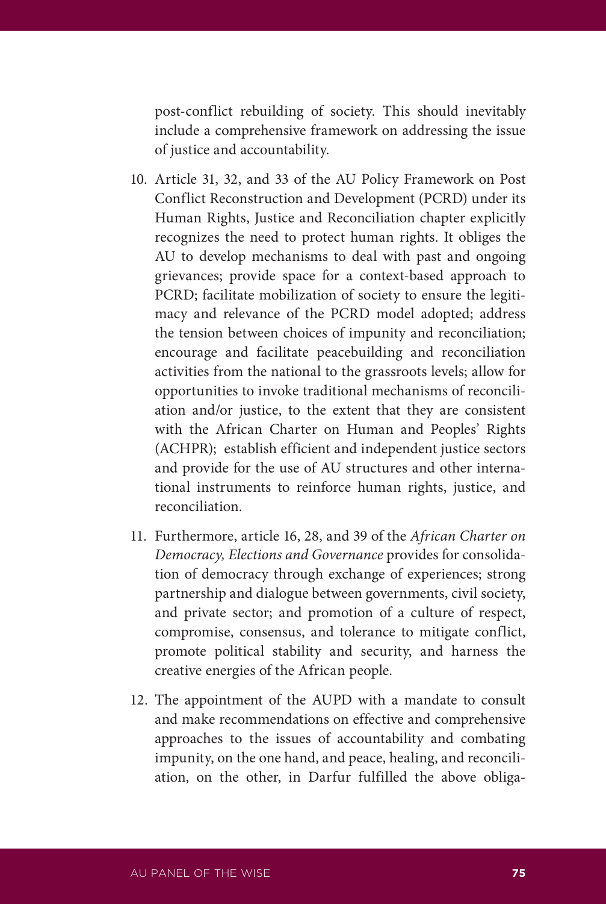post-conflict rebuilding of society. This should inevitably include a comprehensive framework on addressing the issue of justice and accountability.

10. Article 31, 32, and 33 of the AU Policy Framework on Post Conflict Reconstruction and Development (PCRD) under its Human Rights, Justice and Reconciliation chapter explicitly recognizes the need to protect human rights. It obliges the AU to develop mechanisms to deal with past and ongoing grievances; provide space for a context-based approach to PCRD; facilitate mobilization of society to ensure the legitimacy and relevance of the PCRD model adopted; address the tension between choices of impunity and reconciliation; encourage and facilitate peacebuilding and reconciliation activities from the national to the grassroots levels; allow for opportunities to invoke traditional mechanisms of reconciliation and/or justice, to the extent that they are consistent with the African Charter on Human and Peoples' Rights (ACHPR); establish efficient and independent justice sectors and provide for the use of AU structures and other international instruments to reinforce human rights, justice, and reconciliation.

11. Furthermore, article 16, 28, and 39 of the *African Charter on Democracy, Elections and Governance* provides for consolidation of democracy through exchange of experiences; strong partnership and dialogue between governments, civil society, and private sector; and promotion of a culture of respect, compromise, consensus, and tolerance to mitigate conflict, promote political stability and security, and harness the creative energies of the African people.

12. The appointment of the AUPD with a mandate to consult and make recommendations on effective and comprehensive approaches to the issues of accountability and combating impunity, on the one hand, and peace, healing, and reconciliation, on the other, in Darfur fulfilled the above obliga-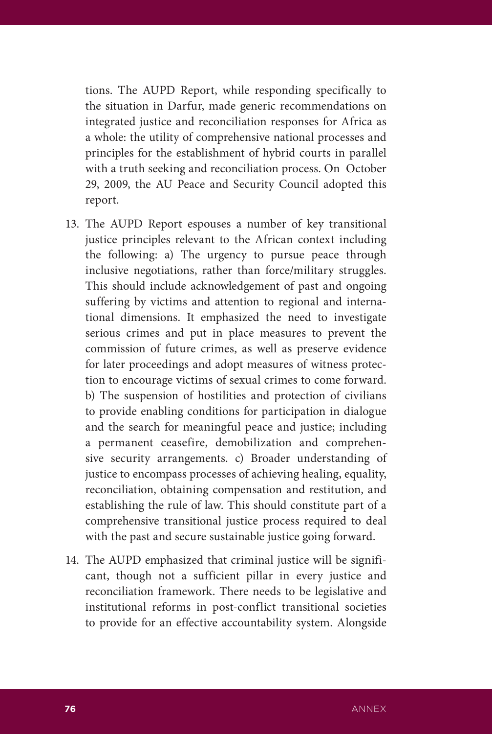tions. The AUPD Report, while responding specifically to the situation in Darfur, made generic recommendations on integrated justice and reconciliation responses for Africa as a whole: the utility of comprehensive national processes and principles for the establishment of hybrid courts in parallel with a truth seeking and reconciliation process. On October 29, 2009, the AU Peace and Security Council adopted this report.

13. The AUPD Report espouses a number of key transitional justice principles relevant to the African context including the following: a) The urgency to pursue peace through inclusive negotiations, rather than force/military struggles. This should include acknowledgement of past and ongoing suffering by victims and attention to regional and international dimensions. It emphasized the need to investigate serious crimes and put in place measures to prevent the commission of future crimes, as well as preserve evidence for later proceedings and adopt measures of witness protection to encourage victims of sexual crimes to come forward. b) The suspension of hostilities and protection of civilians to provide enabling conditions for participation in dialogue and the search for meaningful peace and justice; including a permanent ceasefire, demobilization and comprehensive security arrangements. c) Broader understanding of justice to encompass processes of achieving healing, equality, reconciliation, obtaining compensation and restitution, and establishing the rule of law. This should constitute part of a comprehensive transitional justice process required to deal with the past and secure sustainable justice going forward.

14. The AUPD emphasized that criminal justice will be significant, though not a sufficient pillar in every justice and reconciliation framework. There needs to be legislative and institutional reforms in post-conflict transitional societies to provide for an effective accountability system. Alongside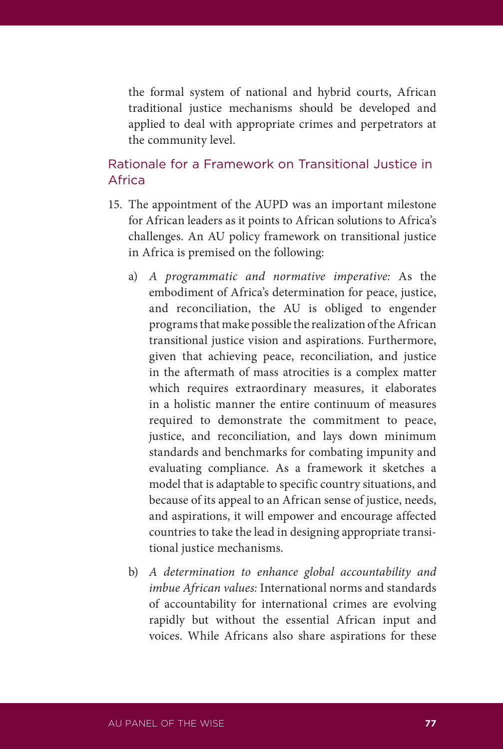the formal system of national and hybrid courts, African traditional justice mechanisms should be developed and applied to deal with appropriate crimes and perpetrators at the community level.

## Rationale for a Framework on Transitional Justice in Africa

15. The appointment of the AUPD was an important milestone for African leaders as it points to African solutions to Africa's challenges. An AU policy framework on transitional justice in Africa is premised on the following:

    a) *A programmatic and normative imperative:* As the embodiment of Africa's determination for peace, justice, and reconciliation, the AU is obliged to engender programs that make possible the realization of the African transitional justice vision and aspirations. Furthermore, given that achieving peace, reconciliation, and justice in the aftermath of mass atrocities is a complex matter which requires extraordinary measures, it elaborates in a holistic manner the entire continuum of measures required to demonstrate the commitment to peace, justice, and reconciliation, and lays down minimum standards and benchmarks for combating impunity and evaluating compliance. As a framework it sketches a model that is adaptable to specific country situations, and because of its appeal to an African sense of justice, needs, and aspirations, it will empower and encourage affected countries to take the lead in designing appropriate transitional justice mechanisms.

    b) *A determination to enhance global accountability and imbue African values:* International norms and standards of accountability for international crimes are evolving rapidly but without the essential African input and voices. While Africans also share aspirations for these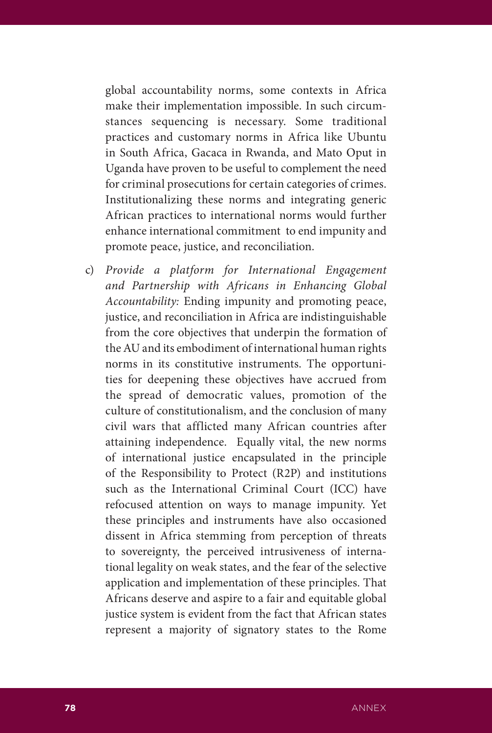global accountability norms, some contexts in Africa make their implementation impossible. In such circumstances sequencing is necessary. Some traditional practices and customary norms in Africa like Ubuntu in South Africa, Gacaca in Rwanda, and Mato Oput in Uganda have proven to be useful to complement the need for criminal prosecutions for certain categories of crimes. Institutionalizing these norms and integrating generic African practices to international norms would further enhance international commitment to end impunity and promote peace, justice, and reconciliation.

c) *Provide a platform for International Engagement and Partnership with Africans in Enhancing Global Accountability:* Ending impunity and promoting peace, justice, and reconciliation in Africa are indistinguishable from the core objectives that underpin the formation of the AU and its embodiment of international human rights norms in its constitutive instruments. The opportunities for deepening these objectives have accrued from the spread of democratic values, promotion of the culture of constitutionalism, and the conclusion of many civil wars that afflicted many African countries after attaining independence. Equally vital, the new norms of international justice encapsulated in the principle of the Responsibility to Protect (R2P) and institutions such as the International Criminal Court (ICC) have refocused attention on ways to manage impunity. Yet these principles and instruments have also occasioned dissent in Africa stemming from perception of threats to sovereignty, the perceived intrusiveness of international legality on weak states, and the fear of the selective application and implementation of these principles. That Africans deserve and aspire to a fair and equitable global justice system is evident from the fact that African states represent a majority of signatory states to the Rome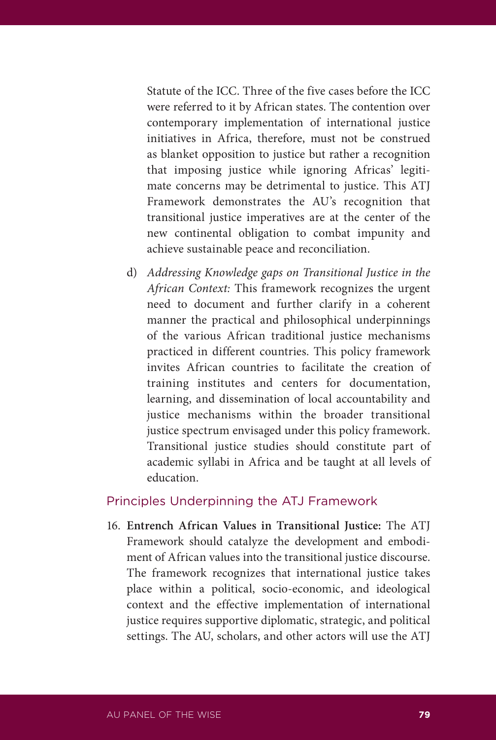Statute of the ICC. Three of the five cases before the ICC were referred to it by African states. The contention over contemporary implementation of international justice initiatives in Africa, therefore, must not be construed as blanket opposition to justice but rather a recognition that imposing justice while ignoring Africas' legitimate concerns may be detrimental to justice. This ATJ Framework demonstrates the AU's recognition that transitional justice imperatives are at the center of the new continental obligation to combat impunity and achieve sustainable peace and reconciliation.

d) *Addressing Knowledge gaps on Transitional Justice in the African Context:* This framework recognizes the urgent need to document and further clarify in a coherent manner the practical and philosophical underpinnings of the various African traditional justice mechanisms practiced in different countries. This policy framework invites African countries to facilitate the creation of training institutes and centers for documentation, learning, and dissemination of local accountability and justice mechanisms within the broader transitional justice spectrum envisaged under this policy framework. Transitional justice studies should constitute part of academic syllabi in Africa and be taught at all levels of education.

## Principles Underpinning the ATJ Framework

16. **Entrench African Values in Transitional Justice:** The ATJ Framework should catalyze the development and embodiment of African values into the transitional justice discourse. The framework recognizes that international justice takes place within a political, socio-economic, and ideological context and the effective implementation of international justice requires supportive diplomatic, strategic, and political settings. The AU, scholars, and other actors will use the ATJ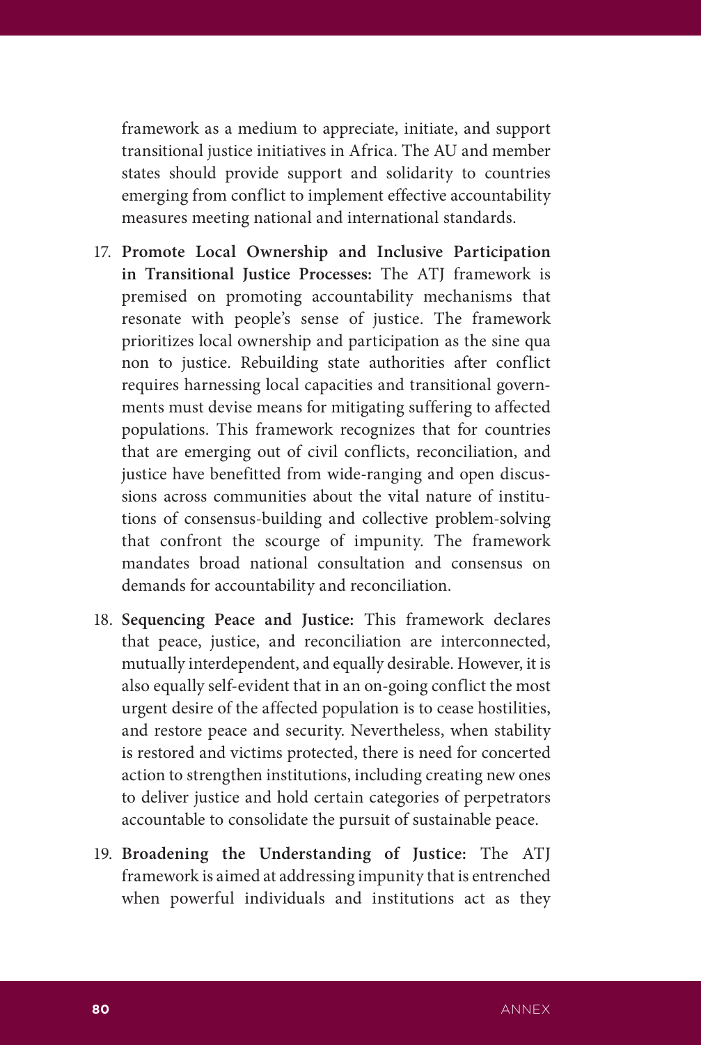framework as a medium to appreciate, initiate, and support transitional justice initiatives in Africa. The AU and member states should provide support and solidarity to countries emerging from conflict to implement effective accountability measures meeting national and international standards.

17. **Promote Local Ownership and Inclusive Participation in Transitional Justice Processes:** The ATJ framework is premised on promoting accountability mechanisms that resonate with people's sense of justice. The framework prioritizes local ownership and participation as the sine qua non to justice. Rebuilding state authorities after conflict requires harnessing local capacities and transitional governments must devise means for mitigating suffering to affected populations. This framework recognizes that for countries that are emerging out of civil conflicts, reconciliation, and justice have benefitted from wide-ranging and open discussions across communities about the vital nature of institutions of consensus-building and collective problem-solving that confront the scourge of impunity. The framework mandates broad national consultation and consensus on demands for accountability and reconciliation.

18. **Sequencing Peace and Justice:** This framework declares that peace, justice, and reconciliation are interconnected, mutually interdependent, and equally desirable. However, it is also equally self-evident that in an on-going conflict the most urgent desire of the affected population is to cease hostilities, and restore peace and security. Nevertheless, when stability is restored and victims protected, there is need for concerted action to strengthen institutions, including creating new ones to deliver justice and hold certain categories of perpetrators accountable to consolidate the pursuit of sustainable peace.

19. **Broadening the Understanding of Justice:** The ATJ framework is aimed at addressing impunity that is entrenched when powerful individuals and institutions act as they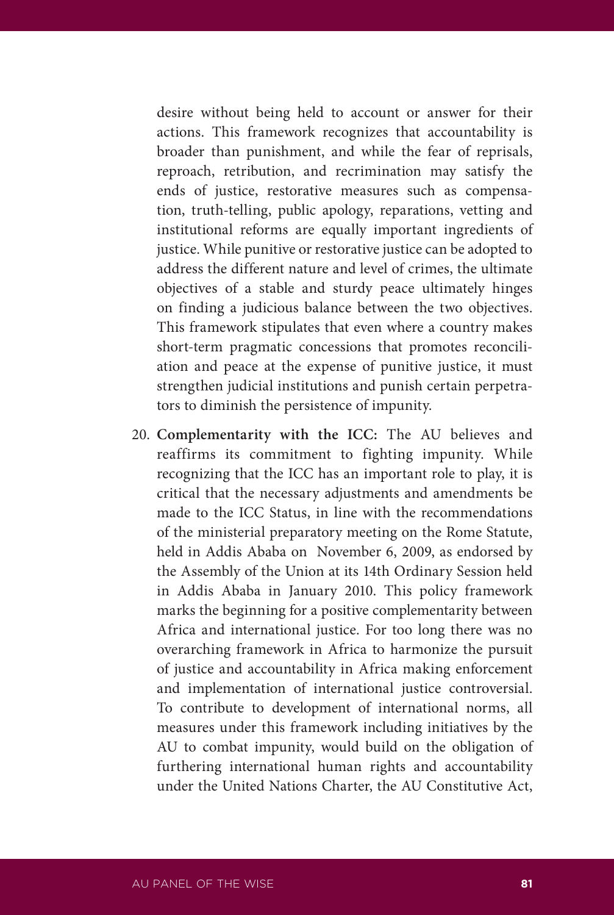desire without being held to account or answer for their actions. This framework recognizes that accountability is broader than punishment, and while the fear of reprisals, reproach, retribution, and recrimination may satisfy the ends of justice, restorative measures such as compensation, truth-telling, public apology, reparations, vetting and institutional reforms are equally important ingredients of justice. While punitive or restorative justice can be adopted to address the different nature and level of crimes, the ultimate objectives of a stable and sturdy peace ultimately hinges on finding a judicious balance between the two objectives. This framework stipulates that even where a country makes short-term pragmatic concessions that promotes reconciliation and peace at the expense of punitive justice, it must strengthen judicial institutions and punish certain perpetrators to diminish the persistence of impunity.

20. **Complementarity with the ICC:** The AU believes and reaffirms its commitment to fighting impunity. While recognizing that the ICC has an important role to play, it is critical that the necessary adjustments and amendments be made to the ICC Status, in line with the recommendations of the ministerial preparatory meeting on the Rome Statute, held in Addis Ababa on November 6, 2009, as endorsed by the Assembly of the Union at its 14th Ordinary Session held in Addis Ababa in January 2010. This policy framework marks the beginning for a positive complementarity between Africa and international justice. For too long there was no overarching framework in Africa to harmonize the pursuit of justice and accountability in Africa making enforcement and implementation of international justice controversial. To contribute to development of international norms, all measures under this framework including initiatives by the AU to combat impunity, would build on the obligation of furthering international human rights and accountability under the United Nations Charter, the AU Constitutive Act,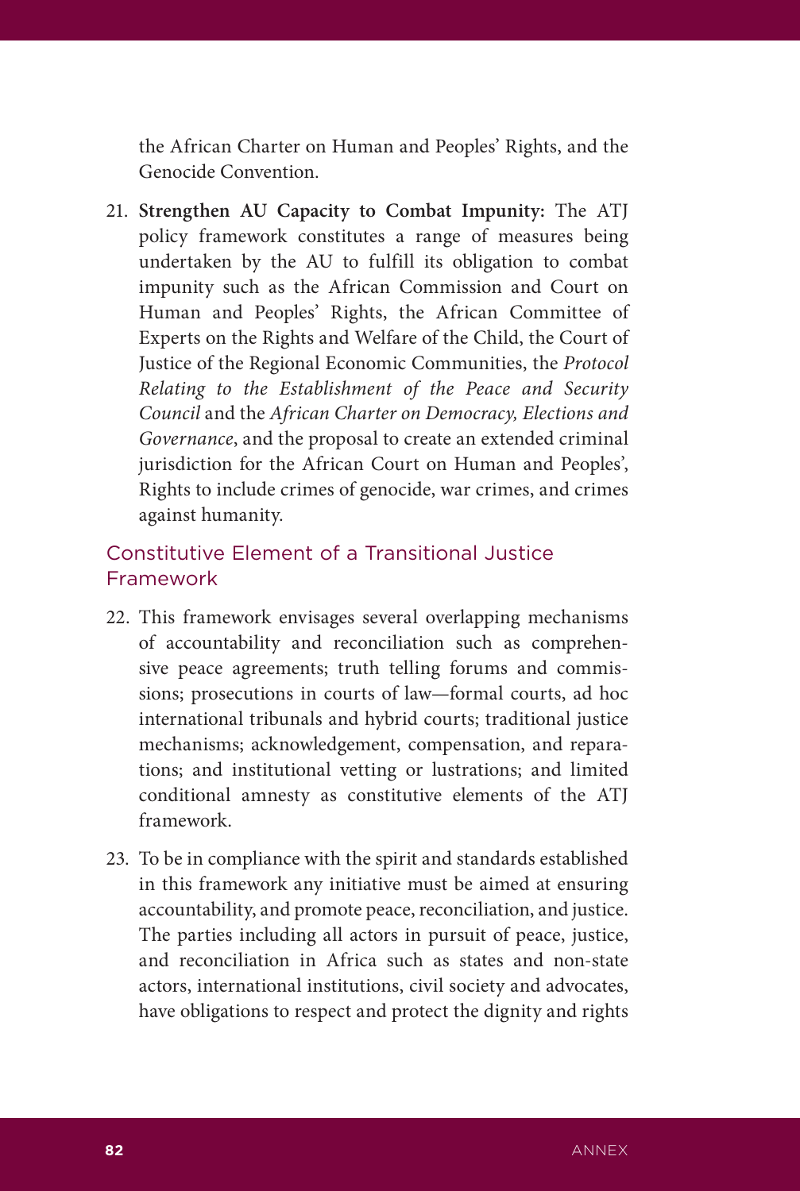the African Charter on Human and Peoples' Rights, and the Genocide Convention.

21. **Strengthen AU Capacity to Combat Impunity:** The ATJ policy framework constitutes a range of measures being undertaken by the AU to fulfill its obligation to combat impunity such as the African Commission and Court on Human and Peoples' Rights, the African Committee of Experts on the Rights and Welfare of the Child, the Court of Justice of the Regional Economic Communities, the *Protocol Relating to the Establishment of the Peace and Security Council* and the *African Charter on Democracy, Elections and Governance*, and the proposal to create an extended criminal jurisdiction for the African Court on Human and Peoples', Rights to include crimes of genocide, war crimes, and crimes against humanity.

## Constitutive Element of a Transitional Justice Framework

22. This framework envisages several overlapping mechanisms of accountability and reconciliation such as comprehensive peace agreements; truth telling forums and commissions; prosecutions in courts of law—formal courts, ad hoc international tribunals and hybrid courts; traditional justice mechanisms; acknowledgement, compensation, and reparations; and institutional vetting or lustrations; and limited conditional amnesty as constitutive elements of the ATJ framework.

23. To be in compliance with the spirit and standards established in this framework any initiative must be aimed at ensuring accountability, and promote peace, reconciliation, and justice. The parties including all actors in pursuit of peace, justice, and reconciliation in Africa such as states and non-state actors, international institutions, civil society and advocates, have obligations to respect and protect the dignity and rights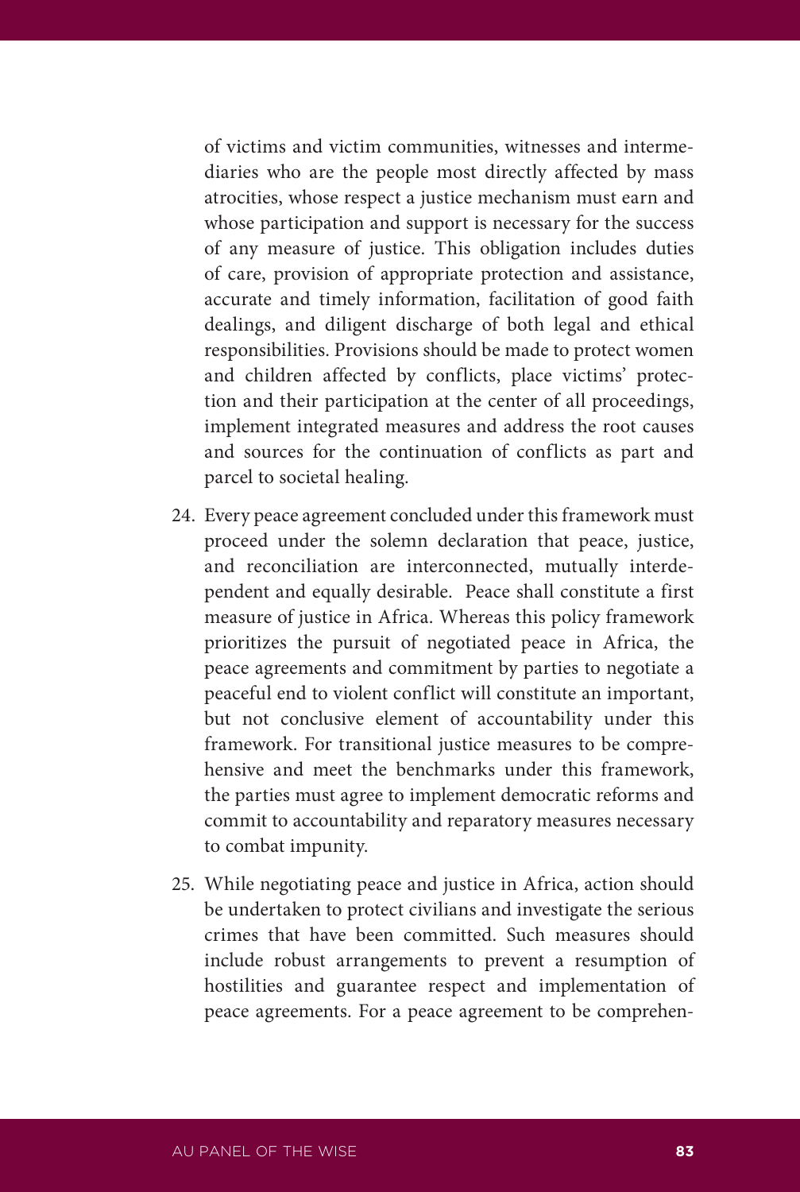of victims and victim communities, witnesses and intermediaries who are the people most directly affected by mass atrocities, whose respect a justice mechanism must earn and whose participation and support is necessary for the success of any measure of justice. This obligation includes duties of care, provision of appropriate protection and assistance, accurate and timely information, facilitation of good faith dealings, and diligent discharge of both legal and ethical responsibilities. Provisions should be made to protect women and children affected by conflicts, place victims' protection and their participation at the center of all proceedings, implement integrated measures and address the root causes and sources for the continuation of conflicts as part and parcel to societal healing.

24. Every peace agreement concluded under this framework must proceed under the solemn declaration that peace, justice, and reconciliation are interconnected, mutually interdependent and equally desirable. Peace shall constitute a first measure of justice in Africa. Whereas this policy framework prioritizes the pursuit of negotiated peace in Africa, the peace agreements and commitment by parties to negotiate a peaceful end to violent conflict will constitute an important, but not conclusive element of accountability under this framework. For transitional justice measures to be comprehensive and meet the benchmarks under this framework, the parties must agree to implement democratic reforms and commit to accountability and reparatory measures necessary to combat impunity.

25. While negotiating peace and justice in Africa, action should be undertaken to protect civilians and investigate the serious crimes that have been committed. Such measures should include robust arrangements to prevent a resumption of hostilities and guarantee respect and implementation of peace agreements. For a peace agreement to be comprehen-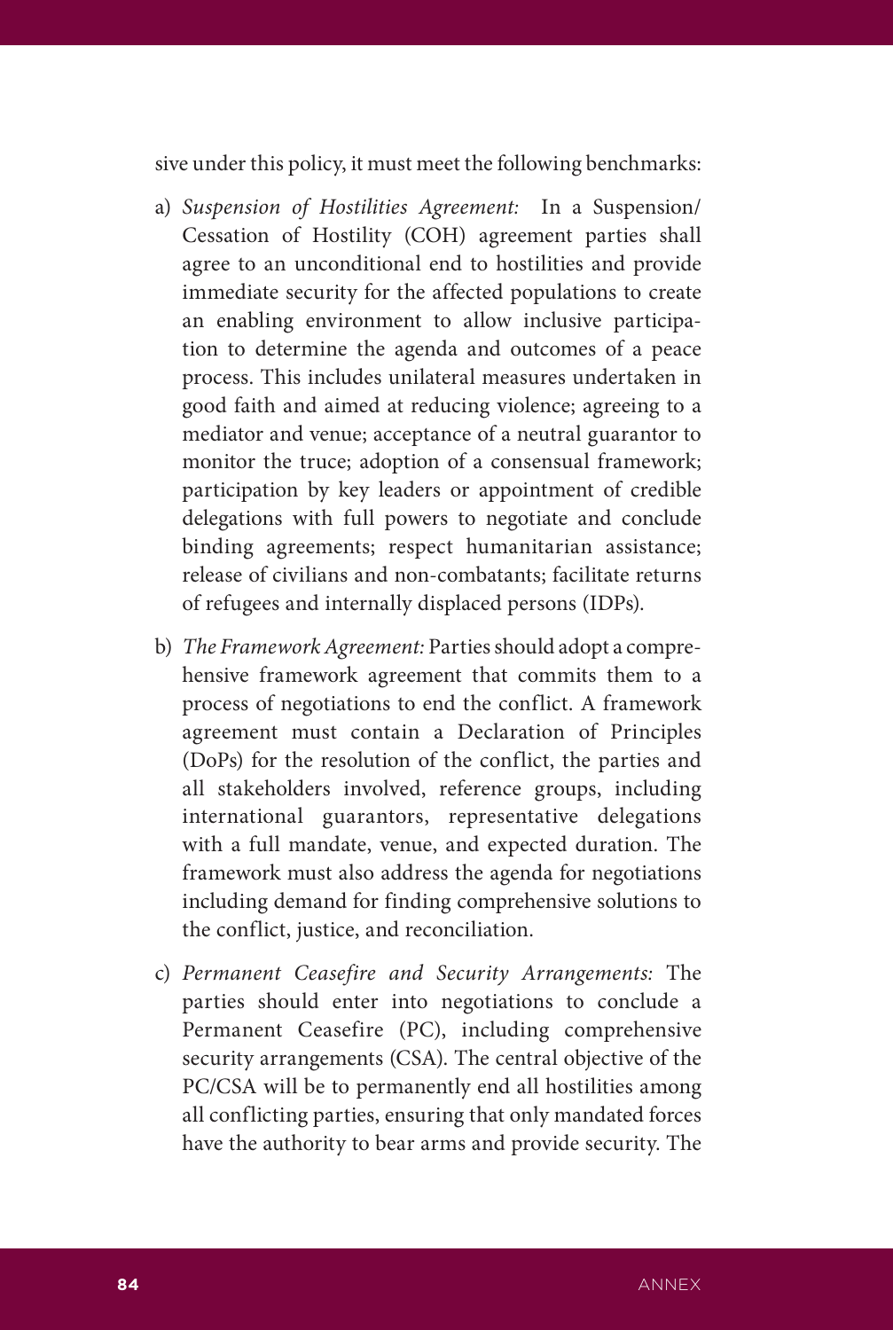sive under this policy, it must meet the following benchmarks:

a) *Suspension of Hostilities Agreement:* In a Suspension/ Cessation of Hostility (COH) agreement parties shall agree to an unconditional end to hostilities and provide immediate security for the affected populations to create an enabling environment to allow inclusive participation to determine the agenda and outcomes of a peace process. This includes unilateral measures undertaken in good faith and aimed at reducing violence; agreeing to a mediator and venue; acceptance of a neutral guarantor to monitor the truce; adoption of a consensual framework; participation by key leaders or appointment of credible delegations with full powers to negotiate and conclude binding agreements; respect humanitarian assistance; release of civilians and non-combatants; facilitate returns of refugees and internally displaced persons (IDPs).

b) *The Framework Agreement:* Parties should adopt a comprehensive framework agreement that commits them to a process of negotiations to end the conflict. A framework agreement must contain a Declaration of Principles (DoPs) for the resolution of the conflict, the parties and all stakeholders involved, reference groups, including international guarantors, representative delegations with a full mandate, venue, and expected duration. The framework must also address the agenda for negotiations including demand for finding comprehensive solutions to the conflict, justice, and reconciliation.

c) *Permanent Ceasefire and Security Arrangements:* The parties should enter into negotiations to conclude a Permanent Ceasefire (PC), including comprehensive security arrangements (CSA). The central objective of the PC/CSA will be to permanently end all hostilities among all conflicting parties, ensuring that only mandated forces have the authority to bear arms and provide security. The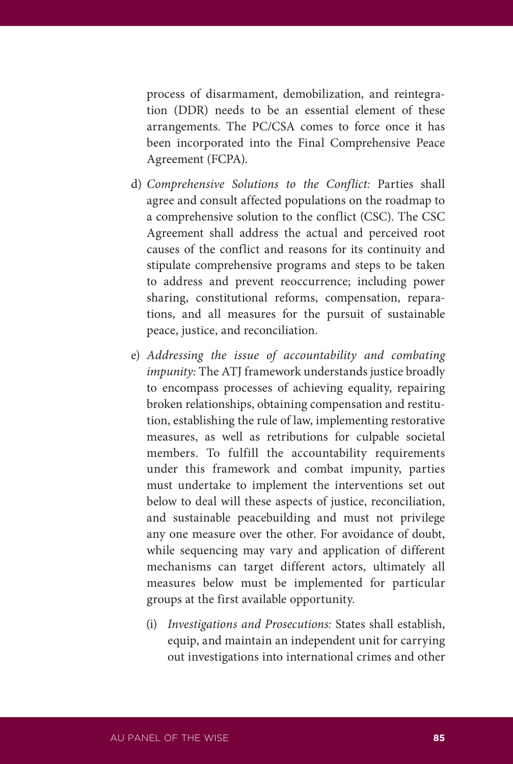process of disarmament, demobilization, and reintegration (DDR) needs to be an essential element of these arrangements. The PC/CSA comes to force once it has been incorporated into the Final Comprehensive Peace Agreement (FCPA).

d) *Comprehensive Solutions to the Conflict:* Parties shall agree and consult affected populations on the roadmap to a comprehensive solution to the conflict (CSC). The CSC Agreement shall address the actual and perceived root causes of the conflict and reasons for its continuity and stipulate comprehensive programs and steps to be taken to address and prevent reoccurrence; including power sharing, constitutional reforms, compensation, reparations, and all measures for the pursuit of sustainable peace, justice, and reconciliation.

e) *Addressing the issue of accountability and combating impunity:* The ATJ framework understands justice broadly to encompass processes of achieving equality, repairing broken relationships, obtaining compensation and restitution, establishing the rule of law, implementing restorative measures, as well as retributions for culpable societal members. To fulfill the accountability requirements under this framework and combat impunity, parties must undertake to implement the interventions set out below to deal will these aspects of justice, reconciliation, and sustainable peacebuilding and must not privilege any one measure over the other. For avoidance of doubt, while sequencing may vary and application of different mechanisms can target different actors, ultimately all measures below must be implemented for particular groups at the first available opportunity.

   (i) *Investigations and Prosecutions:* States shall establish, equip, and maintain an independent unit for carrying out investigations into international crimes and other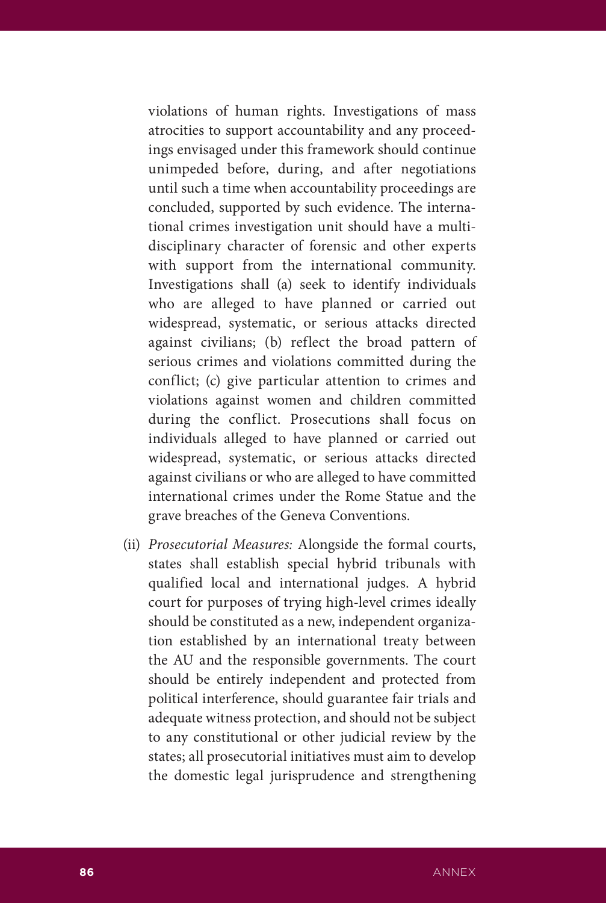violations of human rights. Investigations of mass atrocities to support accountability and any proceedings envisaged under this framework should continue unimpeded before, during, and after negotiations until such a time when accountability proceedings are concluded, supported by such evidence. The international crimes investigation unit should have a multidisciplinary character of forensic and other experts with support from the international community. Investigations shall (a) seek to identify individuals who are alleged to have planned or carried out widespread, systematic, or serious attacks directed against civilians; (b) reflect the broad pattern of serious crimes and violations committed during the conflict; (c) give particular attention to crimes and violations against women and children committed during the conflict. Prosecutions shall focus on individuals alleged to have planned or carried out widespread, systematic, or serious attacks directed against civilians or who are alleged to have committed international crimes under the Rome Statue and the grave breaches of the Geneva Conventions.

(ii) *Prosecutorial Measures:* Alongside the formal courts, states shall establish special hybrid tribunals with qualified local and international judges. A hybrid court for purposes of trying high-level crimes ideally should be constituted as a new, independent organization established by an international treaty between the AU and the responsible governments. The court should be entirely independent and protected from political interference, should guarantee fair trials and adequate witness protection, and should not be subject to any constitutional or other judicial review by the states; all prosecutorial initiatives must aim to develop the domestic legal jurisprudence and strengthening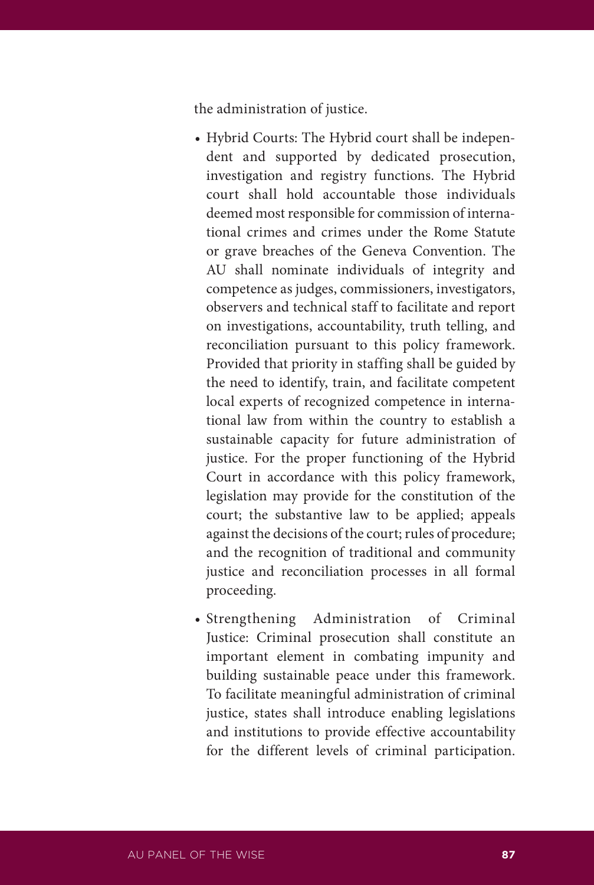the administration of justice.

- Hybrid Courts: The Hybrid court shall be independent and supported by dedicated prosecution, investigation and registry functions. The Hybrid court shall hold accountable those individuals deemed most responsible for commission of international crimes and crimes under the Rome Statute or grave breaches of the Geneva Convention. The AU shall nominate individuals of integrity and competence as judges, commissioners, investigators, observers and technical staff to facilitate and report on investigations, accountability, truth telling, and reconciliation pursuant to this policy framework. Provided that priority in staffing shall be guided by the need to identify, train, and facilitate competent local experts of recognized competence in international law from within the country to establish a sustainable capacity for future administration of justice. For the proper functioning of the Hybrid Court in accordance with this policy framework, legislation may provide for the constitution of the court; the substantive law to be applied; appeals against the decisions of the court; rules of procedure; and the recognition of traditional and community justice and reconciliation processes in all formal proceeding.

- Strengthening Administration of Criminal Justice: Criminal prosecution shall constitute an important element in combating impunity and building sustainable peace under this framework. To facilitate meaningful administration of criminal justice, states shall introduce enabling legislations and institutions to provide effective accountability for the different levels of criminal participation.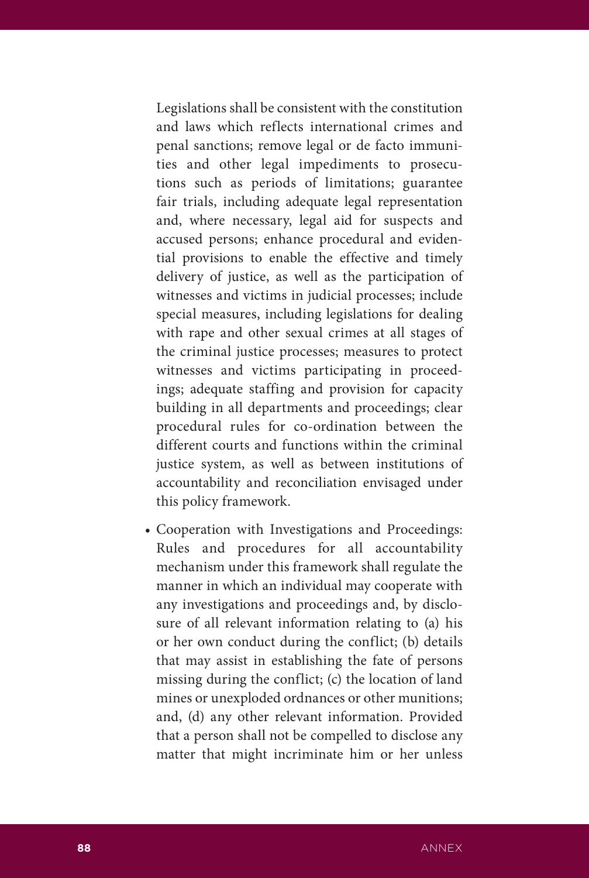Legislations shall be consistent with the constitution and laws which reflects international crimes and penal sanctions; remove legal or de facto immunities and other legal impediments to prosecutions such as periods of limitations; guarantee fair trials, including adequate legal representation and, where necessary, legal aid for suspects and accused persons; enhance procedural and evidential provisions to enable the effective and timely delivery of justice, as well as the participation of witnesses and victims in judicial processes; include special measures, including legislations for dealing with rape and other sexual crimes at all stages of the criminal justice processes; measures to protect witnesses and victims participating in proceedings; adequate staffing and provision for capacity building in all departments and proceedings; clear procedural rules for co-ordination between the different courts and functions within the criminal justice system, as well as between institutions of accountability and reconciliation envisaged under this policy framework.

- Cooperation with Investigations and Proceedings: Rules and procedures for all accountability mechanism under this framework shall regulate the manner in which an individual may cooperate with any investigations and proceedings and, by disclosure of all relevant information relating to (a) his or her own conduct during the conflict; (b) details that may assist in establishing the fate of persons missing during the conflict; (c) the location of land mines or unexploded ordnances or other munitions; and, (d) any other relevant information. Provided that a person shall not be compelled to disclose any matter that might incriminate him or her unless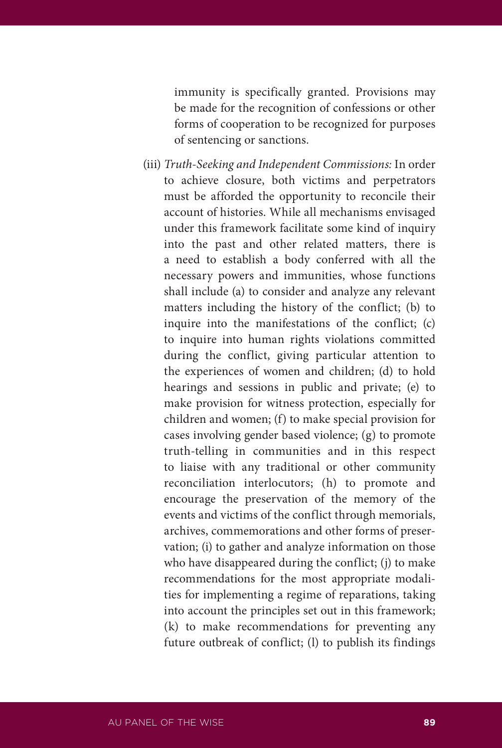immunity is specifically granted. Provisions may be made for the recognition of confessions or other forms of cooperation to be recognized for purposes of sentencing or sanctions.

(iii) *Truth-Seeking and Independent Commissions:* In order to achieve closure, both victims and perpetrators must be afforded the opportunity to reconcile their account of histories. While all mechanisms envisaged under this framework facilitate some kind of inquiry into the past and other related matters, there is a need to establish a body conferred with all the necessary powers and immunities, whose functions shall include (a) to consider and analyze any relevant matters including the history of the conflict; (b) to inquire into the manifestations of the conflict; (c) to inquire into human rights violations committed during the conflict, giving particular attention to the experiences of women and children; (d) to hold hearings and sessions in public and private; (e) to make provision for witness protection, especially for children and women; (f) to make special provision for cases involving gender based violence; (g) to promote truth-telling in communities and in this respect to liaise with any traditional or other community reconciliation interlocutors; (h) to promote and encourage the preservation of the memory of the events and victims of the conflict through memorials, archives, commemorations and other forms of preservation; (i) to gather and analyze information on those who have disappeared during the conflict; (j) to make recommendations for the most appropriate modalities for implementing a regime of reparations, taking into account the principles set out in this framework; (k) to make recommendations for preventing any future outbreak of conflict; (l) to publish its findings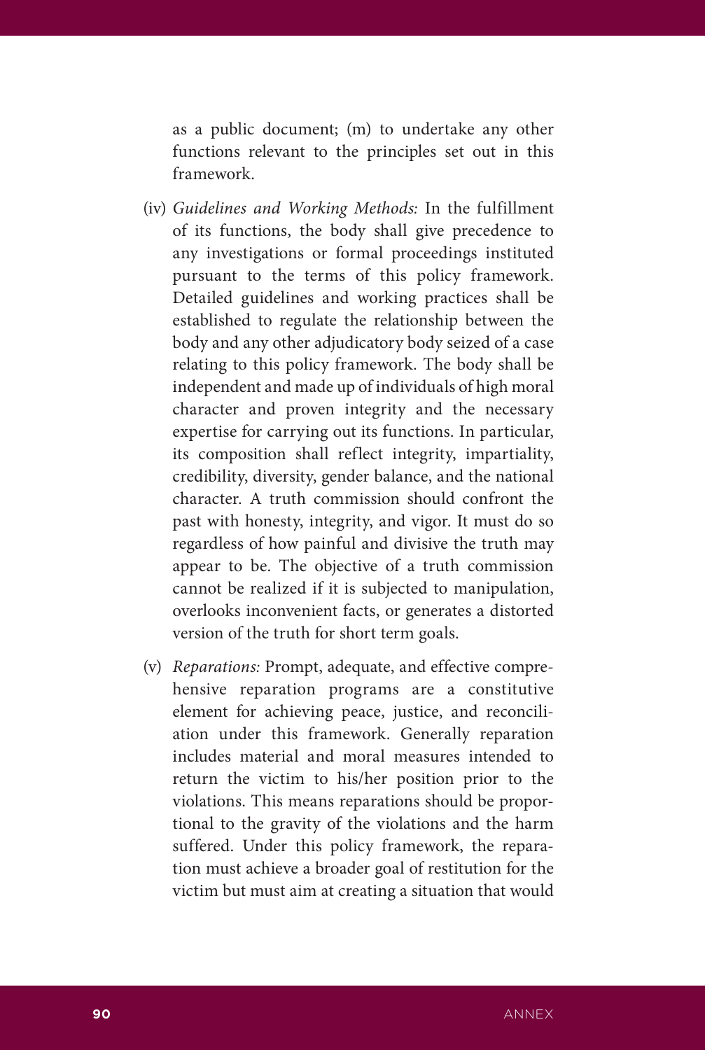as a public document; (m) to undertake any other functions relevant to the principles set out in this framework.

(iv) *Guidelines and Working Methods:* In the fulfillment of its functions, the body shall give precedence to any investigations or formal proceedings instituted pursuant to the terms of this policy framework. Detailed guidelines and working practices shall be established to regulate the relationship between the body and any other adjudicatory body seized of a case relating to this policy framework. The body shall be independent and made up of individuals of high moral character and proven integrity and the necessary expertise for carrying out its functions. In particular, its composition shall reflect integrity, impartiality, credibility, diversity, gender balance, and the national character. A truth commission should confront the past with honesty, integrity, and vigor. It must do so regardless of how painful and divisive the truth may appear to be. The objective of a truth commission cannot be realized if it is subjected to manipulation, overlooks inconvenient facts, or generates a distorted version of the truth for short term goals.

(v) *Reparations:* Prompt, adequate, and effective comprehensive reparation programs are a constitutive element for achieving peace, justice, and reconciliation under this framework. Generally reparation includes material and moral measures intended to return the victim to his/her position prior to the violations. This means reparations should be proportional to the gravity of the violations and the harm suffered. Under this policy framework, the reparation must achieve a broader goal of restitution for the victim but must aim at creating a situation that would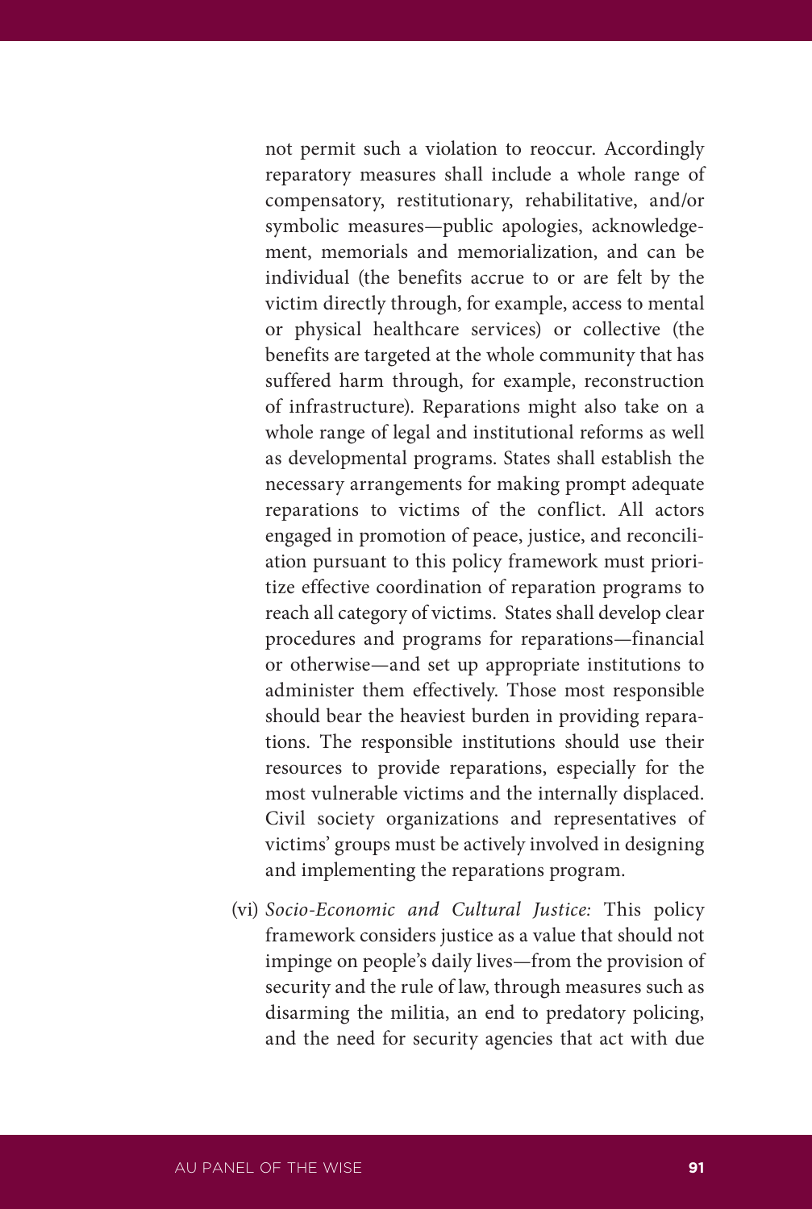not permit such a violation to reoccur. Accordingly reparatory measures shall include a whole range of compensatory, restitutionary, rehabilitative, and/or symbolic measures—public apologies, acknowledgement, memorials and memorialization, and can be individual (the benefits accrue to or are felt by the victim directly through, for example, access to mental or physical healthcare services) or collective (the benefits are targeted at the whole community that has suffered harm through, for example, reconstruction of infrastructure). Reparations might also take on a whole range of legal and institutional reforms as well as developmental programs. States shall establish the necessary arrangements for making prompt adequate reparations to victims of the conflict. All actors engaged in promotion of peace, justice, and reconciliation pursuant to this policy framework must prioritize effective coordination of reparation programs to reach all category of victims. States shall develop clear procedures and programs for reparations—financial or otherwise—and set up appropriate institutions to administer them effectively. Those most responsible should bear the heaviest burden in providing reparations. The responsible institutions should use their resources to provide reparations, especially for the most vulnerable victims and the internally displaced. Civil society organizations and representatives of victims' groups must be actively involved in designing and implementing the reparations program.

(vi) *Socio-Economic and Cultural Justice:* This policy framework considers justice as a value that should not impinge on people's daily lives—from the provision of security and the rule of law, through measures such as disarming the militia, an end to predatory policing, and the need for security agencies that act with due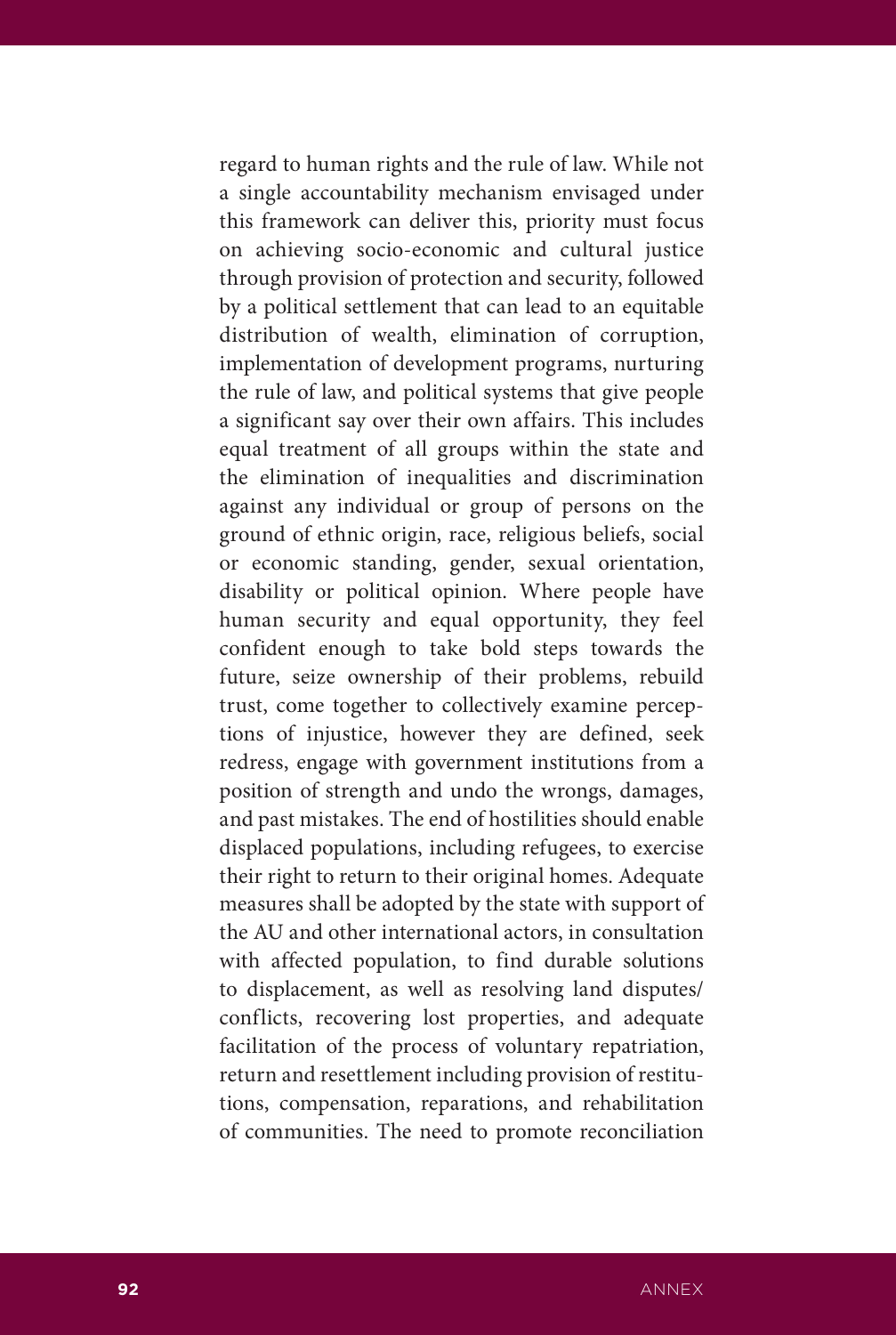regard to human rights and the rule of law. While not a single accountability mechanism envisaged under this framework can deliver this, priority must focus on achieving socio-economic and cultural justice through provision of protection and security, followed by a political settlement that can lead to an equitable distribution of wealth, elimination of corruption, implementation of development programs, nurturing the rule of law, and political systems that give people a significant say over their own affairs. This includes equal treatment of all groups within the state and the elimination of inequalities and discrimination against any individual or group of persons on the ground of ethnic origin, race, religious beliefs, social or economic standing, gender, sexual orientation, disability or political opinion. Where people have human security and equal opportunity, they feel confident enough to take bold steps towards the future, seize ownership of their problems, rebuild trust, come together to collectively examine perceptions of injustice, however they are defined, seek redress, engage with government institutions from a position of strength and undo the wrongs, damages, and past mistakes. The end of hostilities should enable displaced populations, including refugees, to exercise their right to return to their original homes. Adequate measures shall be adopted by the state with support of the AU and other international actors, in consultation with affected population, to find durable solutions to displacement, as well as resolving land disputes/conflicts, recovering lost properties, and adequate facilitation of the process of voluntary repatriation, return and resettlement including provision of restitutions, compensation, reparations, and rehabilitation of communities. The need to promote reconciliation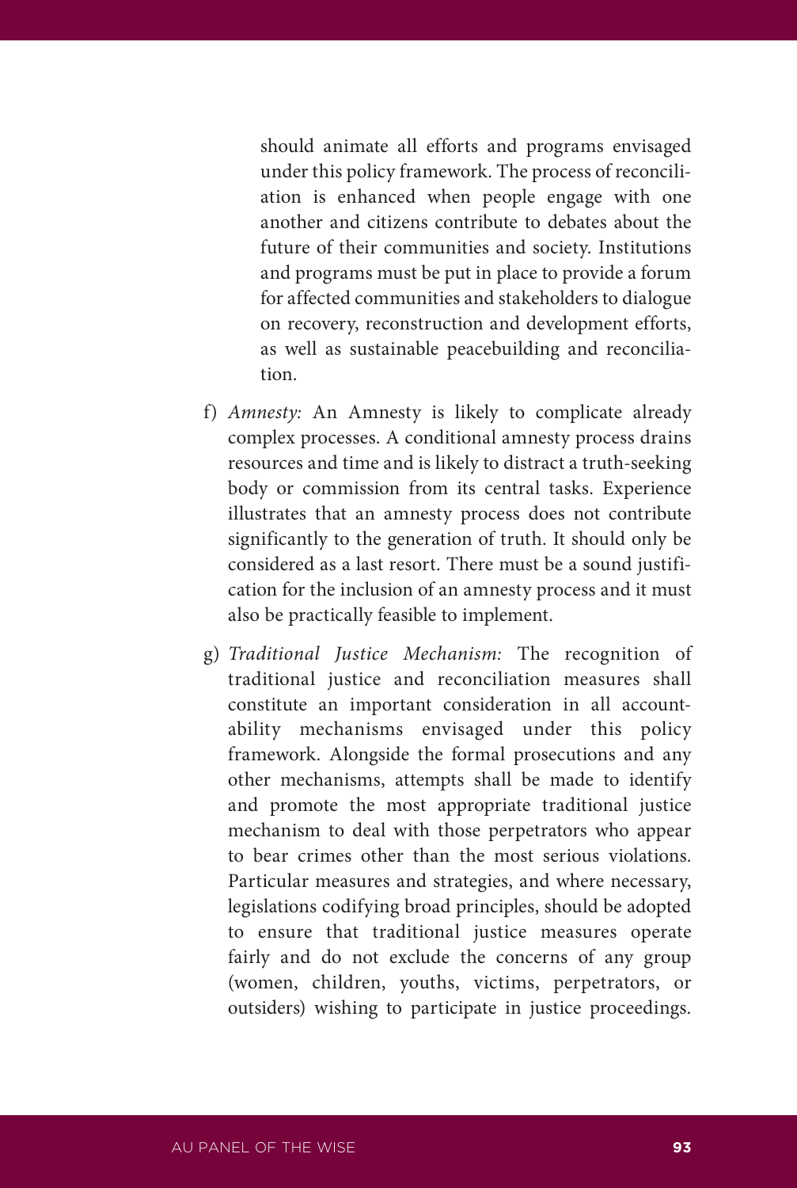should animate all efforts and programs envisaged under this policy framework. The process of reconciliation is enhanced when people engage with one another and citizens contribute to debates about the future of their communities and society. Institutions and programs must be put in place to provide a forum for affected communities and stakeholders to dialogue on recovery, reconstruction and development efforts, as well as sustainable peacebuilding and reconciliation.

f) *Amnesty:* An Amnesty is likely to complicate already complex processes. A conditional amnesty process drains resources and time and is likely to distract a truth-seeking body or commission from its central tasks. Experience illustrates that an amnesty process does not contribute significantly to the generation of truth. It should only be considered as a last resort. There must be a sound justification for the inclusion of an amnesty process and it must also be practically feasible to implement.

g) *Traditional Justice Mechanism:* The recognition of traditional justice and reconciliation measures shall constitute an important consideration in all accountability mechanisms envisaged under this policy framework. Alongside the formal prosecutions and any other mechanisms, attempts shall be made to identify and promote the most appropriate traditional justice mechanism to deal with those perpetrators who appear to bear crimes other than the most serious violations. Particular measures and strategies, and where necessary, legislations codifying broad principles, should be adopted to ensure that traditional justice measures operate fairly and do not exclude the concerns of any group (women, children, youths, victims, perpetrators, or outsiders) wishing to participate in justice proceedings.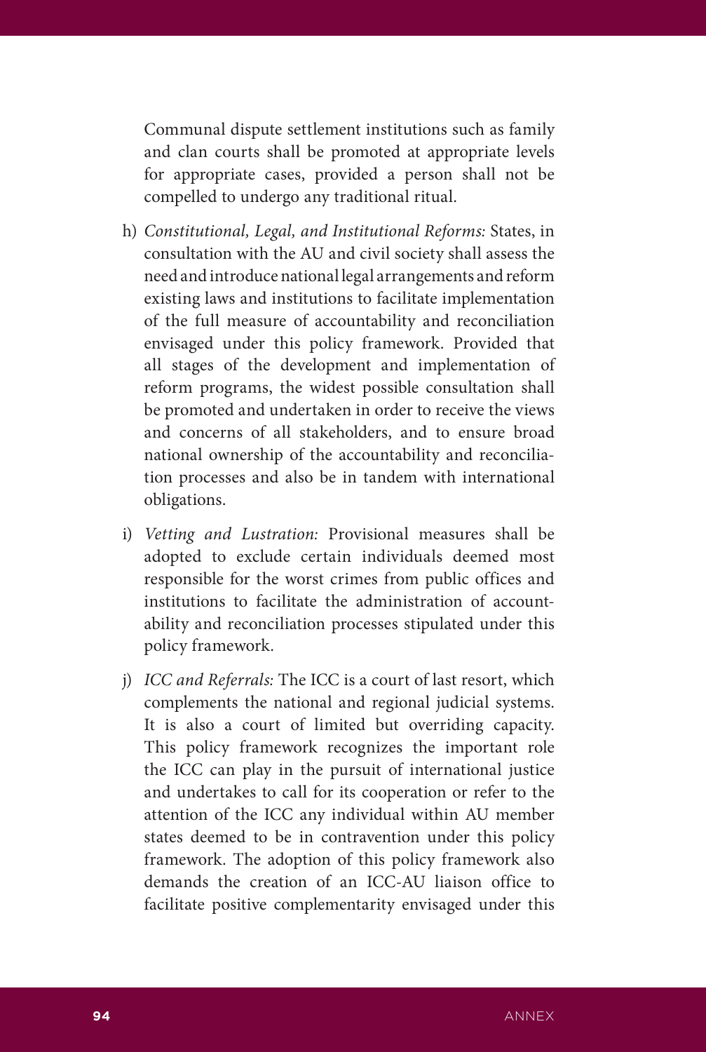Communal dispute settlement institutions such as family and clan courts shall be promoted at appropriate levels for appropriate cases, provided a person shall not be compelled to undergo any traditional ritual.

h) *Constitutional, Legal, and Institutional Reforms:* States, in consultation with the AU and civil society shall assess the need and introduce national legal arrangements and reform existing laws and institutions to facilitate implementation of the full measure of accountability and reconciliation envisaged under this policy framework. Provided that all stages of the development and implementation of reform programs, the widest possible consultation shall be promoted and undertaken in order to receive the views and concerns of all stakeholders, and to ensure broad national ownership of the accountability and reconciliation processes and also be in tandem with international obligations.

i) *Vetting and Lustration:* Provisional measures shall be adopted to exclude certain individuals deemed most responsible for the worst crimes from public offices and institutions to facilitate the administration of accountability and reconciliation processes stipulated under this policy framework.

j) *ICC and Referrals:* The ICC is a court of last resort, which complements the national and regional judicial systems. It is also a court of limited but overriding capacity. This policy framework recognizes the important role the ICC can play in the pursuit of international justice and undertakes to call for its cooperation or refer to the attention of the ICC any individual within AU member states deemed to be in contravention under this policy framework. The adoption of this policy framework also demands the creation of an ICC-AU liaison office to facilitate positive complementarity envisaged under this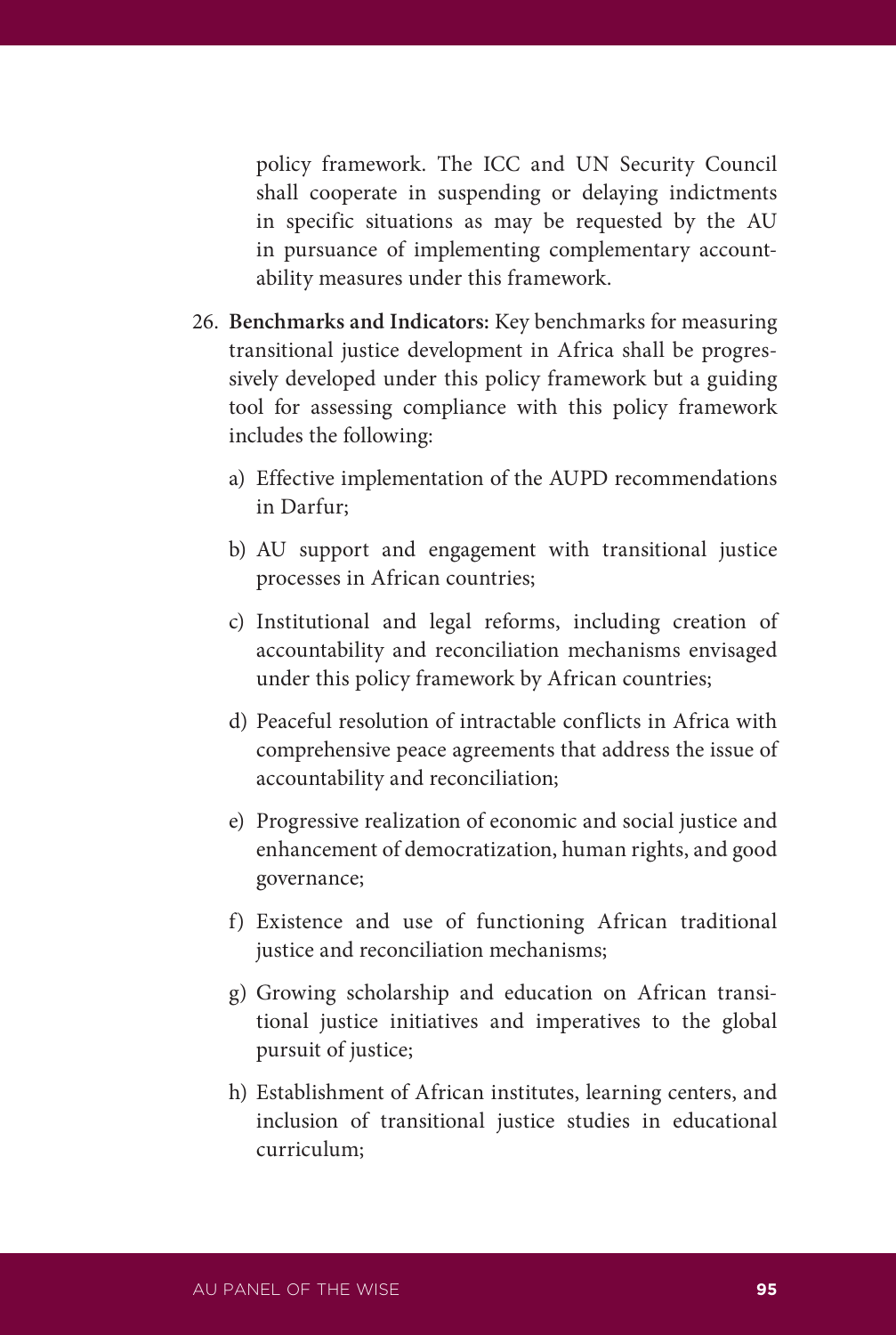policy framework. The ICC and UN Security Council shall cooperate in suspending or delaying indictments in specific situations as may be requested by the AU in pursuance of implementing complementary accountability measures under this framework.

26. **Benchmarks and Indicators:** Key benchmarks for measuring transitional justice development in Africa shall be progressively developed under this policy framework but a guiding tool for assessing compliance with this policy framework includes the following:

    a) Effective implementation of the AUPD recommendations in Darfur;

    b) AU support and engagement with transitional justice processes in African countries;

    c) Institutional and legal reforms, including creation of accountability and reconciliation mechanisms envisaged under this policy framework by African countries;

    d) Peaceful resolution of intractable conflicts in Africa with comprehensive peace agreements that address the issue of accountability and reconciliation;

    e) Progressive realization of economic and social justice and enhancement of democratization, human rights, and good governance;

    f) Existence and use of functioning African traditional justice and reconciliation mechanisms;

    g) Growing scholarship and education on African transitional justice initiatives and imperatives to the global pursuit of justice;

    h) Establishment of African institutes, learning centers, and inclusion of transitional justice studies in educational curriculum;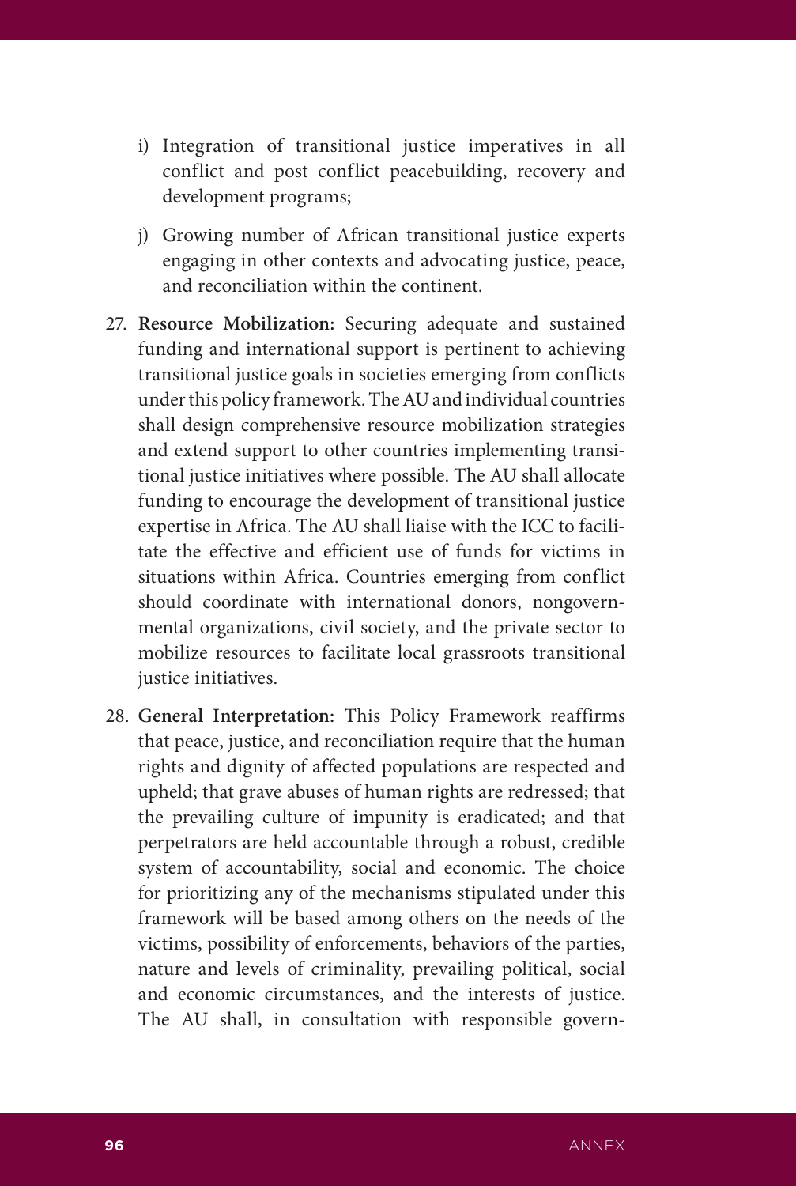i) Integration of transitional justice imperatives in all conflict and post conflict peacebuilding, recovery and development programs;

j) Growing number of African transitional justice experts engaging in other contexts and advocating justice, peace, and reconciliation within the continent.

27. **Resource Mobilization:** Securing adequate and sustained funding and international support is pertinent to achieving transitional justice goals in societies emerging from conflicts under this policy framework. The AU and individual countries shall design comprehensive resource mobilization strategies and extend support to other countries implementing transitional justice initiatives where possible. The AU shall allocate funding to encourage the development of transitional justice expertise in Africa. The AU shall liaise with the ICC to facilitate the effective and efficient use of funds for victims in situations within Africa. Countries emerging from conflict should coordinate with international donors, nongovernmental organizations, civil society, and the private sector to mobilize resources to facilitate local grassroots transitional justice initiatives.

28. **General Interpretation:** This Policy Framework reaffirms that peace, justice, and reconciliation require that the human rights and dignity of affected populations are respected and upheld; that grave abuses of human rights are redressed; that the prevailing culture of impunity is eradicated; and that perpetrators are held accountable through a robust, credible system of accountability, social and economic. The choice for prioritizing any of the mechanisms stipulated under this framework will be based among others on the needs of the victims, possibility of enforcements, behaviors of the parties, nature and levels of criminality, prevailing political, social and economic circumstances, and the interests of justice. The AU shall, in consultation with responsible govern-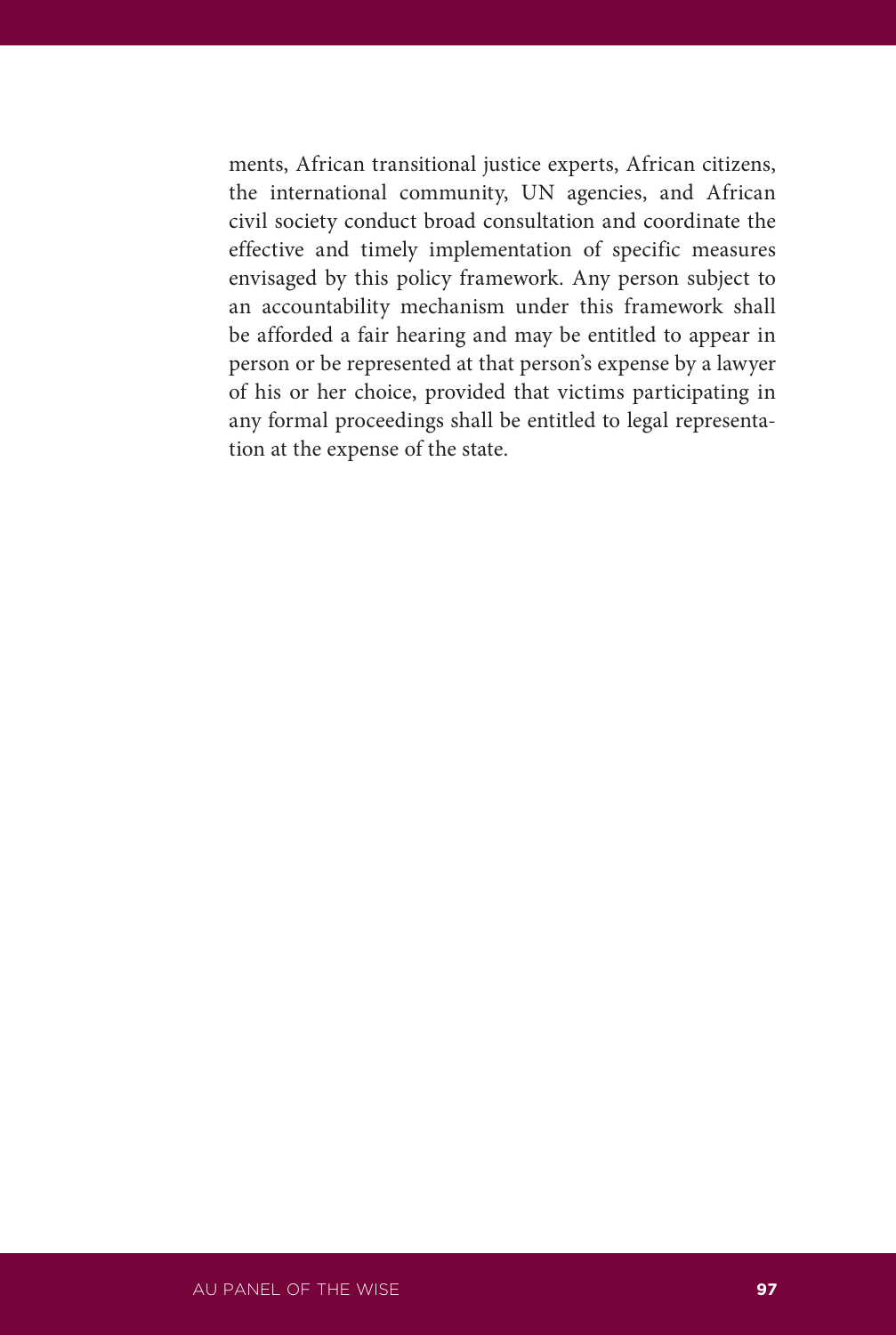ments, African transitional justice experts, African citizens, the international community, UN agencies, and African civil society conduct broad consultation and coordinate the effective and timely implementation of specific measures envisaged by this policy framework. Any person subject to an accountability mechanism under this framework shall be afforded a fair hearing and may be entitled to appear in person or be represented at that person's expense by a lawyer of his or her choice, provided that victims participating in any formal proceedings shall be entitled to legal representation at the expense of the state.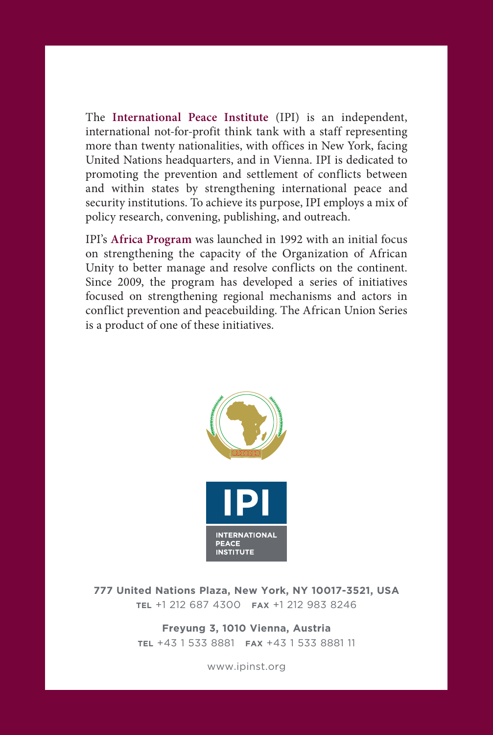The **International Peace Institute** (IPI) is an independent, international not-for-profit think tank with a staff representing more than twenty nationalities, with offices in New York, facing United Nations headquarters, and in Vienna. IPI is dedicated to promoting the prevention and settlement of conflicts between and within states by strengthening international peace and security institutions. To achieve its purpose, IPI employs a mix of policy research, convening, publishing, and outreach.

IPI's **Africa Program** was launched in 1992 with an initial focus on strengthening the capacity of the Organization of African Unity to better manage and resolve conflicts on the continent. Since 2009, the program has developed a series of initiatives focused on strengthening regional mechanisms and actors in conflict prevention and peacebuilding. The African Union Series is a product of one of these initiatives.

IPI

INTERNATIONAL
PEACE
INSTITUTE

**777 United Nations Plaza, New York, NY 10017-3521, USA**
TEL +1 212 687 4300 FAX +1 212 983 8246

**Freyung 3, 1010 Vienna, Austria**
TEL +43 1 533 8881 FAX +43 1 533 8881 11

www.ipinst.org